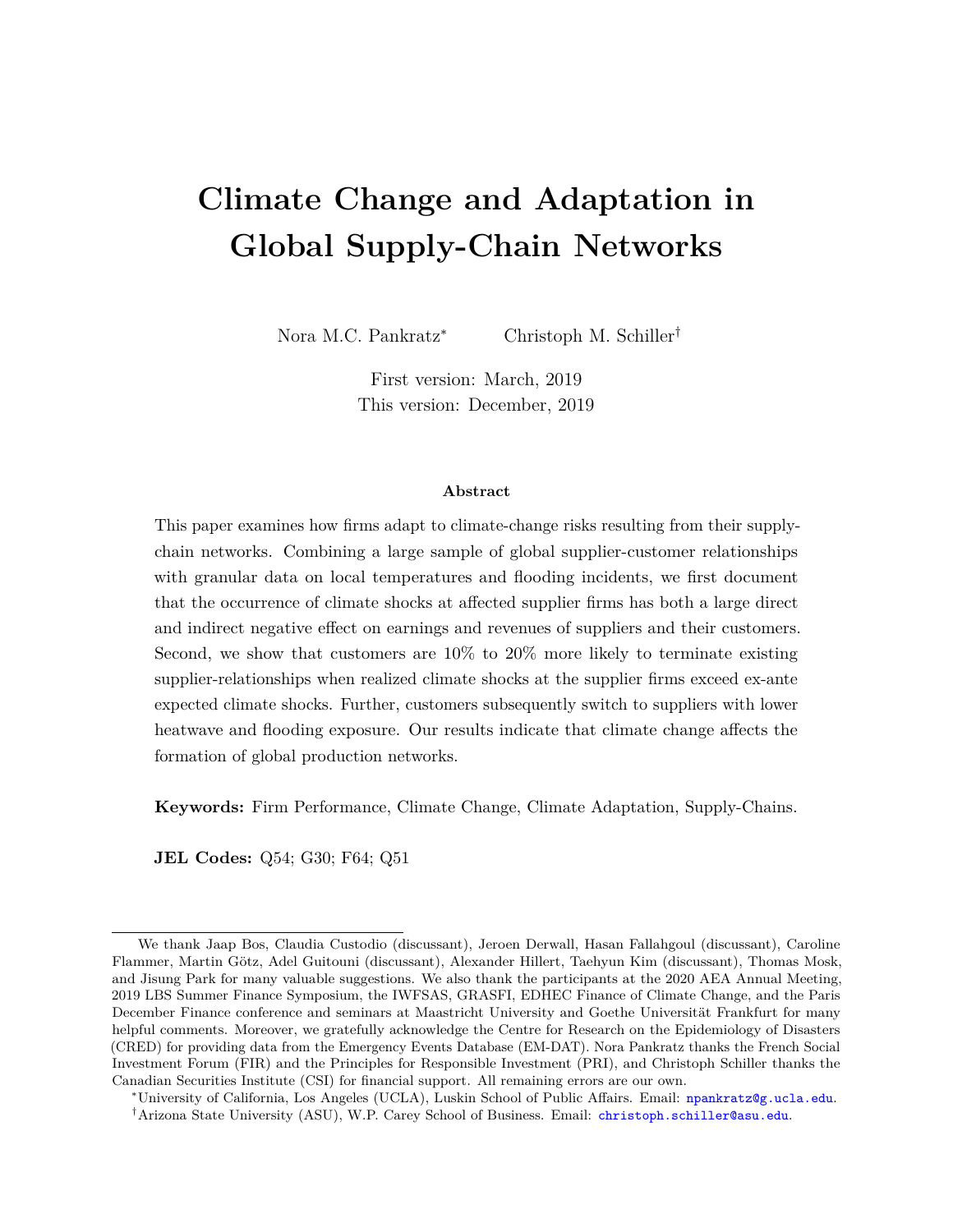# Climate Change and Adaptation in Global Supply-Chain Networks

Nora M.C. Pankratz[*] Christoph M. Schiller[†]

First version: March, 2019

This version: December, 2019

**Abstract**

This paper examines how firms adapt to climate-change risks resulting from their supply-chain networks. Combining a large sample of global supplier-customer relationships with granular data on local temperatures and flooding incidents, we first document that the occurrence of climate shocks at affected supplier firms has both a large direct and indirect negative effect on earnings and revenues of suppliers and their customers. Second, we show that customers are 10% to 20% more likely to terminate existing supplier-relationships when realized climate shocks at the supplier firms exceed ex-ante expected climate shocks. Further, customers subsequently switch to suppliers with lower heatwave and flooding exposure. Our results indicate that climate change affects the formation of global production networks.

**Keywords:** Firm Performance, Climate Change, Climate Adaptation, Supply-Chains.

**JEL Codes:** Q54; G30; F64; Q51

---

We thank Jaap Bos, Claudia Custodio (discussant), Jeroen Derwall, Hasan Fallahgoul (discussant), Caroline Flammer, Martin Götz, Adel Guitouni (discussant), Alexander Hillert, Taehyun Kim (discussant), Thomas Mosk, and Jisung Park for many valuable suggestions. We also thank the participants at the 2020 AEA Annual Meeting, 2019 LBS Summer Finance Symposium, the IWFSAS, GRASFI, EDHEC Finance of Climate Change, and the Paris December Finance conference and seminars at Maastricht University and Goethe Universität Frankfurt for many helpful comments. Moreover, we gratefully acknowledge the Centre for Research on the Epidemiology of Disasters (CRED) for providing data from the Emergency Events Database (EM-DAT). Nora Pankratz thanks the French Social Investment Forum (FIR) and the Principles for Responsible Investment (PRI), and Christoph Schiller thanks the Canadian Securities Institute (CSI) for financial support. All remaining errors are our own.

[*] University of California, Los Angeles (UCLA), Luskin School of Public Affairs. Email: npankratz@g.ucla.edu.

[†] Arizona State University (ASU), W.P. Carey School of Business. Email: christoph.schiller@asu.edu.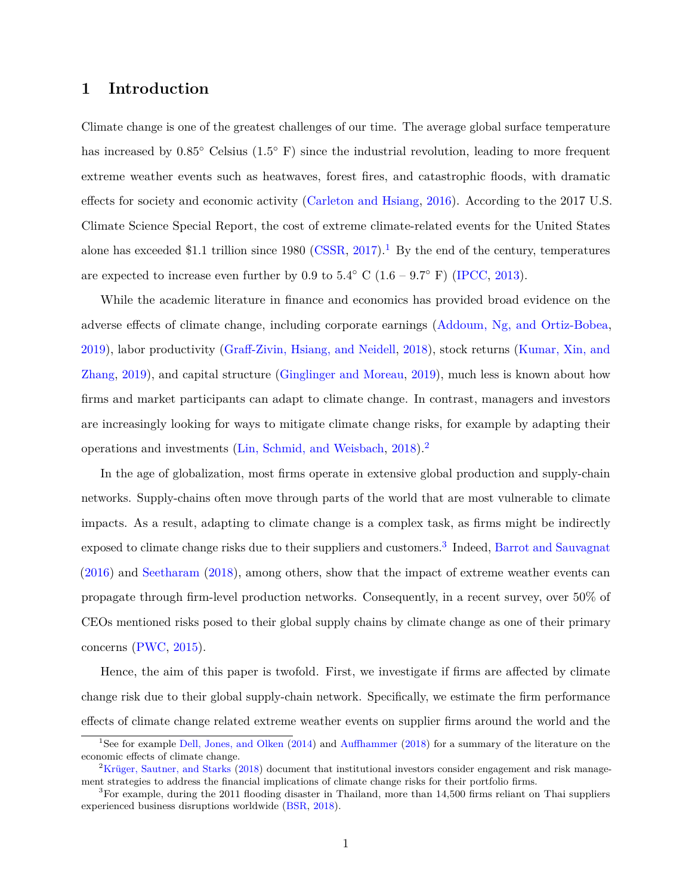# 1 Introduction

Climate change is one of the greatest challenges of our time. The average global surface temperature has increased by 0.85° Celsius (1.5° F) since the industrial revolution, leading to more frequent extreme weather events such as heatwaves, forest fires, and catastrophic floods, with dramatic effects for society and economic activity (Carleton and Hsiang, 2016). According to the 2017 U.S. Climate Science Special Report, the cost of extreme climate-related events for the United States alone has exceeded $1.1 trillion since 1980 (CSSR, 2017).[1] By the end of the century, temperatures are expected to increase even further by 0.9 to 5.4° C (1.6 – 9.7° F) (IPCC, 2013).

While the academic literature in finance and economics has provided broad evidence on the adverse effects of climate change, including corporate earnings (Addoum, Ng, and Ortiz-Bobea, 2019), labor productivity (Graff-Zivin, Hsiang, and Neidell, 2018), stock returns (Kumar, Xin, and Zhang, 2019), and capital structure (Ginglinger and Moreau, 2019), much less is known about how firms and market participants can adapt to climate change. In contrast, managers and investors are increasingly looking for ways to mitigate climate change risks, for example by adapting their operations and investments (Lin, Schmid, and Weisbach, 2018).[2]

In the age of globalization, most firms operate in extensive global production and supply-chain networks. Supply-chains often move through parts of the world that are most vulnerable to climate impacts. As a result, adapting to climate change is a complex task, as firms might be indirectly exposed to climate change risks due to their suppliers and customers.[3] Indeed, Barrot and Sauvagnat (2016) and Seetharam (2018), among others, show that the impact of extreme weather events can propagate through firm-level production networks. Consequently, in a recent survey, over 50% of CEOs mentioned risks posed to their global supply chains by climate change as one of their primary concerns (PWC, 2015).

Hence, the aim of this paper is twofold. First, we investigate if firms are affected by climate change risk due to their global supply-chain network. Specifically, we estimate the firm performance effects of climate change related extreme weather events on supplier firms around the world and the

---

[1] See for example Dell, Jones, and Olken (2014) and Auffhammer (2018) for a summary of the literature on the economic effects of climate change.

[2] Krüger, Sautner, and Starks (2018) document that institutional investors consider engagement and risk management strategies to address the financial implications of climate change risks for their portfolio firms.

[3] For example, during the 2011 flooding disaster in Thailand, more than 14,500 firms reliant on Thai suppliers experienced business disruptions worldwide (BSR, 2018).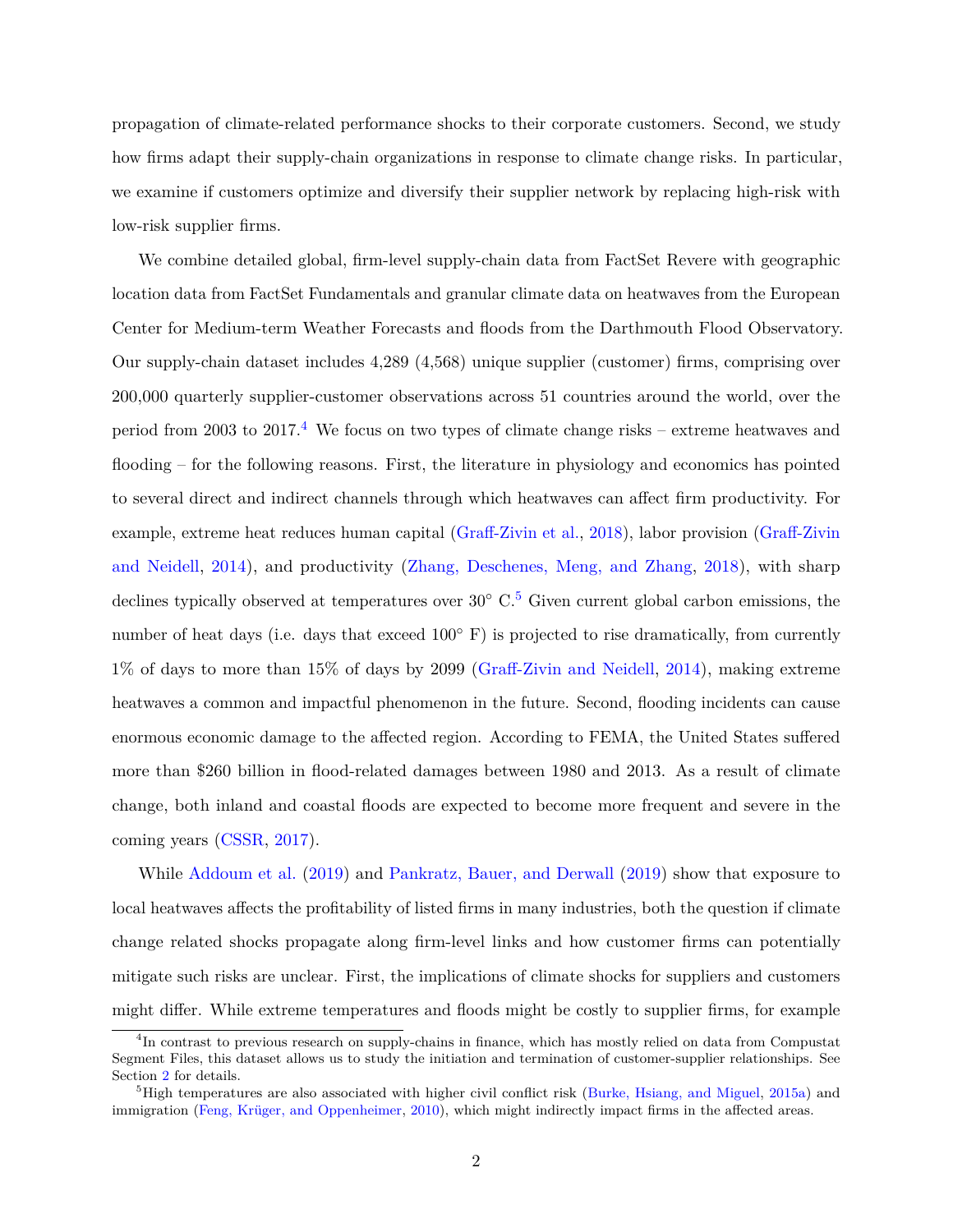propagation of climate-related performance shocks to their corporate customers. Second, we study how firms adapt their supply-chain organizations in response to climate change risks. In particular, we examine if customers optimize and diversify their supplier network by replacing high-risk with low-risk supplier firms.

We combine detailed global, firm-level supply-chain data from FactSet Revere with geographic location data from FactSet Fundamentals and granular climate data on heatwaves from the European Center for Medium-term Weather Forecasts and floods from the Darthmouth Flood Observatory. Our supply-chain dataset includes 4,289 (4,568) unique supplier (customer) firms, comprising over 200,000 quarterly supplier-customer observations across 51 countries around the world, over the period from 2003 to 2017.[4] We focus on two types of climate change risks – extreme heatwaves and flooding – for the following reasons. First, the literature in physiology and economics has pointed to several direct and indirect channels through which heatwaves can affect firm productivity. For example, extreme heat reduces human capital (Graff-Zivin et al., 2018), labor provision (Graff-Zivin and Neidell, 2014), and productivity (Zhang, Deschenes, Meng, and Zhang, 2018), with sharp declines typically observed at temperatures over 30° C.[5] Given current global carbon emissions, the number of heat days (i.e. days that exceed 100° F) is projected to rise dramatically, from currently 1% of days to more than 15% of days by 2099 (Graff-Zivin and Neidell, 2014), making extreme heatwaves a common and impactful phenomenon in the future. Second, flooding incidents can cause enormous economic damage to the affected region. According to FEMA, the United States suffered more than $260 billion in flood-related damages between 1980 and 2013. As a result of climate change, both inland and coastal floods are expected to become more frequent and severe in the coming years (CSSR, 2017).

While Addoum et al. (2019) and Pankratz, Bauer, and Derwall (2019) show that exposure to local heatwaves affects the profitability of listed firms in many industries, both the question if climate change related shocks propagate along firm-level links and how customer firms can potentially mitigate such risks are unclear. First, the implications of climate shocks for suppliers and customers might differ. While extreme temperatures and floods might be costly to supplier firms, for example

[4]In contrast to previous research on supply-chains in finance, which has mostly relied on data from Compustat Segment Files, this dataset allows us to study the initiation and termination of customer-supplier relationships. See Section 2 for details.

[5]High temperatures are also associated with higher civil conflict risk (Burke, Hsiang, and Miguel, 2015a) and immigration (Feng, Krüger, and Oppenheimer, 2010), which might indirectly impact firms in the affected areas.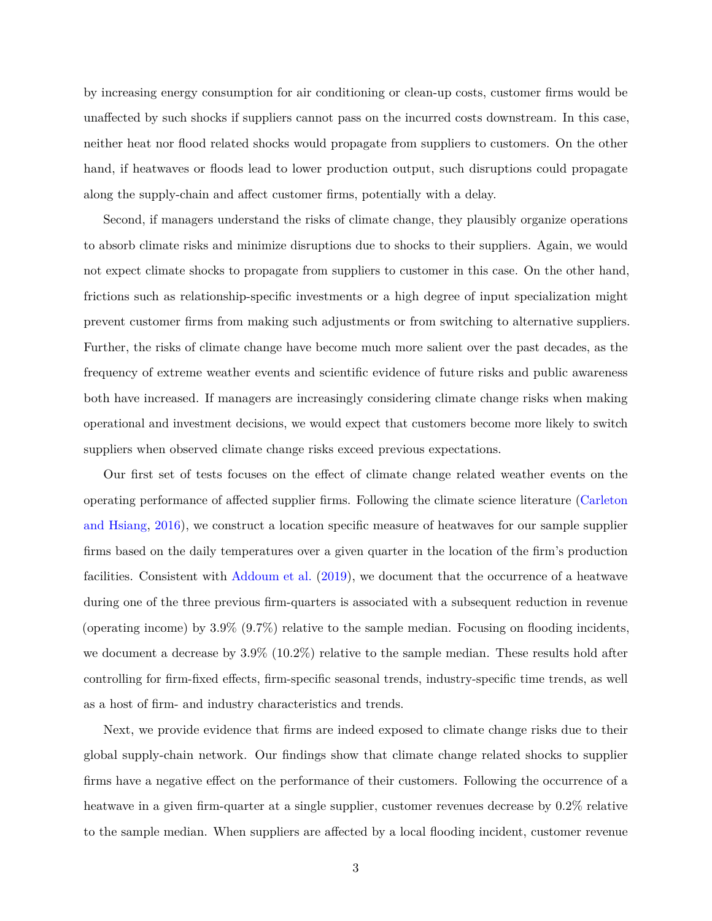by increasing energy consumption for air conditioning or clean-up costs, customer firms would be unaffected by such shocks if suppliers cannot pass on the incurred costs downstream. In this case, neither heat nor flood related shocks would propagate from suppliers to customers. On the other hand, if heatwaves or floods lead to lower production output, such disruptions could propagate along the supply-chain and affect customer firms, potentially with a delay.

Second, if managers understand the risks of climate change, they plausibly organize operations to absorb climate risks and minimize disruptions due to shocks to their suppliers. Again, we would not expect climate shocks to propagate from suppliers to customer in this case. On the other hand, frictions such as relationship-specific investments or a high degree of input specialization might prevent customer firms from making such adjustments or from switching to alternative suppliers. Further, the risks of climate change have become much more salient over the past decades, as the frequency of extreme weather events and scientific evidence of future risks and public awareness both have increased. If managers are increasingly considering climate change risks when making operational and investment decisions, we would expect that customers become more likely to switch suppliers when observed climate change risks exceed previous expectations.

Our first set of tests focuses on the effect of climate change related weather events on the operating performance of affected supplier firms. Following the climate science literature (Carleton and Hsiang, 2016), we construct a location specific measure of heatwaves for our sample supplier firms based on the daily temperatures over a given quarter in the location of the firm's production facilities. Consistent with Addoum et al. (2019), we document that the occurrence of a heatwave during one of the three previous firm-quarters is associated with a subsequent reduction in revenue (operating income) by 3.9% (9.7%) relative to the sample median. Focusing on flooding incidents, we document a decrease by 3.9% (10.2%) relative to the sample median. These results hold after controlling for firm-fixed effects, firm-specific seasonal trends, industry-specific time trends, as well as a host of firm- and industry characteristics and trends.

Next, we provide evidence that firms are indeed exposed to climate change risks due to their global supply-chain network. Our findings show that climate change related shocks to supplier firms have a negative effect on the performance of their customers. Following the occurrence of a heatwave in a given firm-quarter at a single supplier, customer revenues decrease by 0.2% relative to the sample median. When suppliers are affected by a local flooding incident, customer revenue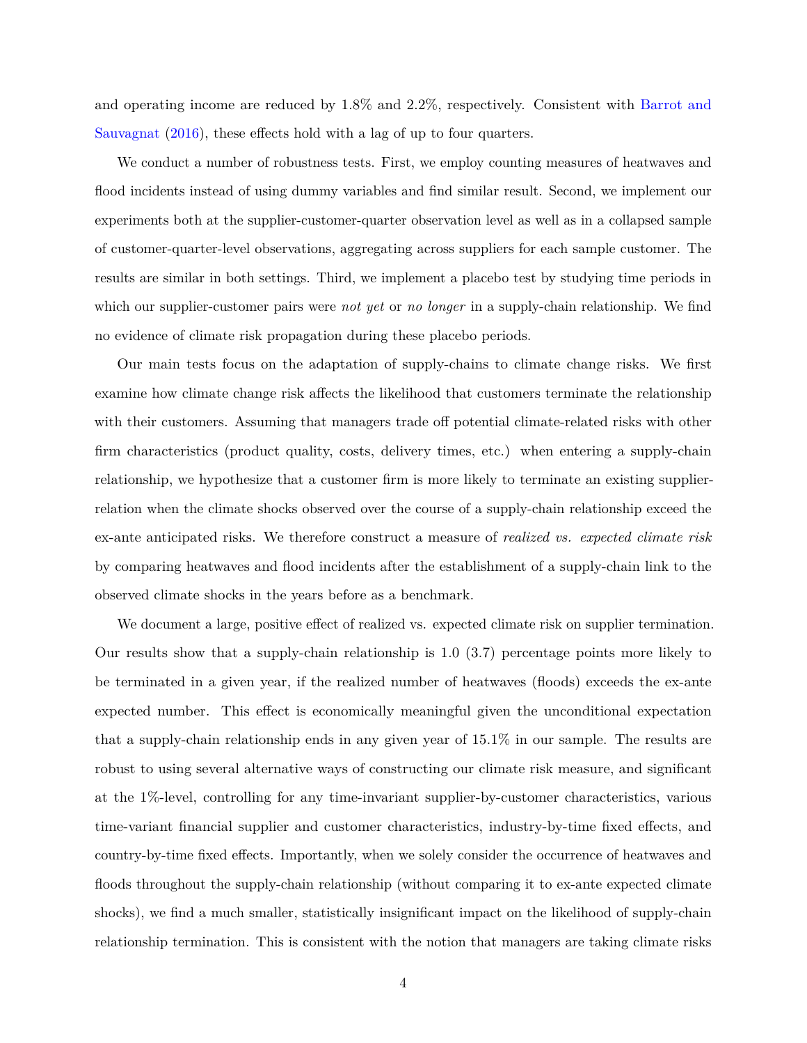and operating income are reduced by 1.8% and 2.2%, respectively. Consistent with Barrot and Sauvagnat (2016), these effects hold with a lag of up to four quarters.

We conduct a number of robustness tests. First, we employ counting measures of heatwaves and flood incidents instead of using dummy variables and find similar result. Second, we implement our experiments both at the supplier-customer-quarter observation level as well as in a collapsed sample of customer-quarter-level observations, aggregating across suppliers for each sample customer. The results are similar in both settings. Third, we implement a placebo test by studying time periods in which our supplier-customer pairs were *not yet* or *no longer* in a supply-chain relationship. We find no evidence of climate risk propagation during these placebo periods.

Our main tests focus on the adaptation of supply-chains to climate change risks. We first examine how climate change risk affects the likelihood that customers terminate the relationship with their customers. Assuming that managers trade off potential climate-related risks with other firm characteristics (product quality, costs, delivery times, etc.) when entering a supply-chain relationship, we hypothesize that a customer firm is more likely to terminate an existing supplier-relation when the climate shocks observed over the course of a supply-chain relationship exceed the ex-ante anticipated risks. We therefore construct a measure of *realized vs. expected climate risk* by comparing heatwaves and flood incidents after the establishment of a supply-chain link to the observed climate shocks in the years before as a benchmark.

We document a large, positive effect of realized vs. expected climate risk on supplier termination. Our results show that a supply-chain relationship is 1.0 (3.7) percentage points more likely to be terminated in a given year, if the realized number of heatwaves (floods) exceeds the ex-ante expected number. This effect is economically meaningful given the unconditional expectation that a supply-chain relationship ends in any given year of 15.1% in our sample. The results are robust to using several alternative ways of constructing our climate risk measure, and significant at the 1%-level, controlling for any time-invariant supplier-by-customer characteristics, various time-variant financial supplier and customer characteristics, industry-by-time fixed effects, and country-by-time fixed effects. Importantly, when we solely consider the occurrence of heatwaves and floods throughout the supply-chain relationship (without comparing it to ex-ante expected climate shocks), we find a much smaller, statistically insignificant impact on the likelihood of supply-chain relationship termination. This is consistent with the notion that managers are taking climate risks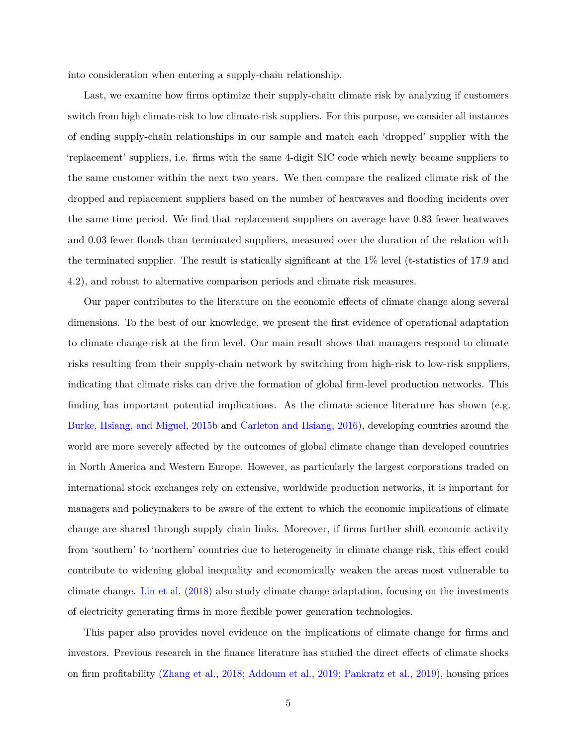into consideration when entering a supply-chain relationship.

Last, we examine how firms optimize their supply-chain climate risk by analyzing if customers switch from high climate-risk to low climate-risk suppliers. For this purpose, we consider all instances of ending supply-chain relationships in our sample and match each 'dropped' supplier with the 'replacement' suppliers, i.e. firms with the same 4-digit SIC code which newly became suppliers to the same customer within the next two years. We then compare the realized climate risk of the dropped and replacement suppliers based on the number of heatwaves and flooding incidents over the same time period. We find that replacement suppliers on average have 0.83 fewer heatwaves and 0.03 fewer floods than terminated suppliers, measured over the duration of the relation with the terminated supplier. The result is statically significant at the 1% level (t-statistics of 17.9 and 4.2), and robust to alternative comparison periods and climate risk measures.

Our paper contributes to the literature on the economic effects of climate change along several dimensions. To the best of our knowledge, we present the first evidence of operational adaptation to climate change-risk at the firm level. Our main result shows that managers respond to climate risks resulting from their supply-chain network by switching from high-risk to low-risk suppliers, indicating that climate risks can drive the formation of global firm-level production networks. This finding has important potential implications. As the climate science literature has shown (e.g. Burke, Hsiang, and Miguel, 2015b and Carleton and Hsiang, 2016), developing countries around the world are more severely affected by the outcomes of global climate change than developed countries in North America and Western Europe. However, as particularly the largest corporations traded on international stock exchanges rely on extensive, worldwide production networks, it is important for managers and policymakers to be aware of the extent to which the economic implications of climate change are shared through supply chain links. Moreover, if firms further shift economic activity from 'southern' to 'northern' countries due to heterogeneity in climate change risk, this effect could contribute to widening global inequality and economically weaken the areas most vulnerable to climate change. Lin et al. (2018) also study climate change adaptation, focusing on the investments of electricity generating firms in more flexible power generation technologies.

This paper also provides novel evidence on the implications of climate change for firms and investors. Previous research in the finance literature has studied the direct effects of climate shocks on firm profitability (Zhang et al., 2018; Addoum et al., 2019; Pankratz et al., 2019), housing prices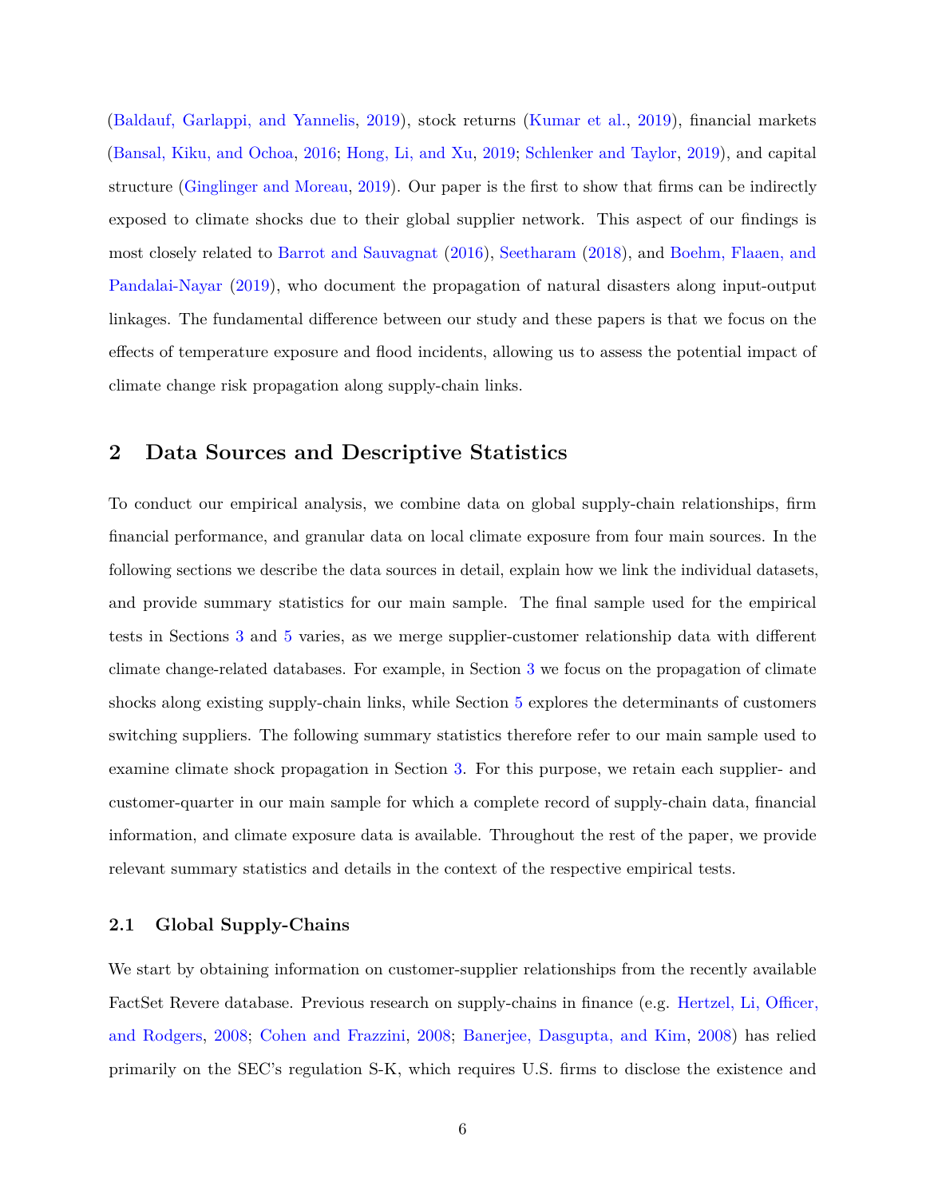(Baldauf, Garlappi, and Yannelis, 2019), stock returns (Kumar et al., 2019), financial markets (Bansal, Kiku, and Ochoa, 2016; Hong, Li, and Xu, 2019; Schlenker and Taylor, 2019), and capital structure (Ginglinger and Moreau, 2019). Our paper is the first to show that firms can be indirectly exposed to climate shocks due to their global supplier network. This aspect of our findings is most closely related to Barrot and Sauvagnat (2016), Seetharam (2018), and Boehm, Flaaen, and Pandalai-Nayar (2019), who document the propagation of natural disasters along input-output linkages. The fundamental difference between our study and these papers is that we focus on the effects of temperature exposure and flood incidents, allowing us to assess the potential impact of climate change risk propagation along supply-chain links.

## 2 Data Sources and Descriptive Statistics

To conduct our empirical analysis, we combine data on global supply-chain relationships, firm financial performance, and granular data on local climate exposure from four main sources. In the following sections we describe the data sources in detail, explain how we link the individual datasets, and provide summary statistics for our main sample. The final sample used for the empirical tests in Sections 3 and 5 varies, as we merge supplier-customer relationship data with different climate change-related databases. For example, in Section 3 we focus on the propagation of climate shocks along existing supply-chain links, while Section 5 explores the determinants of customers switching suppliers. The following summary statistics therefore refer to our main sample used to examine climate shock propagation in Section 3. For this purpose, we retain each supplier- and customer-quarter in our main sample for which a complete record of supply-chain data, financial information, and climate exposure data is available. Throughout the rest of the paper, we provide relevant summary statistics and details in the context of the respective empirical tests.

### 2.1 Global Supply-Chains

We start by obtaining information on customer-supplier relationships from the recently available FactSet Revere database. Previous research on supply-chains in finance (e.g. Hertzel, Li, Officer, and Rodgers, 2008; Cohen and Frazzini, 2008; Banerjee, Dasgupta, and Kim, 2008) has relied primarily on the SEC's regulation S-K, which requires U.S. firms to disclose the existence and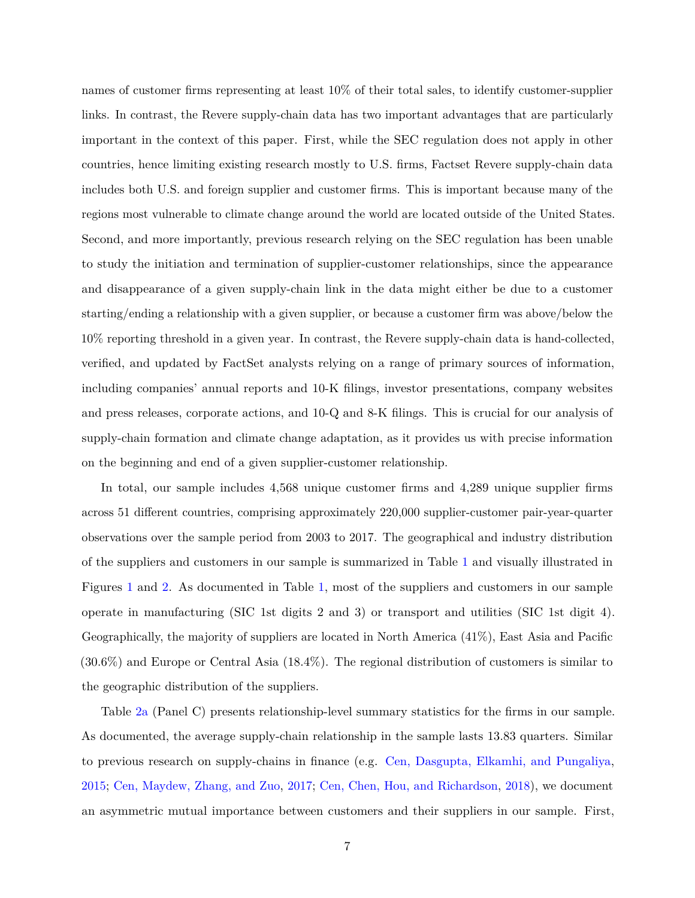names of customer firms representing at least 10% of their total sales, to identify customer-supplier links. In contrast, the Revere supply-chain data has two important advantages that are particularly important in the context of this paper. First, while the SEC regulation does not apply in other countries, hence limiting existing research mostly to U.S. firms, Factset Revere supply-chain data includes both U.S. and foreign supplier and customer firms. This is important because many of the regions most vulnerable to climate change around the world are located outside of the United States. Second, and more importantly, previous research relying on the SEC regulation has been unable to study the initiation and termination of supplier-customer relationships, since the appearance and disappearance of a given supply-chain link in the data might either be due to a customer starting/ending a relationship with a given supplier, or because a customer firm was above/below the 10% reporting threshold in a given year. In contrast, the Revere supply-chain data is hand-collected, verified, and updated by FactSet analysts relying on a range of primary sources of information, including companies' annual reports and 10-K filings, investor presentations, company websites and press releases, corporate actions, and 10-Q and 8-K filings. This is crucial for our analysis of supply-chain formation and climate change adaptation, as it provides us with precise information on the beginning and end of a given supplier-customer relationship.

In total, our sample includes 4,568 unique customer firms and 4,289 unique supplier firms across 51 different countries, comprising approximately 220,000 supplier-customer pair-year-quarter observations over the sample period from 2003 to 2017. The geographical and industry distribution of the suppliers and customers in our sample is summarized in Table 1 and visually illustrated in Figures 1 and 2. As documented in Table 1, most of the suppliers and customers in our sample operate in manufacturing (SIC 1st digits 2 and 3) or transport and utilities (SIC 1st digit 4). Geographically, the majority of suppliers are located in North America (41%), East Asia and Pacific (30.6%) and Europe or Central Asia (18.4%). The regional distribution of customers is similar to the geographic distribution of the suppliers.

Table 2a (Panel C) presents relationship-level summary statistics for the firms in our sample. As documented, the average supply-chain relationship in the sample lasts 13.83 quarters. Similar to previous research on supply-chains in finance (e.g. Cen, Dasgupta, Elkamhi, and Pungaliya, 2015; Cen, Maydew, Zhang, and Zuo, 2017; Cen, Chen, Hou, and Richardson, 2018), we document an asymmetric mutual importance between customers and their suppliers in our sample. First,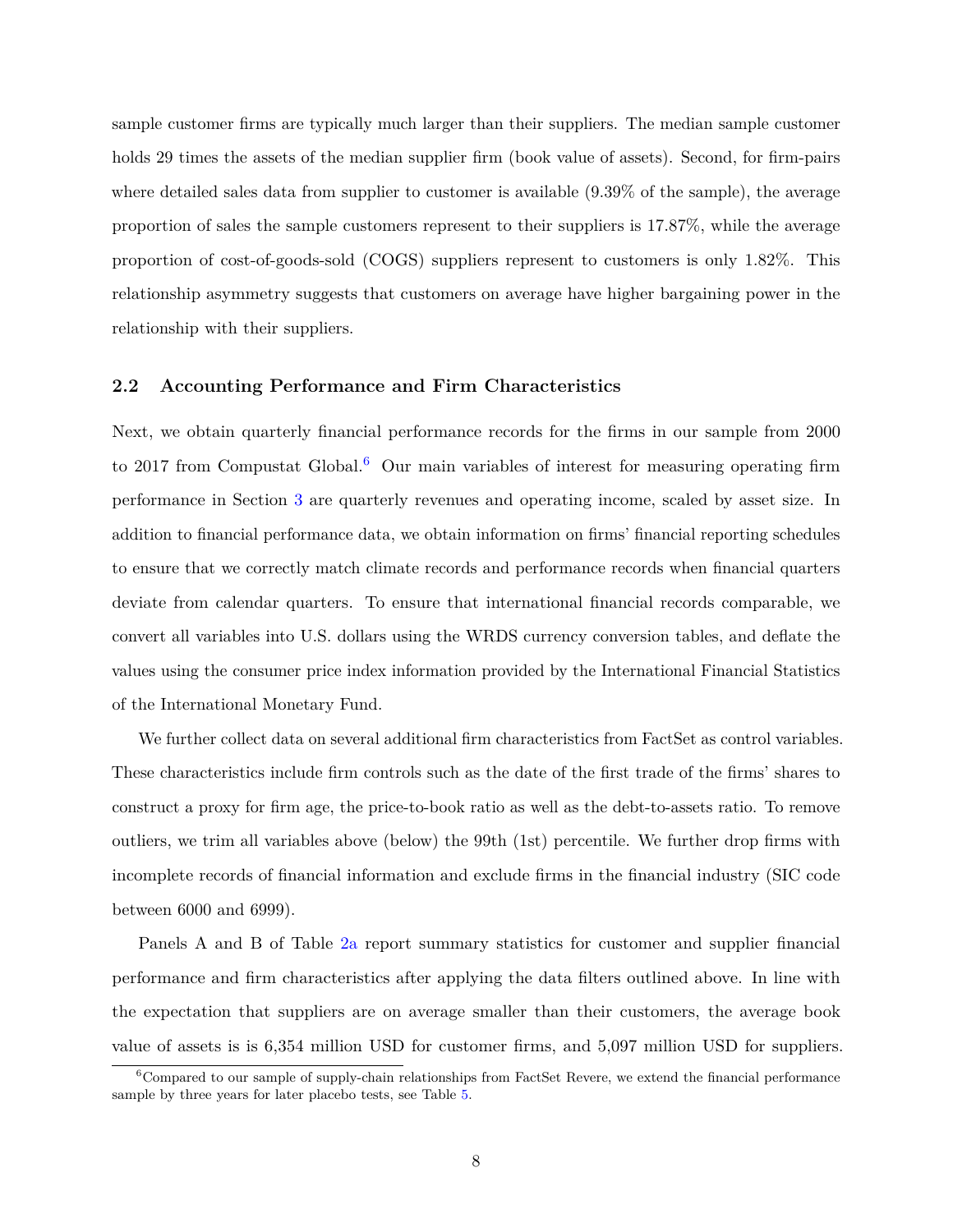sample customer firms are typically much larger than their suppliers. The median sample customer holds 29 times the assets of the median supplier firm (book value of assets). Second, for firm-pairs where detailed sales data from supplier to customer is available (9.39% of the sample), the average proportion of sales the sample customers represent to their suppliers is 17.87%, while the average proportion of cost-of-goods-sold (COGS) suppliers represent to customers is only 1.82%. This relationship asymmetry suggests that customers on average have higher bargaining power in the relationship with their suppliers.

### 2.2 Accounting Performance and Firm Characteristics

Next, we obtain quarterly financial performance records for the firms in our sample from 2000 to 2017 from Compustat Global.[6] Our main variables of interest for measuring operating firm performance in Section 3 are quarterly revenues and operating income, scaled by asset size. In addition to financial performance data, we obtain information on firms' financial reporting schedules to ensure that we correctly match climate records and performance records when financial quarters deviate from calendar quarters. To ensure that international financial records comparable, we convert all variables into U.S. dollars using the WRDS currency conversion tables, and deflate the values using the consumer price index information provided by the International Financial Statistics of the International Monetary Fund.

We further collect data on several additional firm characteristics from FactSet as control variables. These characteristics include firm controls such as the date of the first trade of the firms' shares to construct a proxy for firm age, the price-to-book ratio as well as the debt-to-assets ratio. To remove outliers, we trim all variables above (below) the 99th (1st) percentile. We further drop firms with incomplete records of financial information and exclude firms in the financial industry (SIC code between 6000 and 6999).

Panels A and B of Table 2a report summary statistics for customer and supplier financial performance and firm characteristics after applying the data filters outlined above. In line with the expectation that suppliers are on average smaller than their customers, the average book value of assets is is 6,354 million USD for customer firms, and 5,097 million USD for suppliers.

[6] Compared to our sample of supply-chain relationships from FactSet Revere, we extend the financial performance sample by three years for later placebo tests, see Table 5.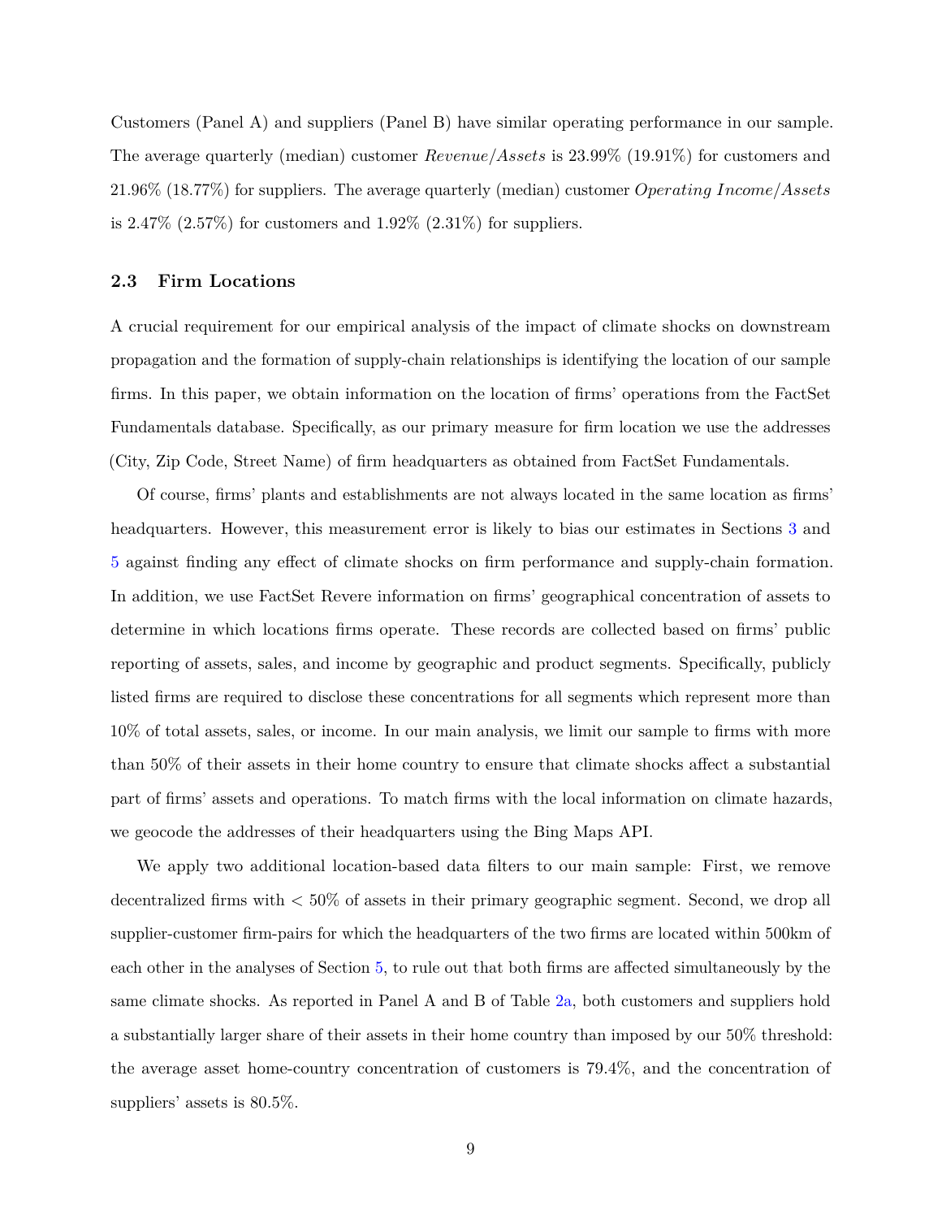Customers (Panel A) and suppliers (Panel B) have similar operating performance in our sample. The average quarterly (median) customer *Revenue/Assets* is 23.99% (19.91%) for customers and 21.96% (18.77%) for suppliers. The average quarterly (median) customer *Operating Income/Assets* is 2.47% (2.57%) for customers and 1.92% (2.31%) for suppliers.

### 2.3 Firm Locations

A crucial requirement for our empirical analysis of the impact of climate shocks on downstream propagation and the formation of supply-chain relationships is identifying the location of our sample firms. In this paper, we obtain information on the location of firms' operations from the FactSet Fundamentals database. Specifically, as our primary measure for firm location we use the addresses (City, Zip Code, Street Name) of firm headquarters as obtained from FactSet Fundamentals.

Of course, firms' plants and establishments are not always located in the same location as firms' headquarters. However, this measurement error is likely to bias our estimates in Sections 3 and 5 against finding any effect of climate shocks on firm performance and supply-chain formation. In addition, we use FactSet Revere information on firms' geographical concentration of assets to determine in which locations firms operate. These records are collected based on firms' public reporting of assets, sales, and income by geographic and product segments. Specifically, publicly listed firms are required to disclose these concentrations for all segments which represent more than 10% of total assets, sales, or income. In our main analysis, we limit our sample to firms with more than 50% of their assets in their home country to ensure that climate shocks affect a substantial part of firms' assets and operations. To match firms with the local information on climate hazards, we geocode the addresses of their headquarters using the Bing Maps API.

We apply two additional location-based data filters to our main sample: First, we remove decentralized firms with < 50% of assets in their primary geographic segment. Second, we drop all supplier-customer firm-pairs for which the headquarters of the two firms are located within 500km of each other in the analyses of Section 5, to rule out that both firms are affected simultaneously by the same climate shocks. As reported in Panel A and B of Table 2a, both customers and suppliers hold a substantially larger share of their assets in their home country than imposed by our 50% threshold: the average asset home-country concentration of customers is 79.4%, and the concentration of suppliers' assets is 80.5%.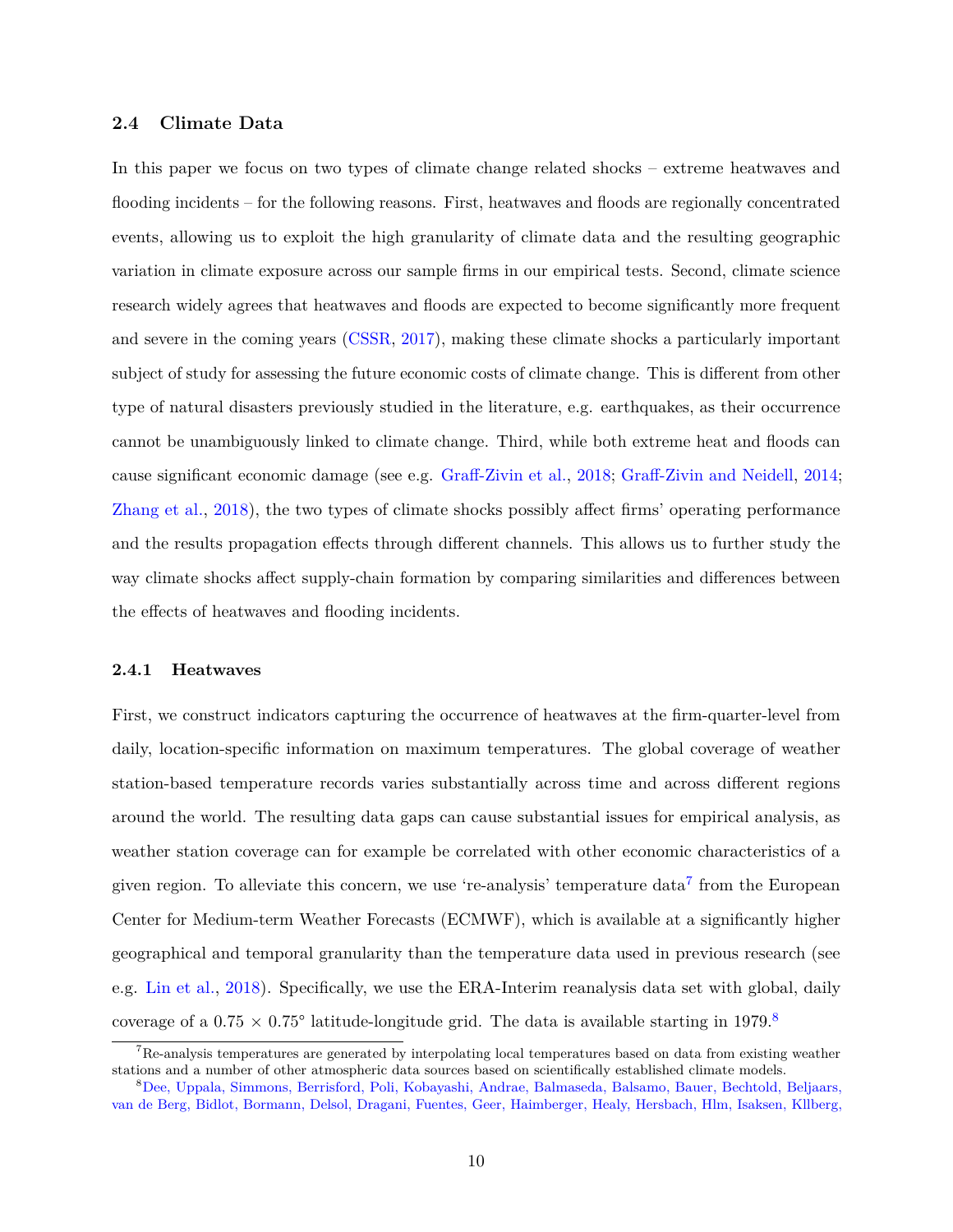### 2.4 Climate Data

In this paper we focus on two types of climate change related shocks – extreme heatwaves and flooding incidents – for the following reasons. First, heatwaves and floods are regionally concentrated events, allowing us to exploit the high granularity of climate data and the resulting geographic variation in climate exposure across our sample firms in our empirical tests. Second, climate science research widely agrees that heatwaves and floods are expected to become significantly more frequent and severe in the coming years (CSSR, 2017), making these climate shocks a particularly important subject of study for assessing the future economic costs of climate change. This is different from other type of natural disasters previously studied in the literature, e.g. earthquakes, as their occurrence cannot be unambiguously linked to climate change. Third, while both extreme heat and floods can cause significant economic damage (see e.g. Graff-Zivin et al., 2018; Graff-Zivin and Neidell, 2014; Zhang et al., 2018), the two types of climate shocks possibly affect firms' operating performance and the results propagation effects through different channels. This allows us to further study the way climate shocks affect supply-chain formation by comparing similarities and differences between the effects of heatwaves and flooding incidents.

#### 2.4.1 Heatwaves

First, we construct indicators capturing the occurrence of heatwaves at the firm-quarter-level from daily, location-specific information on maximum temperatures. The global coverage of weather station-based temperature records varies substantially across time and across different regions around the world. The resulting data gaps can cause substantial issues for empirical analysis, as weather station coverage can for example be correlated with other economic characteristics of a given region. To alleviate this concern, we use 're-analysis' temperature data[7] from the European Center for Medium-term Weather Forecasts (ECMWF), which is available at a significantly higher geographical and temporal granularity than the temperature data used in previous research (see e.g. Lin et al., 2018). Specifically, we use the ERA-Interim reanalysis data set with global, daily coverage of a $0.75 \times 0.75°$ latitude-longitude grid. The data is available starting in 1979.[8]

[7] Re-analysis temperatures are generated by interpolating local temperatures based on data from existing weather stations and a number of other atmospheric data sources based on scientifically established climate models.

[8] Dee, Uppala, Simmons, Berrisford, Poli, Kobayashi, Andrae, Balmaseda, Balsamo, Bauer, Bechtold, Beljaars, van de Berg, Bidlot, Bormann, Delsol, Dragani, Fuentes, Geer, Haimberger, Healy, Hersbach, Hlm, Isaksen, Kllberg,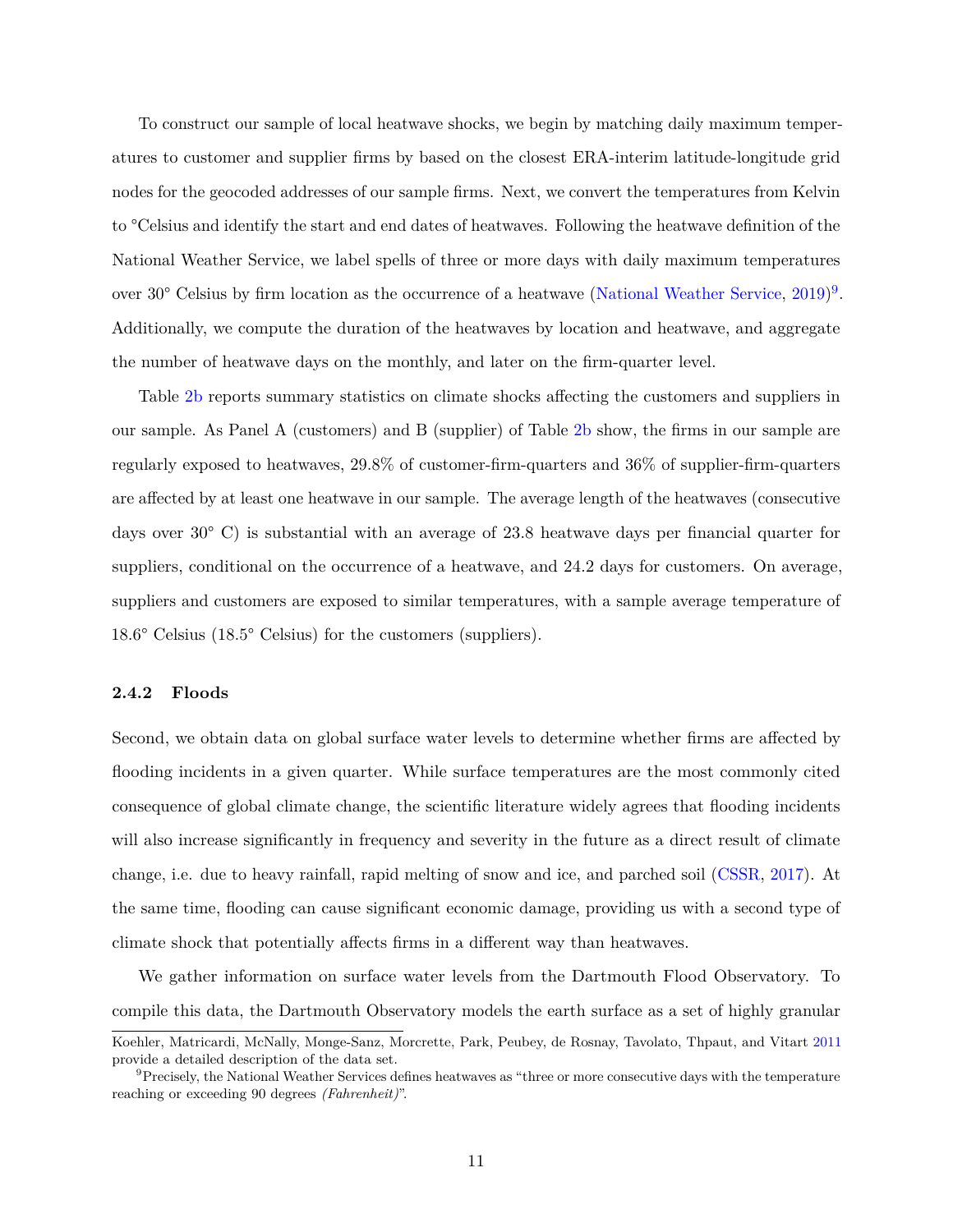To construct our sample of local heatwave shocks, we begin by matching daily maximum temperatures to customer and supplier firms by based on the closest ERA-interim latitude-longitude grid nodes for the geocoded addresses of our sample firms. Next, we convert the temperatures from Kelvin to °Celsius and identify the start and end dates of heatwaves. Following the heatwave definition of the National Weather Service, we label spells of three or more days with daily maximum temperatures over 30° Celsius by firm location as the occurrence of a heatwave (National Weather Service, 2019)[9]. Additionally, we compute the duration of the heatwaves by location and heatwave, and aggregate the number of heatwave days on the monthly, and later on the firm-quarter level.

Table 2b reports summary statistics on climate shocks affecting the customers and suppliers in our sample. As Panel A (customers) and B (supplier) of Table 2b show, the firms in our sample are regularly exposed to heatwaves, 29.8% of customer-firm-quarters and 36% of supplier-firm-quarters are affected by at least one heatwave in our sample. The average length of the heatwaves (consecutive days over 30° C) is substantial with an average of 23.8 heatwave days per financial quarter for suppliers, conditional on the occurrence of a heatwave, and 24.2 days for customers. On average, suppliers and customers are exposed to similar temperatures, with a sample average temperature of 18.6° Celsius (18.5° Celsius) for the customers (suppliers).

### 2.4.2 Floods

Second, we obtain data on global surface water levels to determine whether firms are affected by flooding incidents in a given quarter. While surface temperatures are the most commonly cited consequence of global climate change, the scientific literature widely agrees that flooding incidents will also increase significantly in frequency and severity in the future as a direct result of climate change, i.e. due to heavy rainfall, rapid melting of snow and ice, and parched soil (CSSR, 2017). At the same time, flooding can cause significant economic damage, providing us with a second type of climate shock that potentially affects firms in a different way than heatwaves.

We gather information on surface water levels from the Dartmouth Flood Observatory. To compile this data, the Dartmouth Observatory models the earth surface as a set of highly granular

Koehler, Matricardi, McNally, Monge-Sanz, Morcrette, Park, Peubey, de Rosnay, Tavolato, Thpaut, and Vitart 2011 provide a detailed description of the data set.

[9] Precisely, the National Weather Services defines heatwaves as "three or more consecutive days with the temperature reaching or exceeding 90 degrees *(Fahrenheit)*".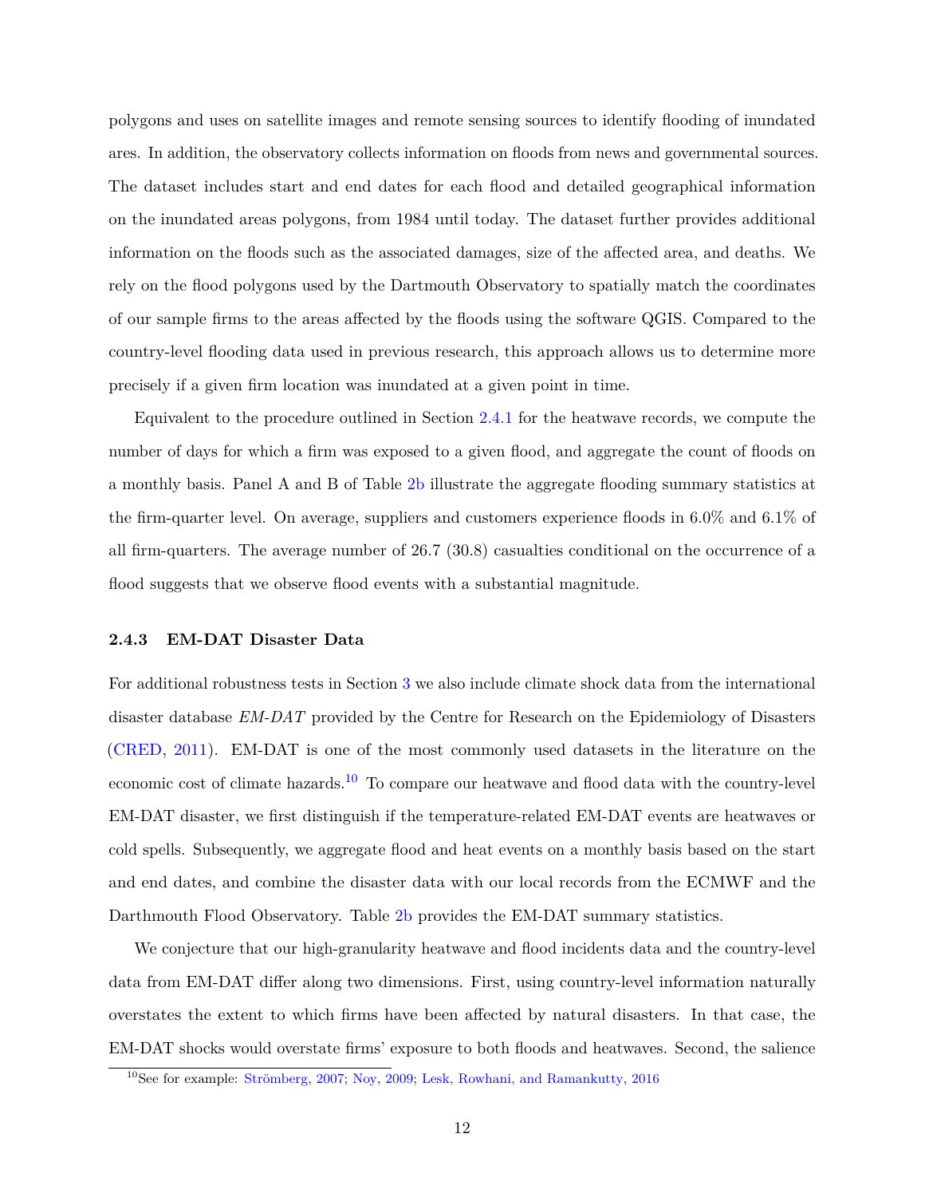polygons and uses on satellite images and remote sensing sources to identify flooding of inundated ares. In addition, the observatory collects information on floods from news and governmental sources. The dataset includes start and end dates for each flood and detailed geographical information on the inundated areas polygons, from 1984 until today. The dataset further provides additional information on the floods such as the associated damages, size of the affected area, and deaths. We rely on the flood polygons used by the Dartmouth Observatory to spatially match the coordinates of our sample firms to the areas affected by the floods using the software QGIS. Compared to the country-level flooding data used in previous research, this approach allows us to determine more precisely if a given firm location was inundated at a given point in time.

Equivalent to the procedure outlined in Section 2.4.1 for the heatwave records, we compute the number of days for which a firm was exposed to a given flood, and aggregate the count of floods on a monthly basis. Panel A and B of Table 2b illustrate the aggregate flooding summary statistics at the firm-quarter level. On average, suppliers and customers experience floods in 6.0% and 6.1% of all firm-quarters. The average number of 26.7 (30.8) casualties conditional on the occurrence of a flood suggests that we observe flood events with a substantial magnitude.

### 2.4.3 EM-DAT Disaster Data

For additional robustness tests in Section 3 we also include climate shock data from the international disaster database *EM-DAT* provided by the Centre for Research on the Epidemiology of Disasters (CRED, 2011). EM-DAT is one of the most commonly used datasets in the literature on the economic cost of climate hazards.[10] To compare our heatwave and flood data with the country-level EM-DAT disaster, we first distinguish if the temperature-related EM-DAT events are heatwaves or cold spells. Subsequently, we aggregate flood and heat events on a monthly basis based on the start and end dates, and combine the disaster data with our local records from the ECMWF and the Darthmouth Flood Observatory. Table 2b provides the EM-DAT summary statistics.

We conjecture that our high-granularity heatwave and flood incidents data and the country-level data from EM-DAT differ along two dimensions. First, using country-level information naturally overstates the extent to which firms have been affected by natural disasters. In that case, the EM-DAT shocks would overstate firms' exposure to both floods and heatwaves. Second, the salience

[10] See for example: Strömberg, 2007; Noy, 2009; Lesk, Rowhani, and Ramankutty, 2016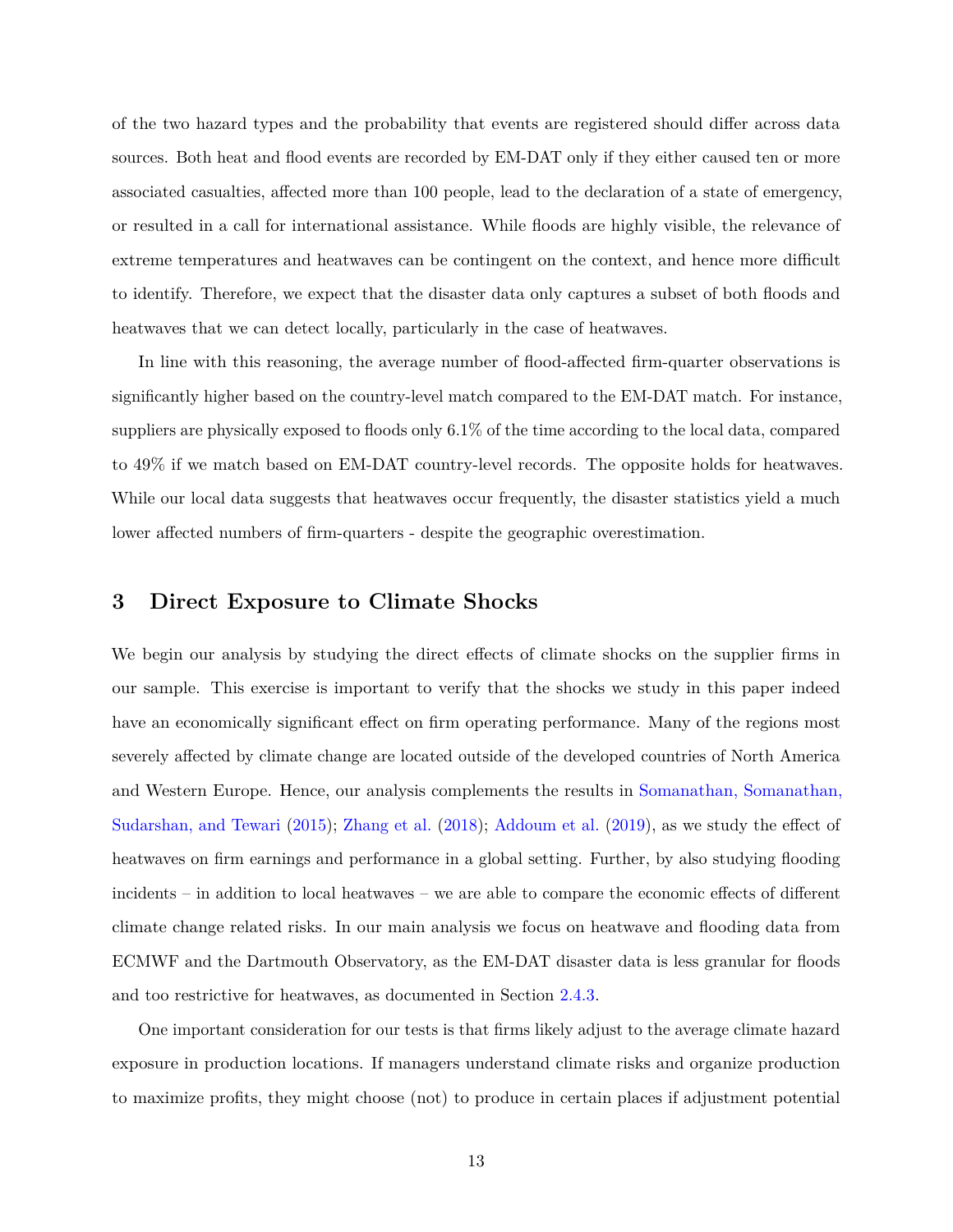of the two hazard types and the probability that events are registered should differ across data sources. Both heat and flood events are recorded by EM-DAT only if they either caused ten or more associated casualties, affected more than 100 people, lead to the declaration of a state of emergency, or resulted in a call for international assistance. While floods are highly visible, the relevance of extreme temperatures and heatwaves can be contingent on the context, and hence more difficult to identify. Therefore, we expect that the disaster data only captures a subset of both floods and heatwaves that we can detect locally, particularly in the case of heatwaves.

In line with this reasoning, the average number of flood-affected firm-quarter observations is significantly higher based on the country-level match compared to the EM-DAT match. For instance, suppliers are physically exposed to floods only 6.1% of the time according to the local data, compared to 49% if we match based on EM-DAT country-level records. The opposite holds for heatwaves. While our local data suggests that heatwaves occur frequently, the disaster statistics yield a much lower affected numbers of firm-quarters - despite the geographic overestimation.

## 3 Direct Exposure to Climate Shocks

We begin our analysis by studying the direct effects of climate shocks on the supplier firms in our sample. This exercise is important to verify that the shocks we study in this paper indeed have an economically significant effect on firm operating performance. Many of the regions most severely affected by climate change are located outside of the developed countries of North America and Western Europe. Hence, our analysis complements the results in Somanathan, Somanathan, Sudarshan, and Tewari (2015); Zhang et al. (2018); Addoum et al. (2019), as we study the effect of heatwaves on firm earnings and performance in a global setting. Further, by also studying flooding incidents – in addition to local heatwaves – we are able to compare the economic effects of different climate change related risks. In our main analysis we focus on heatwave and flooding data from ECMWF and the Dartmouth Observatory, as the EM-DAT disaster data is less granular for floods and too restrictive for heatwaves, as documented in Section 2.4.3.

One important consideration for our tests is that firms likely adjust to the average climate hazard exposure in production locations. If managers understand climate risks and organize production to maximize profits, they might choose (not) to produce in certain places if adjustment potential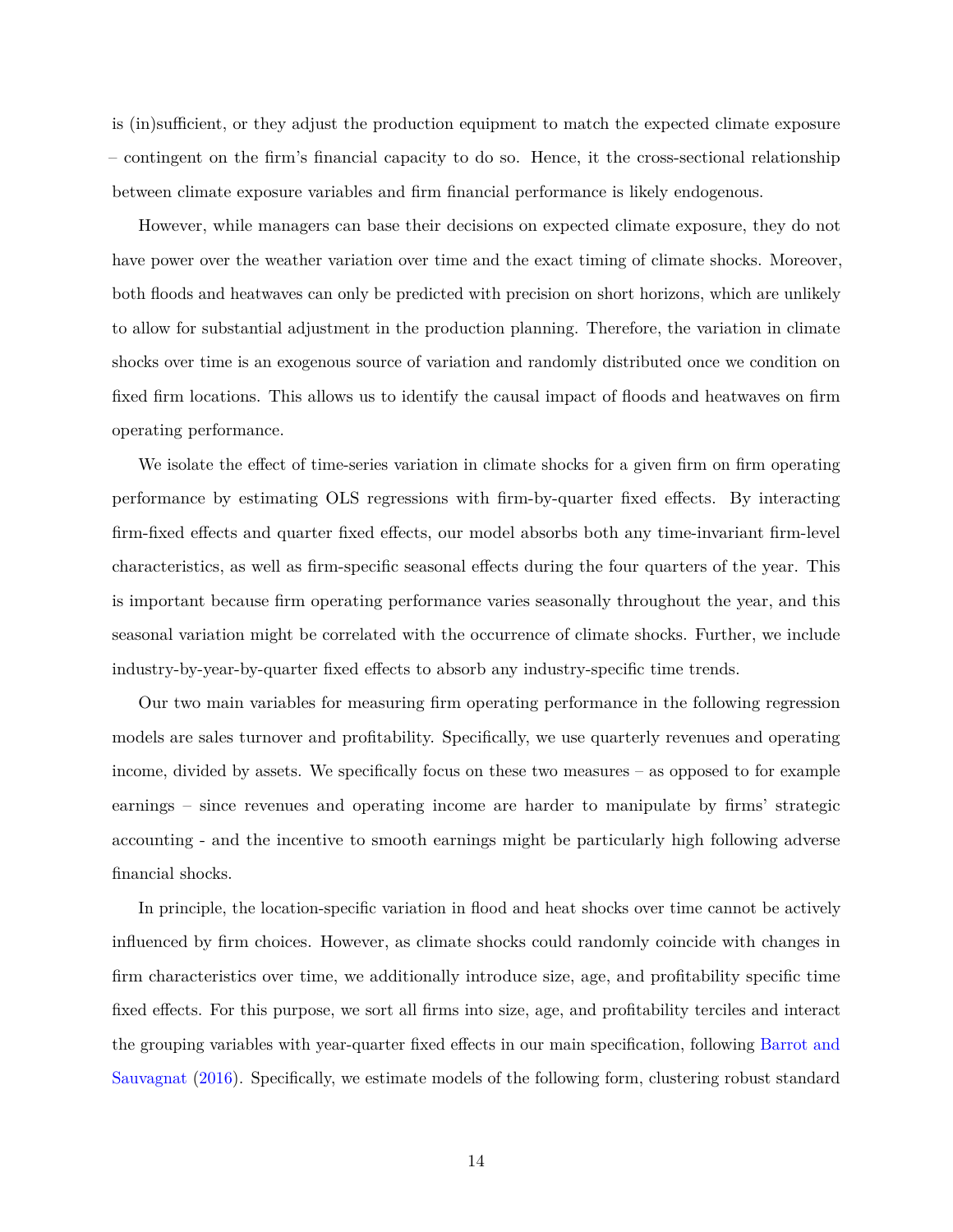is (in)sufficient, or they adjust the production equipment to match the expected climate exposure – contingent on the firm's financial capacity to do so. Hence, it the cross-sectional relationship between climate exposure variables and firm financial performance is likely endogenous.

However, while managers can base their decisions on expected climate exposure, they do not have power over the weather variation over time and the exact timing of climate shocks. Moreover, both floods and heatwaves can only be predicted with precision on short horizons, which are unlikely to allow for substantial adjustment in the production planning. Therefore, the variation in climate shocks over time is an exogenous source of variation and randomly distributed once we condition on fixed firm locations. This allows us to identify the causal impact of floods and heatwaves on firm operating performance.

We isolate the effect of time-series variation in climate shocks for a given firm on firm operating performance by estimating OLS regressions with firm-by-quarter fixed effects. By interacting firm-fixed effects and quarter fixed effects, our model absorbs both any time-invariant firm-level characteristics, as well as firm-specific seasonal effects during the four quarters of the year. This is important because firm operating performance varies seasonally throughout the year, and this seasonal variation might be correlated with the occurrence of climate shocks. Further, we include industry-by-year-by-quarter fixed effects to absorb any industry-specific time trends.

Our two main variables for measuring firm operating performance in the following regression models are sales turnover and profitability. Specifically, we use quarterly revenues and operating income, divided by assets. We specifically focus on these two measures – as opposed to for example earnings – since revenues and operating income are harder to manipulate by firms' strategic accounting - and the incentive to smooth earnings might be particularly high following adverse financial shocks.

In principle, the location-specific variation in flood and heat shocks over time cannot be actively influenced by firm choices. However, as climate shocks could randomly coincide with changes in firm characteristics over time, we additionally introduce size, age, and profitability specific time fixed effects. For this purpose, we sort all firms into size, age, and profitability terciles and interact the grouping variables with year-quarter fixed effects in our main specification, following Barrot and Sauvagnat (2016). Specifically, we estimate models of the following form, clustering robust standard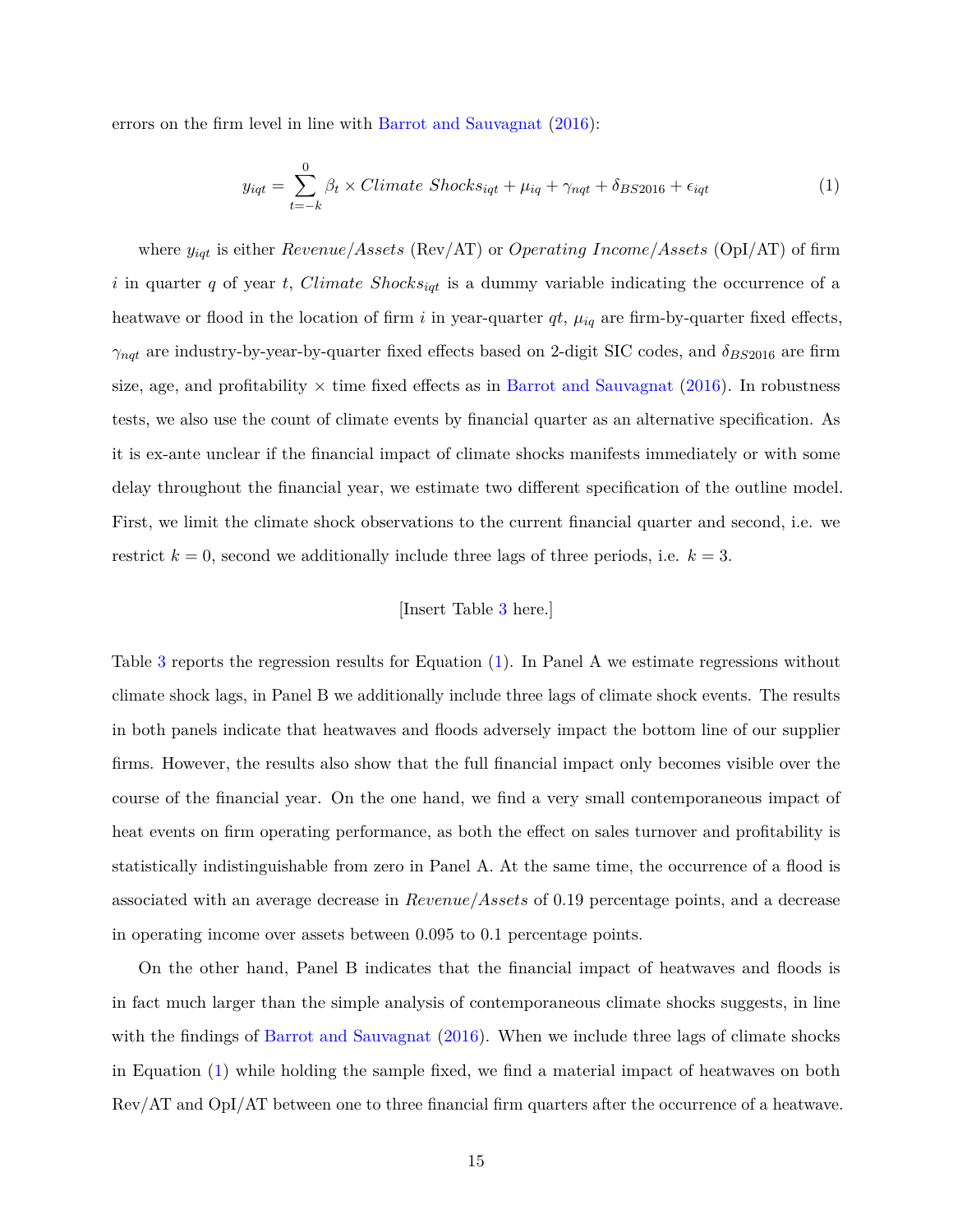errors on the firm level in line with Barrot and Sauvagnat (2016):

$$y_{iqt} = \sum_{t=-k}^{0} \beta_t \times \mathit{Climate\ Shocks}_{iqt} + \mu_{iq} + \gamma_{nqt} + \delta_{BS2016} + \epsilon_{iqt} \tag{1}$$

where $y_{iqt}$ is either *Revenue/Assets* (Rev/AT) or *Operating Income/Assets* (OpI/AT) of firm $i$ in quarter $q$ of year $t$, $\mathit{Climate\ Shocks}_{iqt}$ is a dummy variable indicating the occurrence of a heatwave or flood in the location of firm $i$ in year-quarter $qt$, $\mu_{iq}$ are firm-by-quarter fixed effects, $\gamma_{nqt}$ are industry-by-year-by-quarter fixed effects based on 2-digit SIC codes, and $\delta_{BS2016}$ are firm size, age, and profitability × time fixed effects as in Barrot and Sauvagnat (2016). In robustness tests, we also use the count of climate events by financial quarter as an alternative specification. As it is ex-ante unclear if the financial impact of climate shocks manifests immediately or with some delay throughout the financial year, we estimate two different specification of the outline model. First, we limit the climate shock observations to the current financial quarter and second, i.e. we restrict $k = 0$, second we additionally include three lags of three periods, i.e. $k = 3$.

[Insert Table 3 here.]

Table 3 reports the regression results for Equation (1). In Panel A we estimate regressions without climate shock lags, in Panel B we additionally include three lags of climate shock events. The results in both panels indicate that heatwaves and floods adversely impact the bottom line of our supplier firms. However, the results also show that the full financial impact only becomes visible over the course of the financial year. On the one hand, we find a very small contemporaneous impact of heat events on firm operating performance, as both the effect on sales turnover and profitability is statistically indistinguishable from zero in Panel A. At the same time, the occurrence of a flood is associated with an average decrease in *Revenue/Assets* of 0.19 percentage points, and a decrease in operating income over assets between 0.095 to 0.1 percentage points.

On the other hand, Panel B indicates that the financial impact of heatwaves and floods is in fact much larger than the simple analysis of contemporaneous climate shocks suggests, in line with the findings of Barrot and Sauvagnat (2016). When we include three lags of climate shocks in Equation (1) while holding the sample fixed, we find a material impact of heatwaves on both Rev/AT and OpI/AT between one to three financial firm quarters after the occurrence of a heatwave.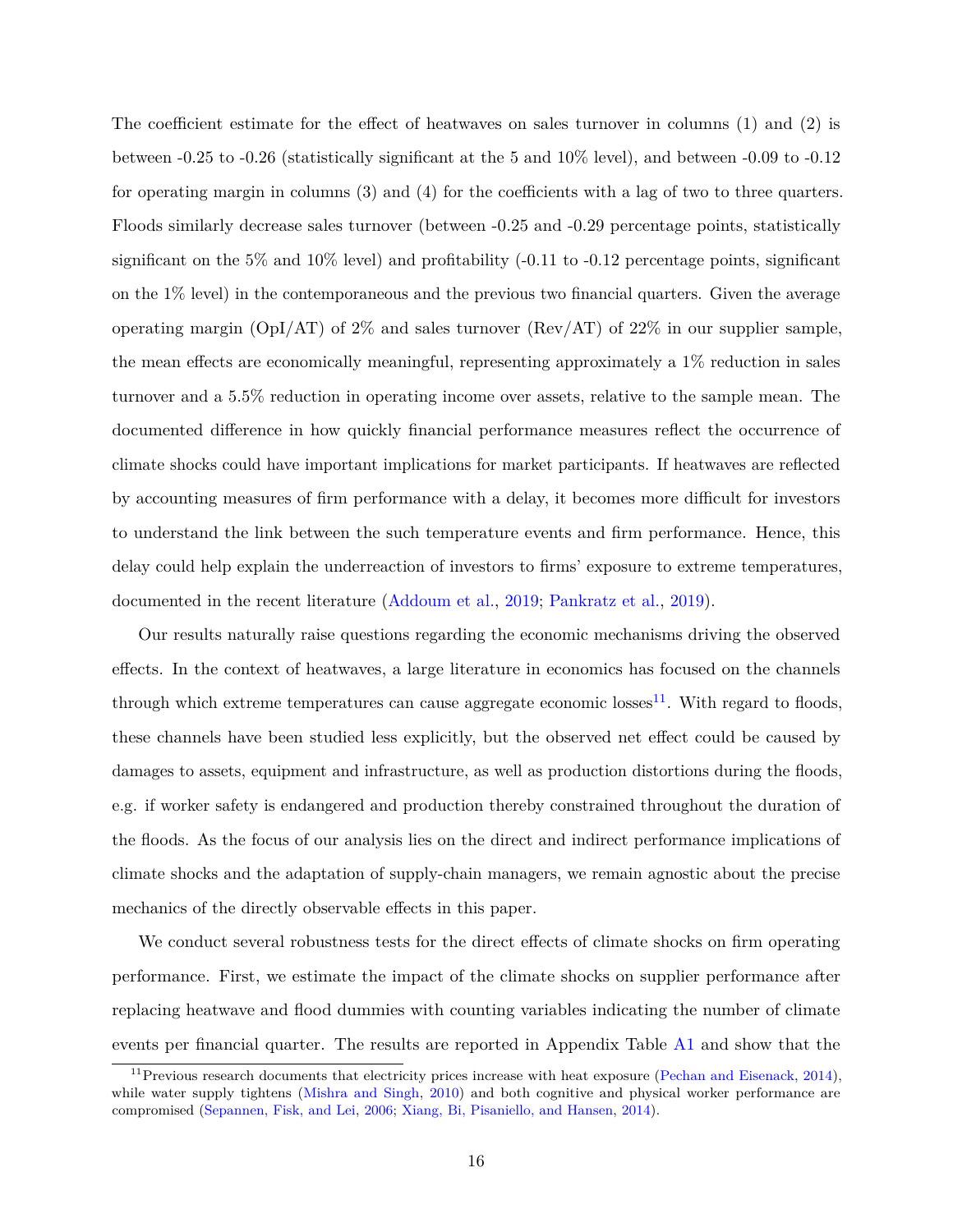The coefficient estimate for the effect of heatwaves on sales turnover in columns (1) and (2) is between -0.25 to -0.26 (statistically significant at the 5 and 10% level), and between -0.09 to -0.12 for operating margin in columns (3) and (4) for the coefficients with a lag of two to three quarters. Floods similarly decrease sales turnover (between -0.25 and -0.29 percentage points, statistically significant on the 5% and 10% level) and profitability (-0.11 to -0.12 percentage points, significant on the 1% level) in the contemporaneous and the previous two financial quarters. Given the average operating margin (OpI/AT) of 2% and sales turnover (Rev/AT) of 22% in our supplier sample, the mean effects are economically meaningful, representing approximately a 1% reduction in sales turnover and a 5.5% reduction in operating income over assets, relative to the sample mean. The documented difference in how quickly financial performance measures reflect the occurrence of climate shocks could have important implications for market participants. If heatwaves are reflected by accounting measures of firm performance with a delay, it becomes more difficult for investors to understand the link between the such temperature events and firm performance. Hence, this delay could help explain the underreaction of investors to firms' exposure to extreme temperatures, documented in the recent literature (Addoum et al., 2019; Pankratz et al., 2019).

Our results naturally raise questions regarding the economic mechanisms driving the observed effects. In the context of heatwaves, a large literature in economics has focused on the channels through which extreme temperatures can cause aggregate economic losses[11]. With regard to floods, these channels have been studied less explicitly, but the observed net effect could be caused by damages to assets, equipment and infrastructure, as well as production distortions during the floods, e.g. if worker safety is endangered and production thereby constrained throughout the duration of the floods. As the focus of our analysis lies on the direct and indirect performance implications of climate shocks and the adaptation of supply-chain managers, we remain agnostic about the precise mechanics of the directly observable effects in this paper.

We conduct several robustness tests for the direct effects of climate shocks on firm operating performance. First, we estimate the impact of the climate shocks on supplier performance after replacing heatwave and flood dummies with counting variables indicating the number of climate events per financial quarter. The results are reported in Appendix Table A1 and show that the

[11] Previous research documents that electricity prices increase with heat exposure (Pechan and Eisenack, 2014), while water supply tightens (Mishra and Singh, 2010) and both cognitive and physical worker performance are compromised (Sepannen, Fisk, and Lei, 2006; Xiang, Bi, Pisaniello, and Hansen, 2014).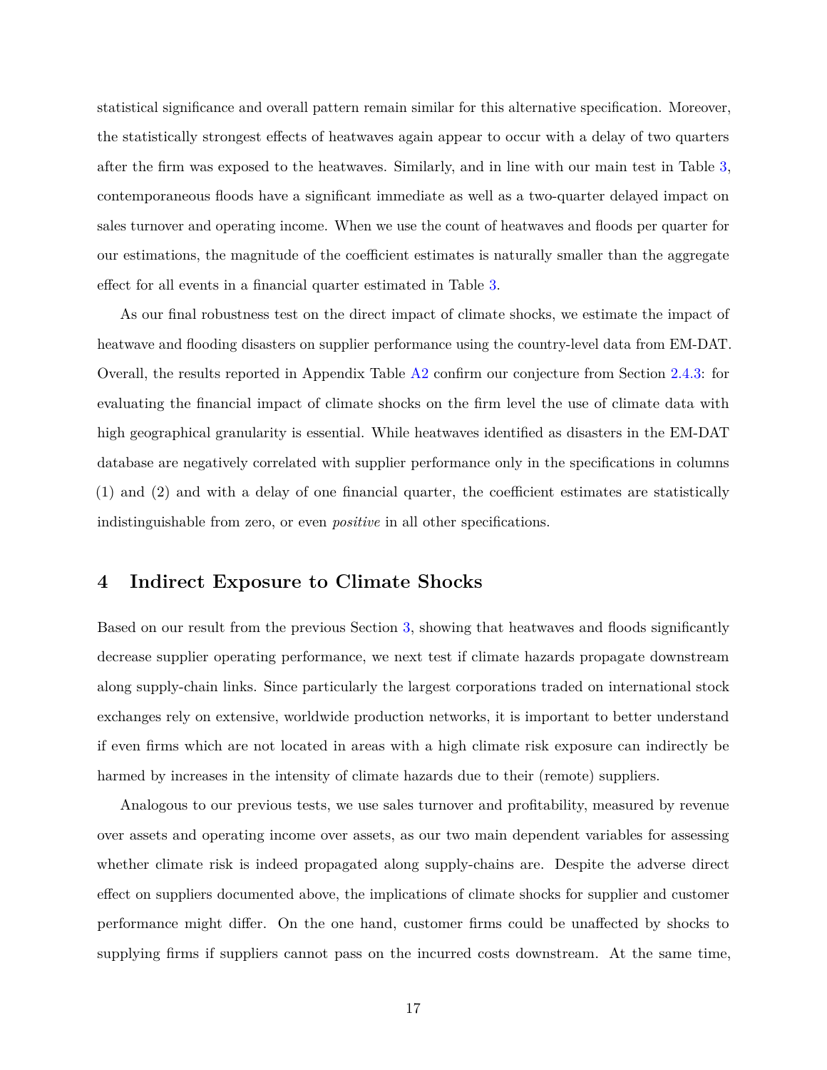statistical significance and overall pattern remain similar for this alternative specification. Moreover, the statistically strongest effects of heatwaves again appear to occur with a delay of two quarters after the firm was exposed to the heatwaves. Similarly, and in line with our main test in Table 3, contemporaneous floods have a significant immediate as well as a two-quarter delayed impact on sales turnover and operating income. When we use the count of heatwaves and floods per quarter for our estimations, the magnitude of the coefficient estimates is naturally smaller than the aggregate effect for all events in a financial quarter estimated in Table 3.

As our final robustness test on the direct impact of climate shocks, we estimate the impact of heatwave and flooding disasters on supplier performance using the country-level data from EM-DAT. Overall, the results reported in Appendix Table A2 confirm our conjecture from Section 2.4.3: for evaluating the financial impact of climate shocks on the firm level the use of climate data with high geographical granularity is essential. While heatwaves identified as disasters in the EM-DAT database are negatively correlated with supplier performance only in the specifications in columns (1) and (2) and with a delay of one financial quarter, the coefficient estimates are statistically indistinguishable from zero, or even *positive* in all other specifications.

## 4 Indirect Exposure to Climate Shocks

Based on our result from the previous Section 3, showing that heatwaves and floods significantly decrease supplier operating performance, we next test if climate hazards propagate downstream along supply-chain links. Since particularly the largest corporations traded on international stock exchanges rely on extensive, worldwide production networks, it is important to better understand if even firms which are not located in areas with a high climate risk exposure can indirectly be harmed by increases in the intensity of climate hazards due to their (remote) suppliers.

Analogous to our previous tests, we use sales turnover and profitability, measured by revenue over assets and operating income over assets, as our two main dependent variables for assessing whether climate risk is indeed propagated along supply-chains are. Despite the adverse direct effect on suppliers documented above, the implications of climate shocks for supplier and customer performance might differ. On the one hand, customer firms could be unaffected by shocks to supplying firms if suppliers cannot pass on the incurred costs downstream. At the same time,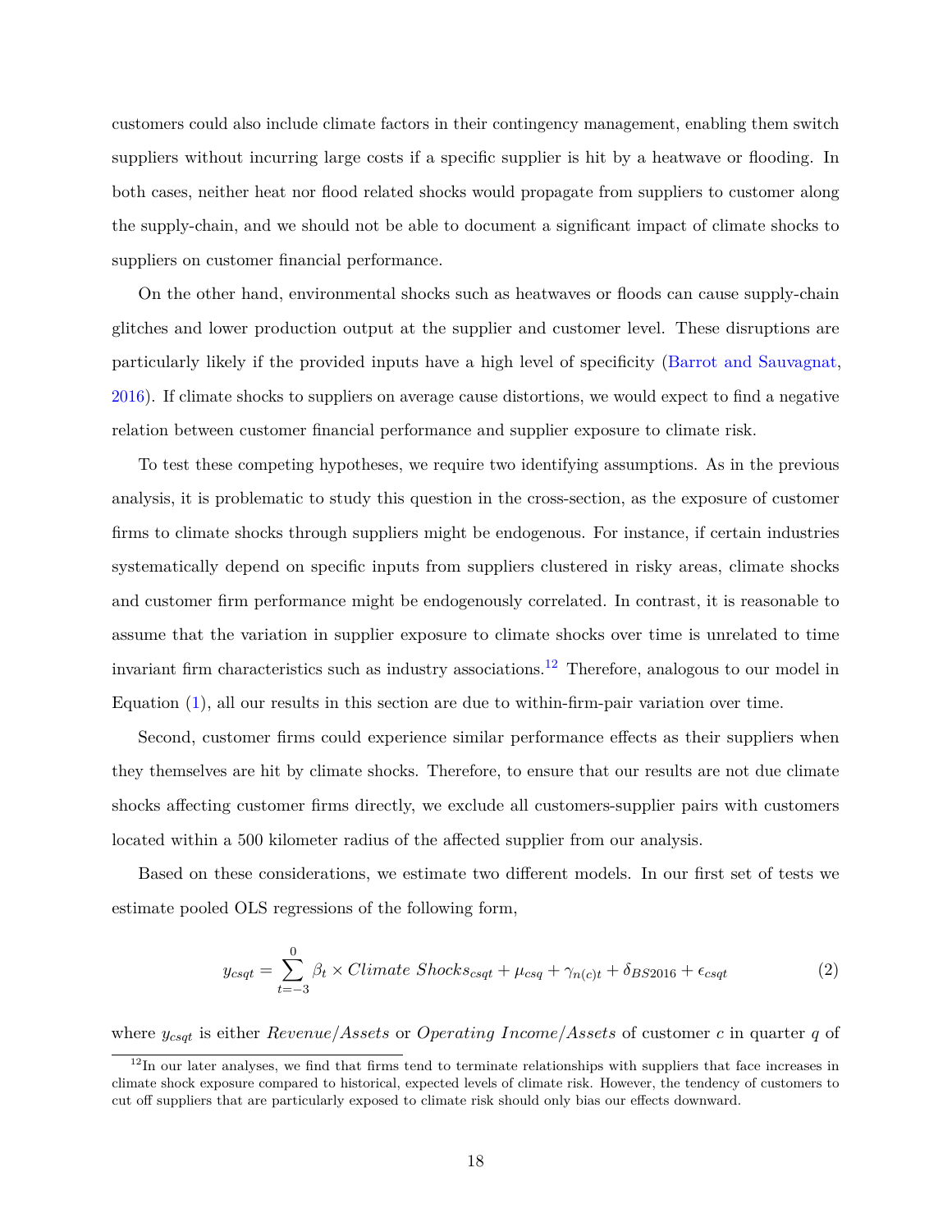customers could also include climate factors in their contingency management, enabling them switch suppliers without incurring large costs if a specific supplier is hit by a heatwave or flooding. In both cases, neither heat nor flood related shocks would propagate from suppliers to customer along the supply-chain, and we should not be able to document a significant impact of climate shocks to suppliers on customer financial performance.

On the other hand, environmental shocks such as heatwaves or floods can cause supply-chain glitches and lower production output at the supplier and customer level. These disruptions are particularly likely if the provided inputs have a high level of specificity (Barrot and Sauvagnat, 2016). If climate shocks to suppliers on average cause distortions, we would expect to find a negative relation between customer financial performance and supplier exposure to climate risk.

To test these competing hypotheses, we require two identifying assumptions. As in the previous analysis, it is problematic to study this question in the cross-section, as the exposure of customer firms to climate shocks through suppliers might be endogenous. For instance, if certain industries systematically depend on specific inputs from suppliers clustered in risky areas, climate shocks and customer firm performance might be endogenously correlated. In contrast, it is reasonable to assume that the variation in supplier exposure to climate shocks over time is unrelated to time invariant firm characteristics such as industry associations.[12] Therefore, analogous to our model in Equation (1), all our results in this section are due to within-firm-pair variation over time.

Second, customer firms could experience similar performance effects as their suppliers when they themselves are hit by climate shocks. Therefore, to ensure that our results are not due climate shocks affecting customer firms directly, we exclude all customers-supplier pairs with customers located within a 500 kilometer radius of the affected supplier from our analysis.

Based on these considerations, we estimate two different models. In our first set of tests we estimate pooled OLS regressions of the following form,

$$y_{csqt} = \sum_{t=-3}^{0} \beta_t \times Climate\ Shocks_{csqt} + \mu_{csq} + \gamma_{n(c)t} + \delta_{BS2016} + \epsilon_{csqt} \tag{2}$$

where $y_{csqt}$ is either *Revenue/Assets* or *Operating Income/Assets* of customer $c$ in quarter $q$ of

[12] In our later analyses, we find that firms tend to terminate relationships with suppliers that face increases in climate shock exposure compared to historical, expected levels of climate risk. However, the tendency of customers to cut off suppliers that are particularly exposed to climate risk should only bias our effects downward.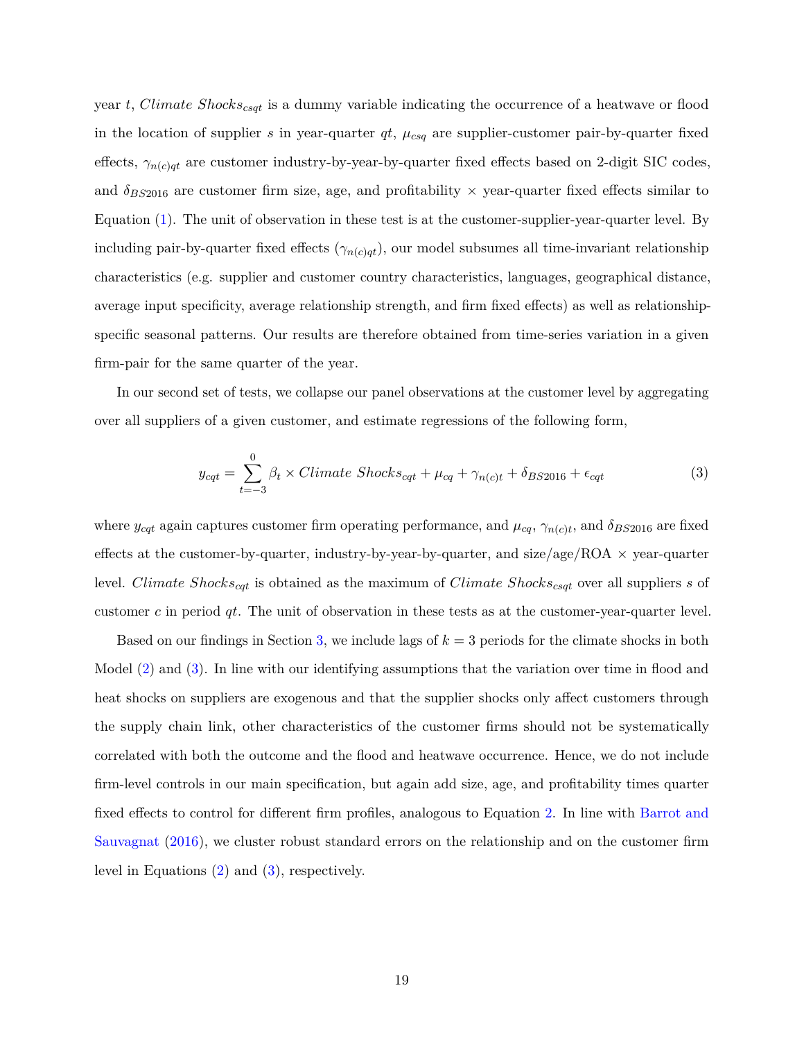year $t$, *Climate Shocks*$_{csqt}$ is a dummy variable indicating the occurrence of a heatwave or flood in the location of supplier $s$ in year-quarter $qt$, $\mu_{csq}$ are supplier-customer pair-by-quarter fixed effects, $\gamma_{n(c)qt}$ are customer industry-by-year-by-quarter fixed effects based on 2-digit SIC codes, and $\delta_{BS2016}$ are customer firm size, age, and profitability × year-quarter fixed effects similar to Equation (1). The unit of observation in these test is at the customer-supplier-year-quarter level. By including pair-by-quarter fixed effects ($\gamma_{n(c)qt}$), our model subsumes all time-invariant relationship characteristics (e.g. supplier and customer country characteristics, languages, geographical distance, average input specificity, average relationship strength, and firm fixed effects) as well as relationship-specific seasonal patterns. Our results are therefore obtained from time-series variation in a given firm-pair for the same quarter of the year.

In our second set of tests, we collapse our panel observations at the customer level by aggregating over all suppliers of a given customer, and estimate regressions of the following form,

$$y_{cqt} = \sum_{t=-3}^{0} \beta_t \times Climate\ Shocks_{cqt} + \mu_{cq} + \gamma_{n(c)t} + \delta_{BS2016} + \epsilon_{cqt} \tag{3}$$

where $y_{cqt}$ again captures customer firm operating performance, and $\mu_{cq}$, $\gamma_{n(c)t}$, and $\delta_{BS2016}$ are fixed effects at the customer-by-quarter, industry-by-year-by-quarter, and size/age/ROA × year-quarter level. *Climate Shocks*$_{cqt}$ is obtained as the maximum of *Climate Shocks*$_{csqt}$ over all suppliers $s$ of customer $c$ in period $qt$. The unit of observation in these tests as at the customer-year-quarter level.

Based on our findings in Section 3, we include lags of $k = 3$ periods for the climate shocks in both Model (2) and (3). In line with our identifying assumptions that the variation over time in flood and heat shocks on suppliers are exogenous and that the supplier shocks only affect customers through the supply chain link, other characteristics of the customer firms should not be systematically correlated with both the outcome and the flood and heatwave occurrence. Hence, we do not include firm-level controls in our main specification, but again add size, age, and profitability times quarter fixed effects to control for different firm profiles, analogous to Equation 2. In line with Barrot and Sauvagnat (2016), we cluster robust standard errors on the relationship and on the customer firm level in Equations (2) and (3), respectively.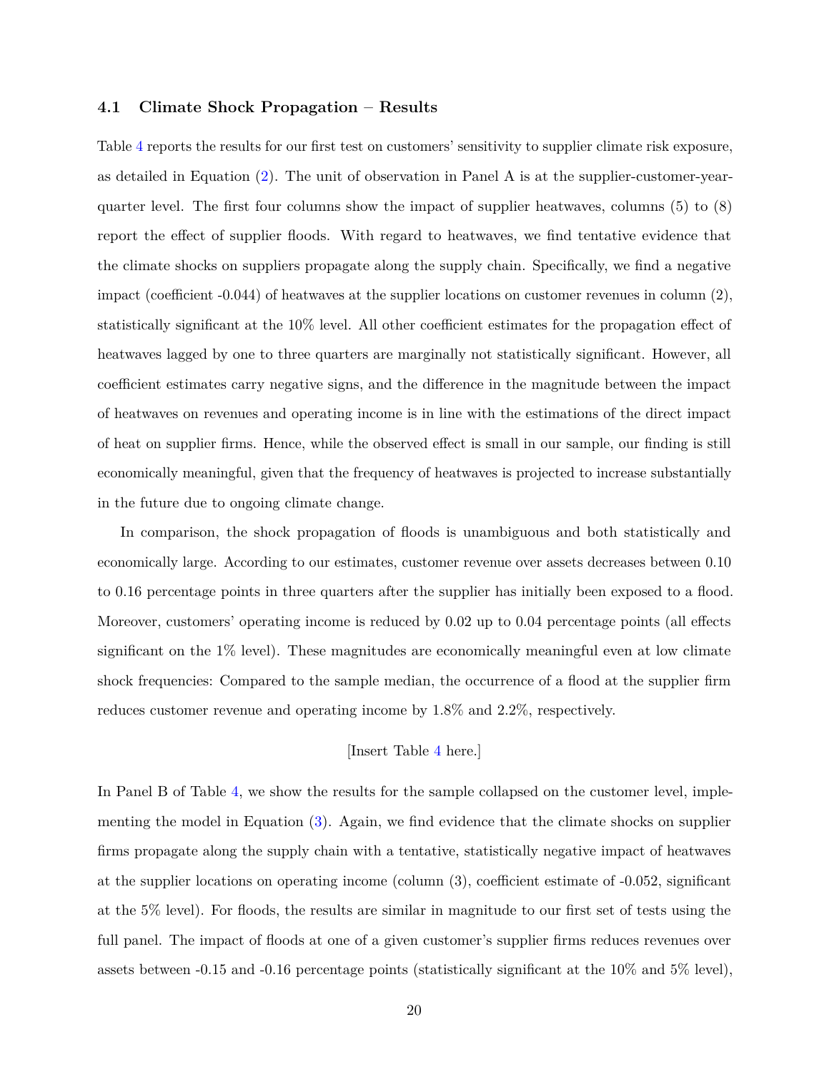### 4.1 Climate Shock Propagation – Results

Table 4 reports the results for our first test on customers' sensitivity to supplier climate risk exposure, as detailed in Equation (2). The unit of observation in Panel A is at the supplier-customer-year-quarter level. The first four columns show the impact of supplier heatwaves, columns (5) to (8) report the effect of supplier floods. With regard to heatwaves, we find tentative evidence that the climate shocks on suppliers propagate along the supply chain. Specifically, we find a negative impact (coefficient -0.044) of heatwaves at the supplier locations on customer revenues in column (2), statistically significant at the 10% level. All other coefficient estimates for the propagation effect of heatwaves lagged by one to three quarters are marginally not statistically significant. However, all coefficient estimates carry negative signs, and the difference in the magnitude between the impact of heatwaves on revenues and operating income is in line with the estimations of the direct impact of heat on supplier firms. Hence, while the observed effect is small in our sample, our finding is still economically meaningful, given that the frequency of heatwaves is projected to increase substantially in the future due to ongoing climate change.

In comparison, the shock propagation of floods is unambiguous and both statistically and economically large. According to our estimates, customer revenue over assets decreases between 0.10 to 0.16 percentage points in three quarters after the supplier has initially been exposed to a flood. Moreover, customers' operating income is reduced by 0.02 up to 0.04 percentage points (all effects significant on the 1% level). These magnitudes are economically meaningful even at low climate shock frequencies: Compared to the sample median, the occurrence of a flood at the supplier firm reduces customer revenue and operating income by 1.8% and 2.2%, respectively.

[Insert Table 4 here.]

In Panel B of Table 4, we show the results for the sample collapsed on the customer level, implementing the model in Equation (3). Again, we find evidence that the climate shocks on supplier firms propagate along the supply chain with a tentative, statistically negative impact of heatwaves at the supplier locations on operating income (column (3), coefficient estimate of -0.052, significant at the 5% level). For floods, the results are similar in magnitude to our first set of tests using the full panel. The impact of floods at one of a given customer's supplier firms reduces revenues over assets between -0.15 and -0.16 percentage points (statistically significant at the 10% and 5% level),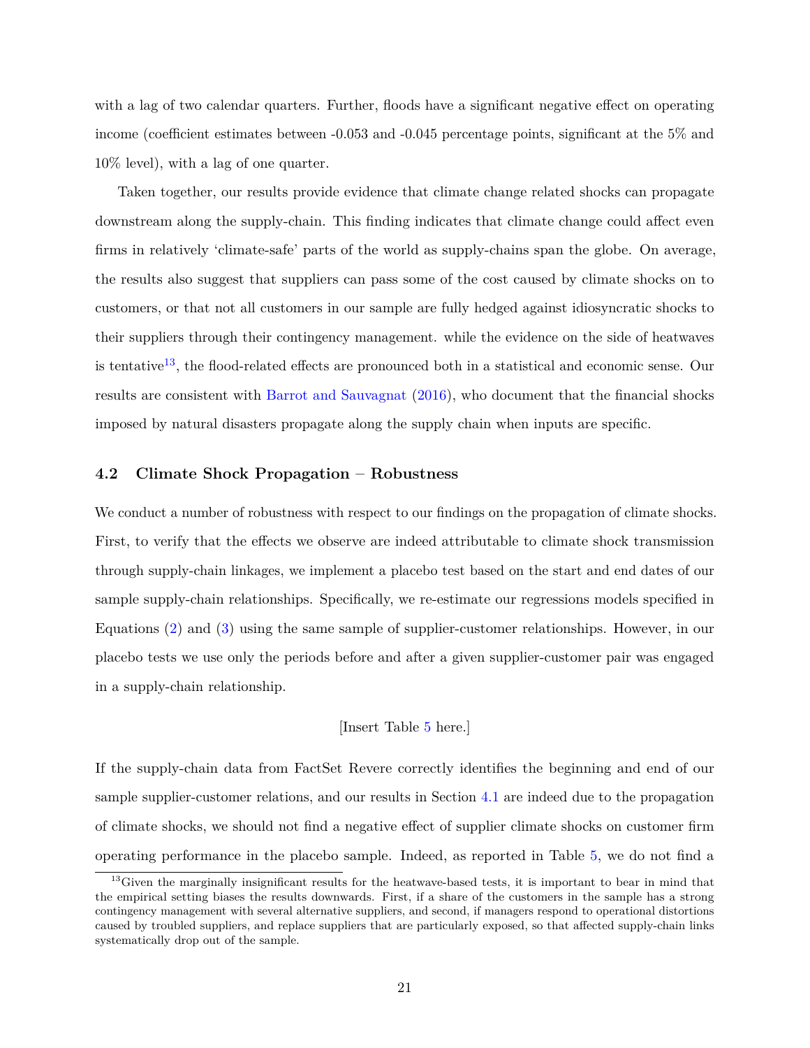with a lag of two calendar quarters. Further, floods have a significant negative effect on operating income (coefficient estimates between -0.053 and -0.045 percentage points, significant at the 5% and 10% level), with a lag of one quarter.

Taken together, our results provide evidence that climate change related shocks can propagate downstream along the supply-chain. This finding indicates that climate change could affect even firms in relatively 'climate-safe' parts of the world as supply-chains span the globe. On average, the results also suggest that suppliers can pass some of the cost caused by climate shocks on to customers, or that not all customers in our sample are fully hedged against idiosyncratic shocks to their suppliers through their contingency management. while the evidence on the side of heatwaves is tentative[13], the flood-related effects are pronounced both in a statistical and economic sense. Our results are consistent with Barrot and Sauvagnat (2016), who document that the financial shocks imposed by natural disasters propagate along the supply chain when inputs are specific.

### 4.2 Climate Shock Propagation – Robustness

We conduct a number of robustness with respect to our findings on the propagation of climate shocks. First, to verify that the effects we observe are indeed attributable to climate shock transmission through supply-chain linkages, we implement a placebo test based on the start and end dates of our sample supply-chain relationships. Specifically, we re-estimate our regressions models specified in Equations (2) and (3) using the same sample of supplier-customer relationships. However, in our placebo tests we use only the periods before and after a given supplier-customer pair was engaged in a supply-chain relationship.

[Insert Table 5 here.]

If the supply-chain data from FactSet Revere correctly identifies the beginning and end of our sample supplier-customer relations, and our results in Section 4.1 are indeed due to the propagation of climate shocks, we should not find a negative effect of supplier climate shocks on customer firm operating performance in the placebo sample. Indeed, as reported in Table 5, we do not find a

[13] Given the marginally insignificant results for the heatwave-based tests, it is important to bear in mind that the empirical setting biases the results downwards. First, if a share of the customers in the sample has a strong contingency management with several alternative suppliers, and second, if managers respond to operational distortions caused by troubled suppliers, and replace suppliers that are particularly exposed, so that affected supply-chain links systematically drop out of the sample.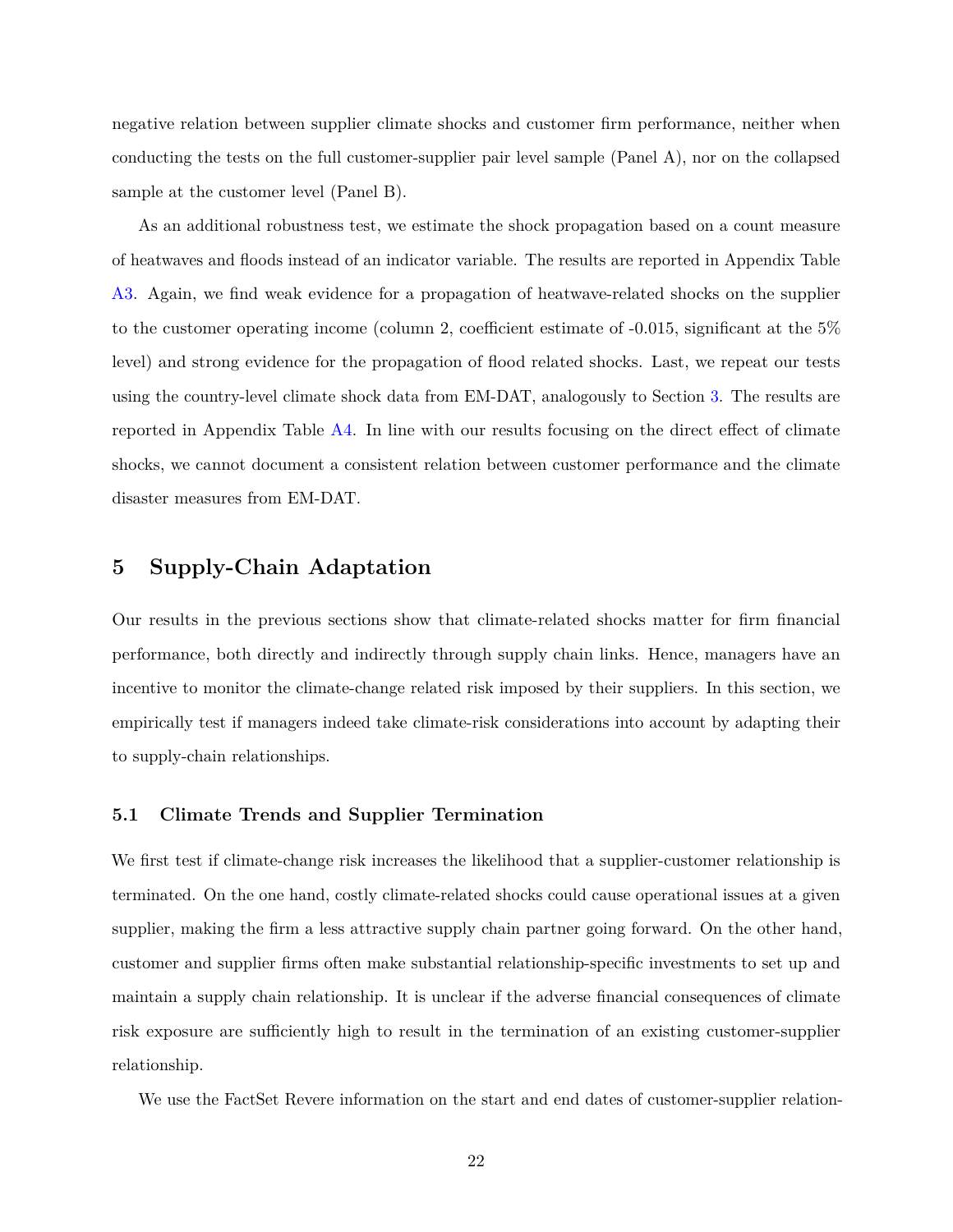negative relation between supplier climate shocks and customer firm performance, neither when conducting the tests on the full customer-supplier pair level sample (Panel A), nor on the collapsed sample at the customer level (Panel B).

As an additional robustness test, we estimate the shock propagation based on a count measure of heatwaves and floods instead of an indicator variable. The results are reported in Appendix Table A3. Again, we find weak evidence for a propagation of heatwave-related shocks on the supplier to the customer operating income (column 2, coefficient estimate of -0.015, significant at the 5% level) and strong evidence for the propagation of flood related shocks. Last, we repeat our tests using the country-level climate shock data from EM-DAT, analogously to Section 3. The results are reported in Appendix Table A4. In line with our results focusing on the direct effect of climate shocks, we cannot document a consistent relation between customer performance and the climate disaster measures from EM-DAT.

## 5 Supply-Chain Adaptation

Our results in the previous sections show that climate-related shocks matter for firm financial performance, both directly and indirectly through supply chain links. Hence, managers have an incentive to monitor the climate-change related risk imposed by their suppliers. In this section, we empirically test if managers indeed take climate-risk considerations into account by adapting their to supply-chain relationships.

### 5.1 Climate Trends and Supplier Termination

We first test if climate-change risk increases the likelihood that a supplier-customer relationship is terminated. On the one hand, costly climate-related shocks could cause operational issues at a given supplier, making the firm a less attractive supply chain partner going forward. On the other hand, customer and supplier firms often make substantial relationship-specific investments to set up and maintain a supply chain relationship. It is unclear if the adverse financial consequences of climate risk exposure are sufficiently high to result in the termination of an existing customer-supplier relationship.

We use the FactSet Revere information on the start and end dates of customer-supplier relation-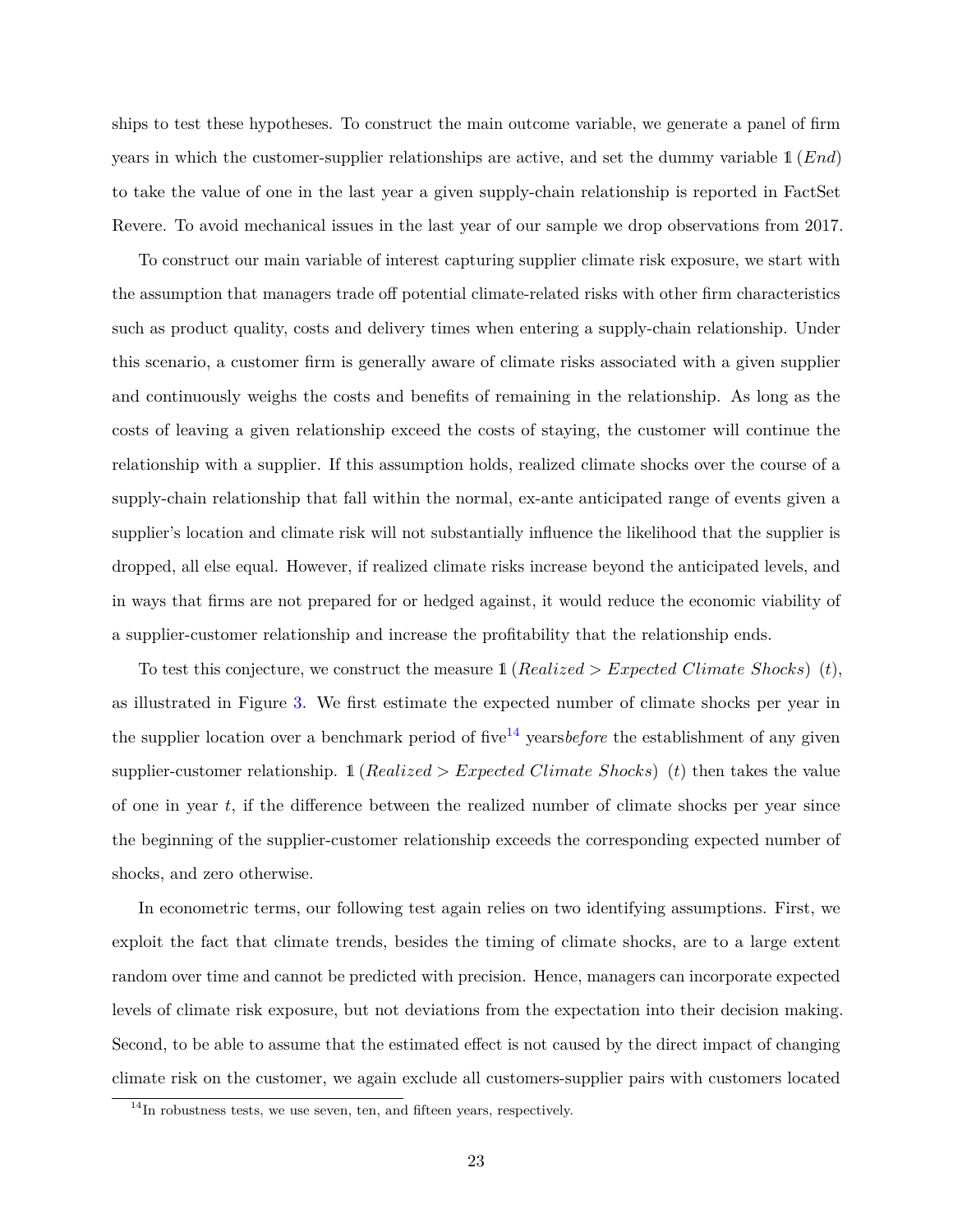ships to test these hypotheses. To construct the main outcome variable, we generate a panel of firm years in which the customer-supplier relationships are active, and set the dummy variable $\mathbb{1}\,(End)$ to take the value of one in the last year a given supply-chain relationship is reported in FactSet Revere. To avoid mechanical issues in the last year of our sample we drop observations from 2017.

To construct our main variable of interest capturing supplier climate risk exposure, we start with the assumption that managers trade off potential climate-related risks with other firm characteristics such as product quality, costs and delivery times when entering a supply-chain relationship. Under this scenario, a customer firm is generally aware of climate risks associated with a given supplier and continuously weighs the costs and benefits of remaining in the relationship. As long as the costs of leaving a given relationship exceed the costs of staying, the customer will continue the relationship with a supplier. If this assumption holds, realized climate shocks over the course of a supply-chain relationship that fall within the normal, ex-ante anticipated range of events given a supplier's location and climate risk will not substantially influence the likelihood that the supplier is dropped, all else equal. However, if realized climate risks increase beyond the anticipated levels, and in ways that firms are not prepared for or hedged against, it would reduce the economic viability of a supplier-customer relationship and increase the profitability that the relationship ends.

To test this conjecture, we construct the measure $\mathbb{1}\,(Realized > Expected\ Climate\ Shocks)\ (t)$, as illustrated in Figure 3. We first estimate the expected number of climate shocks per year in the supplier location over a benchmark period of five[14] years*before* the establishment of any given supplier-customer relationship. $\mathbb{1}\,(Realized > Expected\ Climate\ Shocks)\ (t)$ then takes the value of one in year $t$, if the difference between the realized number of climate shocks per year since the beginning of the supplier-customer relationship exceeds the corresponding expected number of shocks, and zero otherwise.

In econometric terms, our following test again relies on two identifying assumptions. First, we exploit the fact that climate trends, besides the timing of climate shocks, are to a large extent random over time and cannot be predicted with precision. Hence, managers can incorporate expected levels of climate risk exposure, but not deviations from the expectation into their decision making. Second, to be able to assume that the estimated effect is not caused by the direct impact of changing climate risk on the customer, we again exclude all customers-supplier pairs with customers located

[14] In robustness tests, we use seven, ten, and fifteen years, respectively.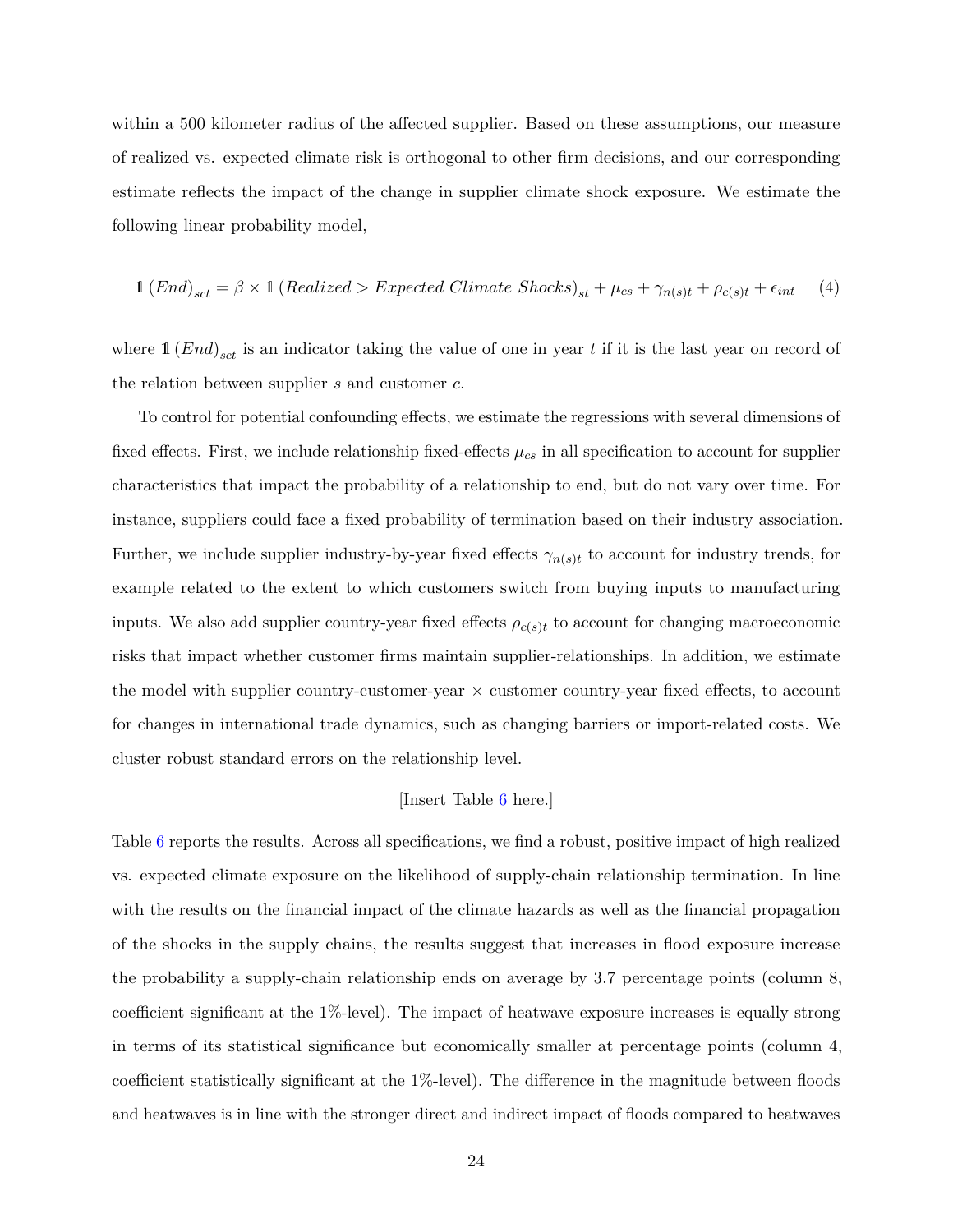within a 500 kilometer radius of the affected supplier. Based on these assumptions, our measure of realized vs. expected climate risk is orthogonal to other firm decisions, and our corresponding estimate reflects the impact of the change in supplier climate shock exposure. We estimate the following linear probability model,

$$\mathbb{1}\left(End\right)_{sct} = \beta \times \mathbb{1}\left(Realized > Expected\ Climate\ Shocks\right)_{st} + \mu_{cs} + \gamma_{n(s)t} + \rho_{c(s)t} + \epsilon_{int} \tag{4}$$

where $\mathbb{1}\left(End\right)_{sct}$ is an indicator taking the value of one in year $t$ if it is the last year on record of the relation between supplier $s$ and customer $c$.

To control for potential confounding effects, we estimate the regressions with several dimensions of fixed effects. First, we include relationship fixed-effects $\mu_{cs}$ in all specification to account for supplier characteristics that impact the probability of a relationship to end, but do not vary over time. For instance, suppliers could face a fixed probability of termination based on their industry association. Further, we include supplier industry-by-year fixed effects $\gamma_{n(s)t}$ to account for industry trends, for example related to the extent to which customers switch from buying inputs to manufacturing inputs. We also add supplier country-year fixed effects $\rho_{c(s)t}$ to account for changing macroeconomic risks that impact whether customer firms maintain supplier-relationships. In addition, we estimate the model with supplier country-customer-year × customer country-year fixed effects, to account for changes in international trade dynamics, such as changing barriers or import-related costs. We cluster robust standard errors on the relationship level.

[Insert Table 6 here.]

Table 6 reports the results. Across all specifications, we find a robust, positive impact of high realized vs. expected climate exposure on the likelihood of supply-chain relationship termination. In line with the results on the financial impact of the climate hazards as well as the financial propagation of the shocks in the supply chains, the results suggest that increases in flood exposure increase the probability a supply-chain relationship ends on average by 3.7 percentage points (column 8, coefficient significant at the 1%-level). The impact of heatwave exposure increases is equally strong in terms of its statistical significance but economically smaller at percentage points (column 4, coefficient statistically significant at the 1%-level). The difference in the magnitude between floods and heatwaves is in line with the stronger direct and indirect impact of floods compared to heatwaves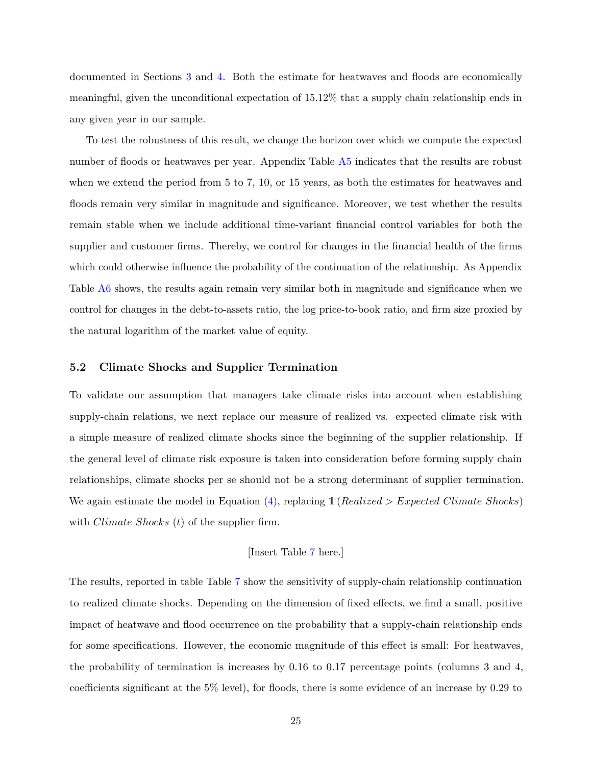documented in Sections 3 and 4. Both the estimate for heatwaves and floods are economically meaningful, given the unconditional expectation of 15.12% that a supply chain relationship ends in any given year in our sample.

To test the robustness of this result, we change the horizon over which we compute the expected number of floods or heatwaves per year. Appendix Table A5 indicates that the results are robust when we extend the period from 5 to 7, 10, or 15 years, as both the estimates for heatwaves and floods remain very similar in magnitude and significance. Moreover, we test whether the results remain stable when we include additional time-variant financial control variables for both the supplier and customer firms. Thereby, we control for changes in the financial health of the firms which could otherwise influence the probability of the continuation of the relationship. As Appendix Table A6 shows, the results again remain very similar both in magnitude and significance when we control for changes in the debt-to-assets ratio, the log price-to-book ratio, and firm size proxied by the natural logarithm of the market value of equity.

## 5.2 Climate Shocks and Supplier Termination

To validate our assumption that managers take climate risks into account when establishing supply-chain relations, we next replace our measure of realized vs. expected climate risk with a simple measure of realized climate shocks since the beginning of the supplier relationship. If the general level of climate risk exposure is taken into consideration before forming supply chain relationships, climate shocks per se should not be a strong determinant of supplier termination. We again estimate the model in Equation (4), replacing $\mathbb{1}\,(\textit{Realized} > \textit{Expected Climate Shocks})$ with *Climate Shocks* $(t)$ of the supplier firm.

[Insert Table 7 here.]

The results, reported in table Table 7 show the sensitivity of supply-chain relationship continuation to realized climate shocks. Depending on the dimension of fixed effects, we find a small, positive impact of heatwave and flood occurrence on the probability that a supply-chain relationship ends for some specifications. However, the economic magnitude of this effect is small: For heatwaves, the probability of termination is increases by 0.16 to 0.17 percentage points (columns 3 and 4, coefficients significant at the 5% level), for floods, there is some evidence of an increase by 0.29 to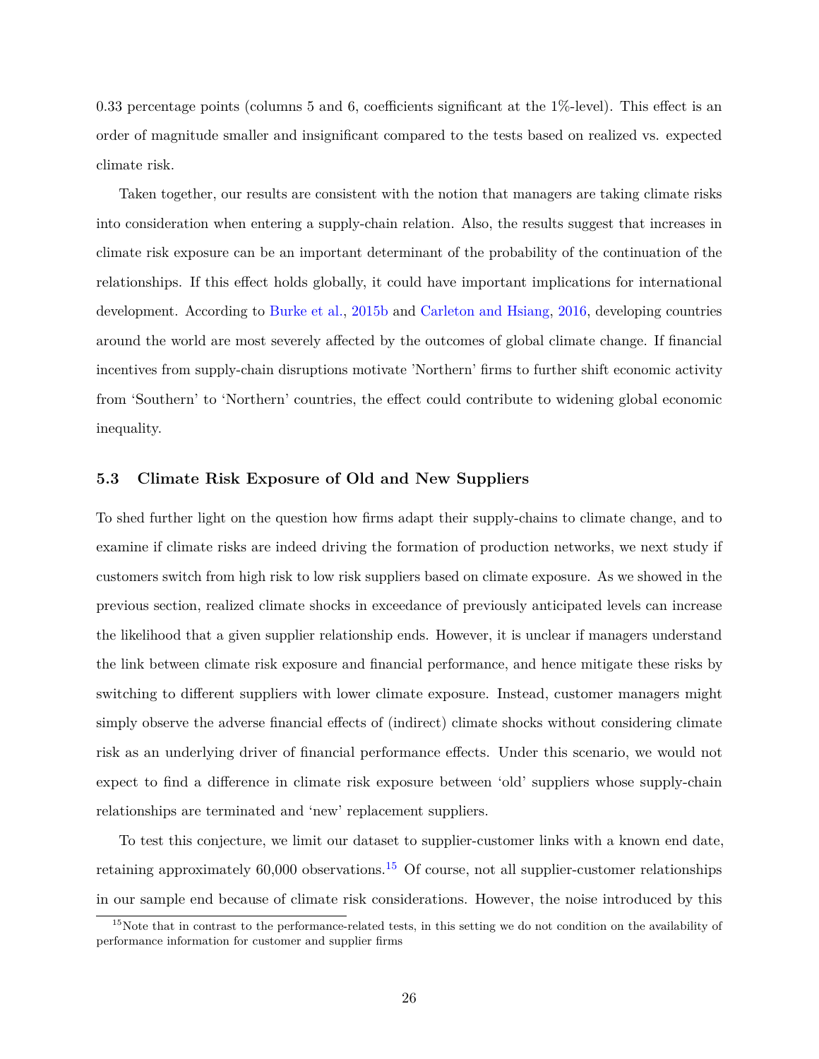0.33 percentage points (columns 5 and 6, coefficients significant at the 1%-level). This effect is an order of magnitude smaller and insignificant compared to the tests based on realized vs. expected climate risk.

Taken together, our results are consistent with the notion that managers are taking climate risks into consideration when entering a supply-chain relation. Also, the results suggest that increases in climate risk exposure can be an important determinant of the probability of the continuation of the relationships. If this effect holds globally, it could have important implications for international development. According to Burke et al., 2015b and Carleton and Hsiang, 2016, developing countries around the world are most severely affected by the outcomes of global climate change. If financial incentives from supply-chain disruptions motivate 'Northern' firms to further shift economic activity from 'Southern' to 'Northern' countries, the effect could contribute to widening global economic inequality.

### 5.3 Climate Risk Exposure of Old and New Suppliers

To shed further light on the question how firms adapt their supply-chains to climate change, and to examine if climate risks are indeed driving the formation of production networks, we next study if customers switch from high risk to low risk suppliers based on climate exposure. As we showed in the previous section, realized climate shocks in exceedance of previously anticipated levels can increase the likelihood that a given supplier relationship ends. However, it is unclear if managers understand the link between climate risk exposure and financial performance, and hence mitigate these risks by switching to different suppliers with lower climate exposure. Instead, customer managers might simply observe the adverse financial effects of (indirect) climate shocks without considering climate risk as an underlying driver of financial performance effects. Under this scenario, we would not expect to find a difference in climate risk exposure between 'old' suppliers whose supply-chain relationships are terminated and 'new' replacement suppliers.

To test this conjecture, we limit our dataset to supplier-customer links with a known end date, retaining approximately 60,000 observations.[15] Of course, not all supplier-customer relationships in our sample end because of climate risk considerations. However, the noise introduced by this

[15] Note that in contrast to the performance-related tests, in this setting we do not condition on the availability of performance information for customer and supplier firms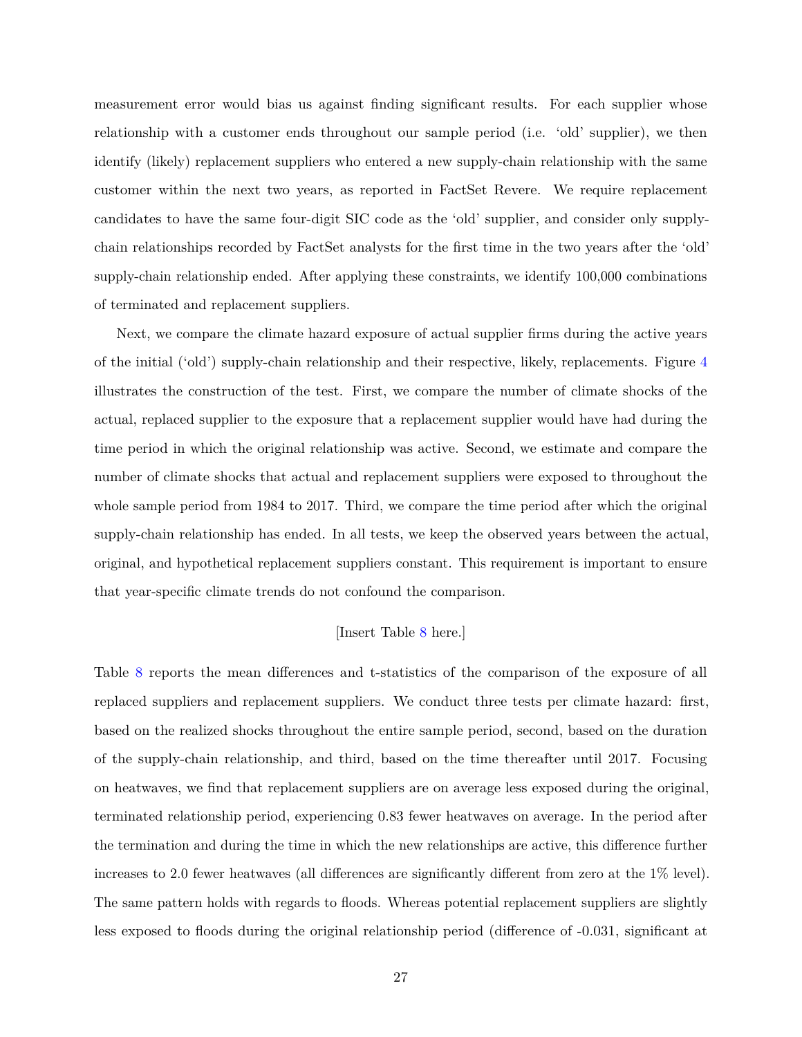measurement error would bias us against finding significant results. For each supplier whose relationship with a customer ends throughout our sample period (i.e. 'old' supplier), we then identify (likely) replacement suppliers who entered a new supply-chain relationship with the same customer within the next two years, as reported in FactSet Revere. We require replacement candidates to have the same four-digit SIC code as the 'old' supplier, and consider only supply-chain relationships recorded by FactSet analysts for the first time in the two years after the 'old' supply-chain relationship ended. After applying these constraints, we identify 100,000 combinations of terminated and replacement suppliers.

Next, we compare the climate hazard exposure of actual supplier firms during the active years of the initial ('old') supply-chain relationship and their respective, likely, replacements. Figure 4 illustrates the construction of the test. First, we compare the number of climate shocks of the actual, replaced supplier to the exposure that a replacement supplier would have had during the time period in which the original relationship was active. Second, we estimate and compare the number of climate shocks that actual and replacement suppliers were exposed to throughout the whole sample period from 1984 to 2017. Third, we compare the time period after which the original supply-chain relationship has ended. In all tests, we keep the observed years between the actual, original, and hypothetical replacement suppliers constant. This requirement is important to ensure that year-specific climate trends do not confound the comparison.

[Insert Table 8 here.]

Table 8 reports the mean differences and t-statistics of the comparison of the exposure of all replaced suppliers and replacement suppliers. We conduct three tests per climate hazard: first, based on the realized shocks throughout the entire sample period, second, based on the duration of the supply-chain relationship, and third, based on the time thereafter until 2017. Focusing on heatwaves, we find that replacement suppliers are on average less exposed during the original, terminated relationship period, experiencing 0.83 fewer heatwaves on average. In the period after the termination and during the time in which the new relationships are active, this difference further increases to 2.0 fewer heatwaves (all differences are significantly different from zero at the 1% level). The same pattern holds with regards to floods. Whereas potential replacement suppliers are slightly less exposed to floods during the original relationship period (difference of -0.031, significant at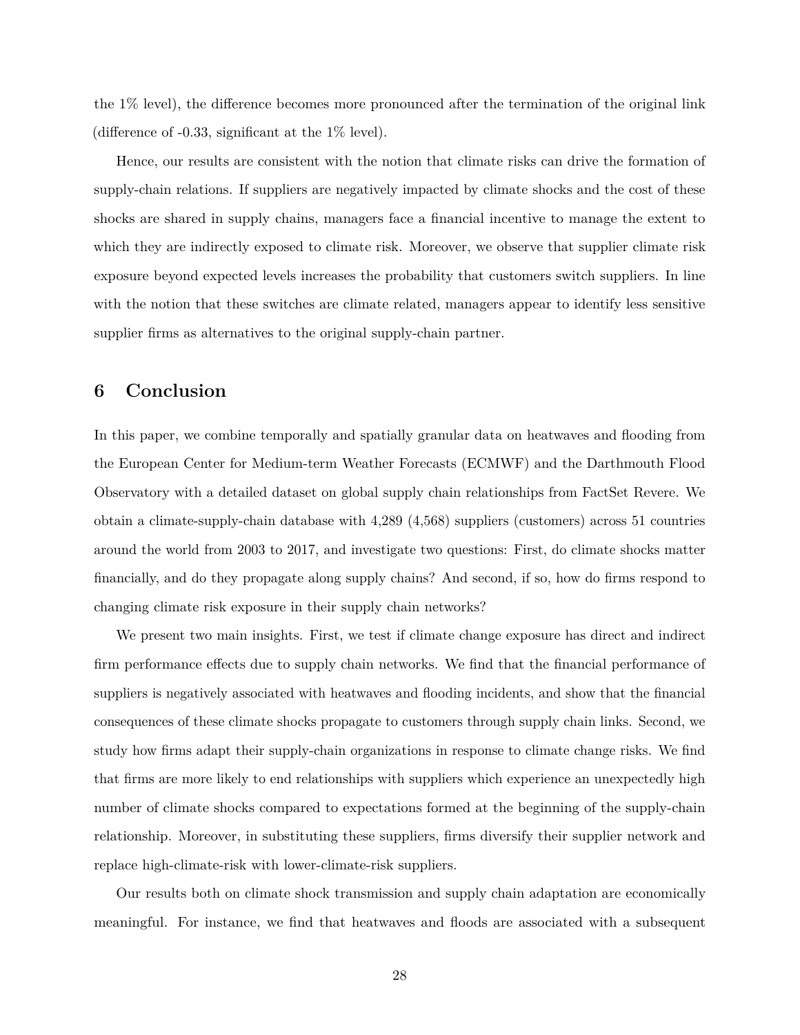the 1% level), the difference becomes more pronounced after the termination of the original link (difference of -0.33, significant at the 1% level).

Hence, our results are consistent with the notion that climate risks can drive the formation of supply-chain relations. If suppliers are negatively impacted by climate shocks and the cost of these shocks are shared in supply chains, managers face a financial incentive to manage the extent to which they are indirectly exposed to climate risk. Moreover, we observe that supplier climate risk exposure beyond expected levels increases the probability that customers switch suppliers. In line with the notion that these switches are climate related, managers appear to identify less sensitive supplier firms as alternatives to the original supply-chain partner.

## 6 Conclusion

In this paper, we combine temporally and spatially granular data on heatwaves and flooding from the European Center for Medium-term Weather Forecasts (ECMWF) and the Darthmouth Flood Observatory with a detailed dataset on global supply chain relationships from FactSet Revere. We obtain a climate-supply-chain database with 4,289 (4,568) suppliers (customers) across 51 countries around the world from 2003 to 2017, and investigate two questions: First, do climate shocks matter financially, and do they propagate along supply chains? And second, if so, how do firms respond to changing climate risk exposure in their supply chain networks?

We present two main insights. First, we test if climate change exposure has direct and indirect firm performance effects due to supply chain networks. We find that the financial performance of suppliers is negatively associated with heatwaves and flooding incidents, and show that the financial consequences of these climate shocks propagate to customers through supply chain links. Second, we study how firms adapt their supply-chain organizations in response to climate change risks. We find that firms are more likely to end relationships with suppliers which experience an unexpectedly high number of climate shocks compared to expectations formed at the beginning of the supply-chain relationship. Moreover, in substituting these suppliers, firms diversify their supplier network and replace high-climate-risk with lower-climate-risk suppliers.

Our results both on climate shock transmission and supply chain adaptation are economically meaningful. For instance, we find that heatwaves and floods are associated with a subsequent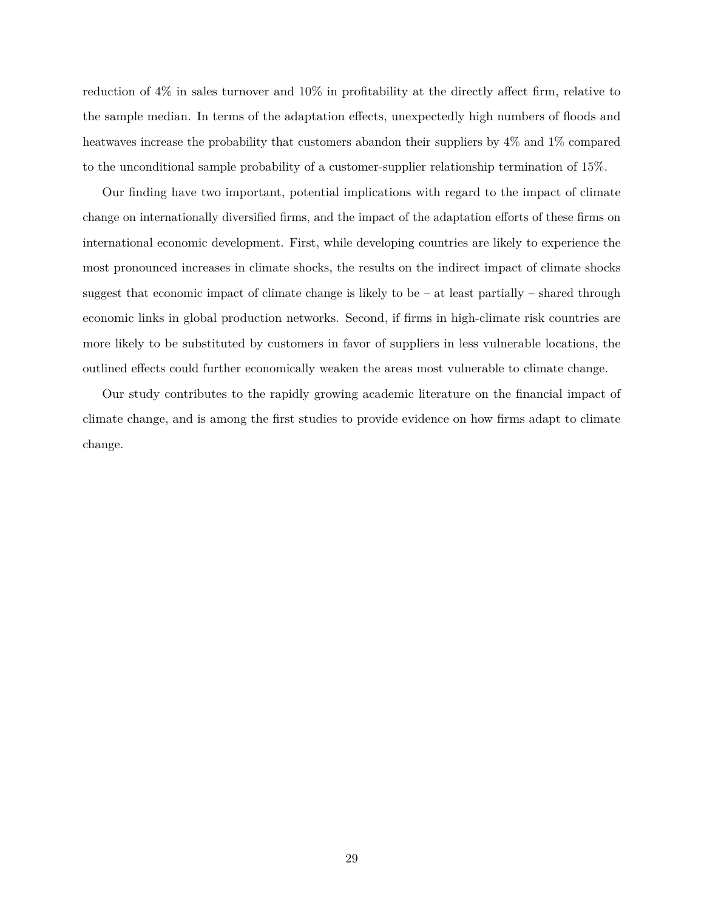reduction of 4% in sales turnover and 10% in profitability at the directly affect firm, relative to the sample median. In terms of the adaptation effects, unexpectedly high numbers of floods and heatwaves increase the probability that customers abandon their suppliers by 4% and 1% compared to the unconditional sample probability of a customer-supplier relationship termination of 15%.

Our finding have two important, potential implications with regard to the impact of climate change on internationally diversified firms, and the impact of the adaptation efforts of these firms on international economic development. First, while developing countries are likely to experience the most pronounced increases in climate shocks, the results on the indirect impact of climate shocks suggest that economic impact of climate change is likely to be – at least partially – shared through economic links in global production networks. Second, if firms in high-climate risk countries are more likely to be substituted by customers in favor of suppliers in less vulnerable locations, the outlined effects could further economically weaken the areas most vulnerable to climate change.

Our study contributes to the rapidly growing academic literature on the financial impact of climate change, and is among the first studies to provide evidence on how firms adapt to climate change.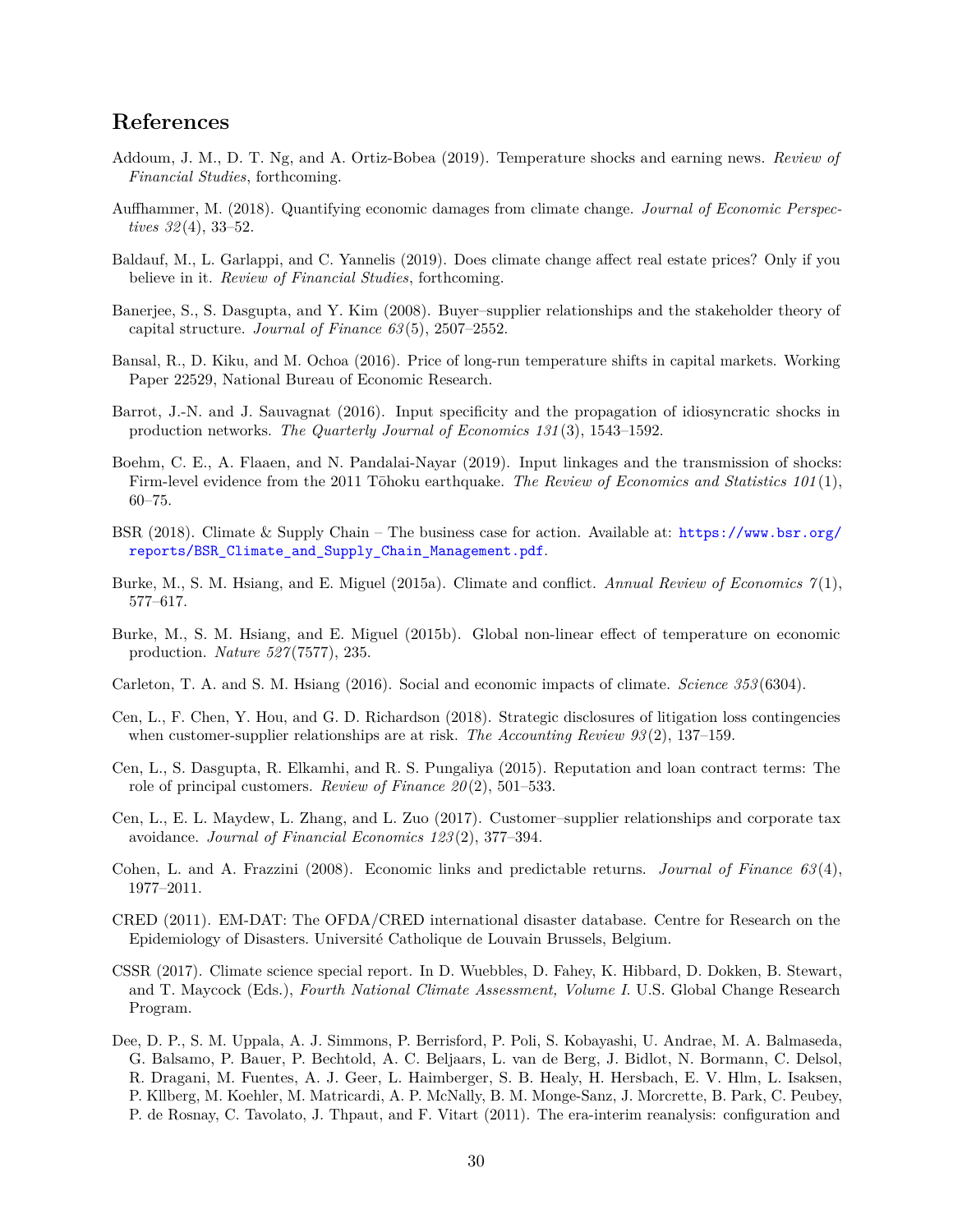## References

Addoum, J. M., D. T. Ng, and A. Ortiz-Bobea (2019). Temperature shocks and earning news. *Review of Financial Studies*, forthcoming.

Auffhammer, M. (2018). Quantifying economic damages from climate change. *Journal of Economic Perspectives 32*(4), 33–52.

Baldauf, M., L. Garlappi, and C. Yannelis (2019). Does climate change affect real estate prices? Only if you believe in it. *Review of Financial Studies*, forthcoming.

Banerjee, S., S. Dasgupta, and Y. Kim (2008). Buyer–supplier relationships and the stakeholder theory of capital structure. *Journal of Finance 63*(5), 2507–2552.

Bansal, R., D. Kiku, and M. Ochoa (2016). Price of long-run temperature shifts in capital markets. Working Paper 22529, National Bureau of Economic Research.

Barrot, J.-N. and J. Sauvagnat (2016). Input specificity and the propagation of idiosyncratic shocks in production networks. *The Quarterly Journal of Economics 131*(3), 1543–1592.

Boehm, C. E., A. Flaaen, and N. Pandalai-Nayar (2019). Input linkages and the transmission of shocks: Firm-level evidence from the 2011 Tōhoku earthquake. *The Review of Economics and Statistics 101*(1), 60–75.

BSR (2018). Climate & Supply Chain – The business case for action. Available at: https://www.bsr.org/reports/BSR_Climate_and_Supply_Chain_Management.pdf.

Burke, M., S. M. Hsiang, and E. Miguel (2015a). Climate and conflict. *Annual Review of Economics 7*(1), 577–617.

Burke, M., S. M. Hsiang, and E. Miguel (2015b). Global non-linear effect of temperature on economic production. *Nature 527*(7577), 235.

Carleton, T. A. and S. M. Hsiang (2016). Social and economic impacts of climate. *Science 353*(6304).

Cen, L., F. Chen, Y. Hou, and G. D. Richardson (2018). Strategic disclosures of litigation loss contingencies when customer-supplier relationships are at risk. *The Accounting Review 93*(2), 137–159.

Cen, L., S. Dasgupta, R. Elkamhi, and R. S. Pungaliya (2015). Reputation and loan contract terms: The role of principal customers. *Review of Finance 20*(2), 501–533.

Cen, L., E. L. Maydew, L. Zhang, and L. Zuo (2017). Customer–supplier relationships and corporate tax avoidance. *Journal of Financial Economics 123*(2), 377–394.

Cohen, L. and A. Frazzini (2008). Economic links and predictable returns. *Journal of Finance 63*(4), 1977–2011.

CRED (2011). EM-DAT: The OFDA/CRED international disaster database. Centre for Research on the Epidemiology of Disasters. Université Catholique de Louvain Brussels, Belgium.

CSSR (2017). Climate science special report. In D. Wuebbles, D. Fahey, K. Hibbard, D. Dokken, B. Stewart, and T. Maycock (Eds.), *Fourth National Climate Assessment, Volume I*. U.S. Global Change Research Program.

Dee, D. P., S. M. Uppala, A. J. Simmons, P. Berrisford, P. Poli, S. Kobayashi, U. Andrae, M. A. Balmaseda, G. Balsamo, P. Bauer, P. Bechtold, A. C. Beljaars, L. van de Berg, J. Bidlot, N. Bormann, C. Delsol, R. Dragani, M. Fuentes, A. J. Geer, L. Haimberger, S. B. Healy, H. Hersbach, E. V. Hlm, L. Isaksen, P. Kllberg, M. Koehler, M. Matricardi, A. P. McNally, B. M. Monge-Sanz, J. Morcrette, B. Park, C. Peubey, P. de Rosnay, C. Tavolato, J. Thpaut, and F. Vitart (2011). The era-interim reanalysis: configuration and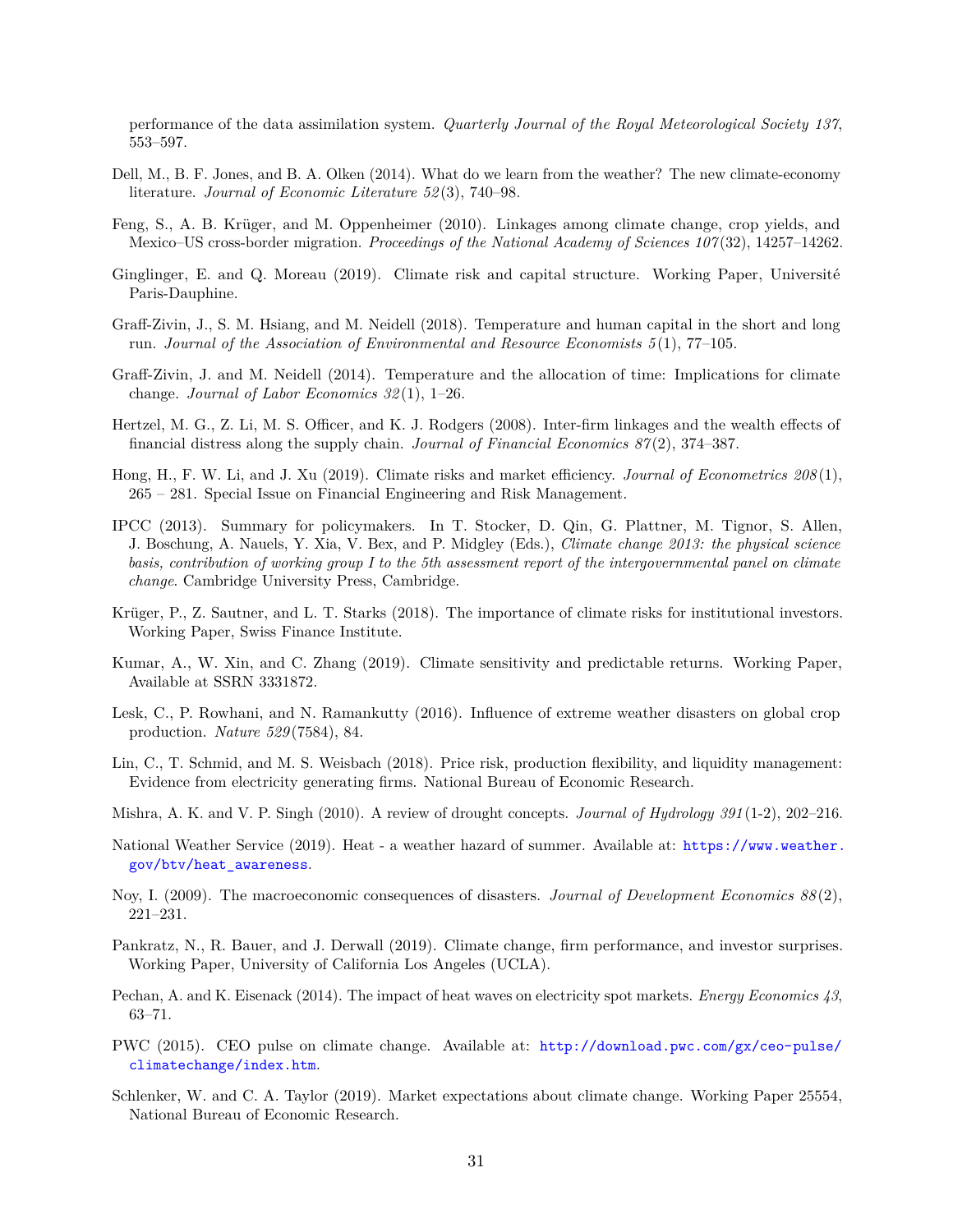performance of the data assimilation system. *Quarterly Journal of the Royal Meteorological Society 137*, 553–597.

Dell, M., B. F. Jones, and B. A. Olken (2014). What do we learn from the weather? The new climate-economy literature. *Journal of Economic Literature 52*(3), 740–98.

Feng, S., A. B. Krüger, and M. Oppenheimer (2010). Linkages among climate change, crop yields, and Mexico–US cross-border migration. *Proceedings of the National Academy of Sciences 107*(32), 14257–14262.

Ginglinger, E. and Q. Moreau (2019). Climate risk and capital structure. Working Paper, Université Paris-Dauphine.

Graff-Zivin, J., S. M. Hsiang, and M. Neidell (2018). Temperature and human capital in the short and long run. *Journal of the Association of Environmental and Resource Economists 5*(1), 77–105.

Graff-Zivin, J. and M. Neidell (2014). Temperature and the allocation of time: Implications for climate change. *Journal of Labor Economics 32*(1), 1–26.

Hertzel, M. G., Z. Li, M. S. Officer, and K. J. Rodgers (2008). Inter-firm linkages and the wealth effects of financial distress along the supply chain. *Journal of Financial Economics 87*(2), 374–387.

Hong, H., F. W. Li, and J. Xu (2019). Climate risks and market efficiency. *Journal of Econometrics 208*(1), 265 – 281. Special Issue on Financial Engineering and Risk Management.

IPCC (2013). Summary for policymakers. In T. Stocker, D. Qin, G. Plattner, M. Tignor, S. Allen, J. Boschung, A. Nauels, Y. Xia, V. Bex, and P. Midgley (Eds.), *Climate change 2013: the physical science basis, contribution of working group I to the 5th assessment report of the intergovernmental panel on climate change*. Cambridge University Press, Cambridge.

Krüger, P., Z. Sautner, and L. T. Starks (2018). The importance of climate risks for institutional investors. Working Paper, Swiss Finance Institute.

Kumar, A., W. Xin, and C. Zhang (2019). Climate sensitivity and predictable returns. Working Paper, Available at SSRN 3331872.

Lesk, C., P. Rowhani, and N. Ramankutty (2016). Influence of extreme weather disasters on global crop production. *Nature 529*(7584), 84.

Lin, C., T. Schmid, and M. S. Weisbach (2018). Price risk, production flexibility, and liquidity management: Evidence from electricity generating firms. National Bureau of Economic Research.

Mishra, A. K. and V. P. Singh (2010). A review of drought concepts. *Journal of Hydrology 391*(1-2), 202–216.

National Weather Service (2019). Heat - a weather hazard of summer. Available at: https://www.weather.gov/btv/heat_awareness.

Noy, I. (2009). The macroeconomic consequences of disasters. *Journal of Development Economics 88*(2), 221–231.

Pankratz, N., R. Bauer, and J. Derwall (2019). Climate change, firm performance, and investor surprises. Working Paper, University of California Los Angeles (UCLA).

Pechan, A. and K. Eisenack (2014). The impact of heat waves on electricity spot markets. *Energy Economics 43*, 63–71.

PWC (2015). CEO pulse on climate change. Available at: http://download.pwc.com/gx/ceo-pulse/climatechange/index.htm.

Schlenker, W. and C. A. Taylor (2019). Market expectations about climate change. Working Paper 25554, National Bureau of Economic Research.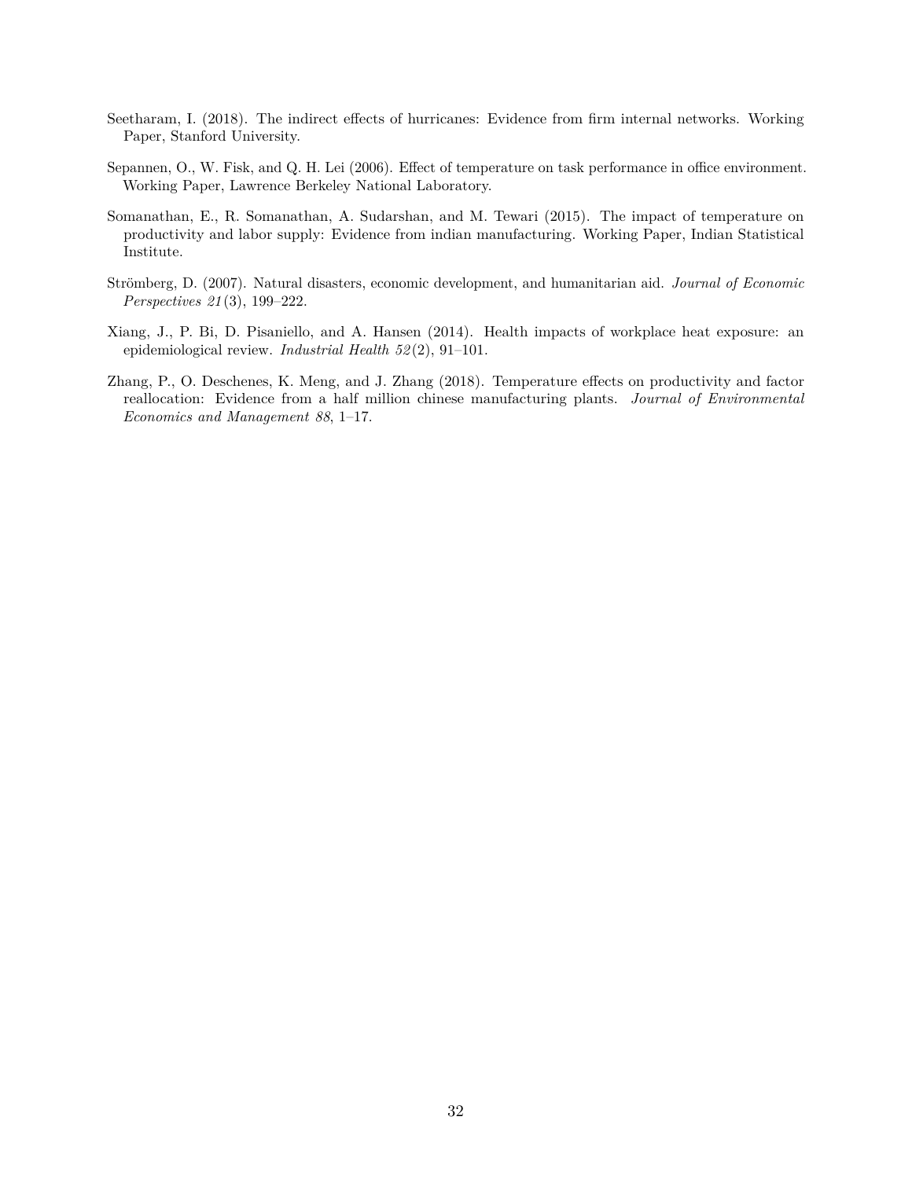Seetharam, I. (2018). The indirect effects of hurricanes: Evidence from firm internal networks. Working Paper, Stanford University.

Sepannen, O., W. Fisk, and Q. H. Lei (2006). Effect of temperature on task performance in office environment. Working Paper, Lawrence Berkeley National Laboratory.

Somanathan, E., R. Somanathan, A. Sudarshan, and M. Tewari (2015). The impact of temperature on productivity and labor supply: Evidence from indian manufacturing. Working Paper, Indian Statistical Institute.

Strömberg, D. (2007). Natural disasters, economic development, and humanitarian aid. *Journal of Economic Perspectives 21*(3), 199–222.

Xiang, J., P. Bi, D. Pisaniello, and A. Hansen (2014). Health impacts of workplace heat exposure: an epidemiological review. *Industrial Health 52*(2), 91–101.

Zhang, P., O. Deschenes, K. Meng, and J. Zhang (2018). Temperature effects on productivity and factor reallocation: Evidence from a half million chinese manufacturing plants. *Journal of Environmental Economics and Management 88*, 1–17.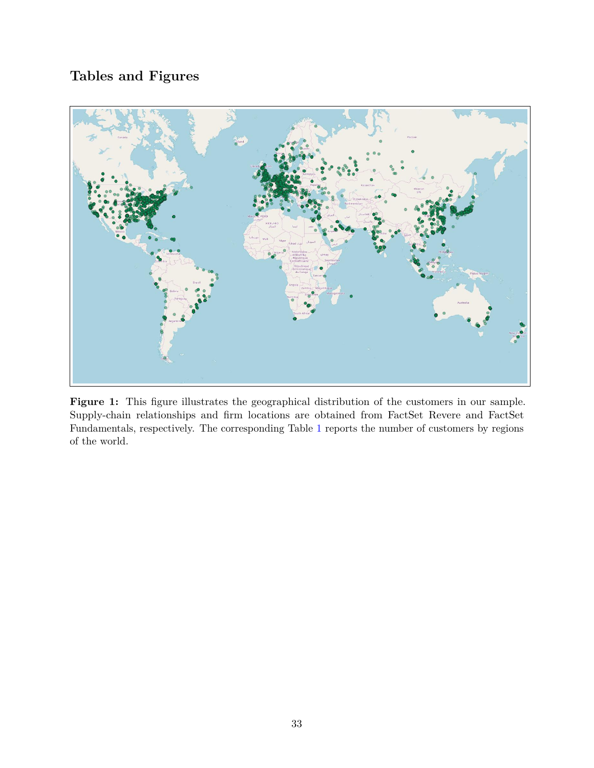## Tables and Figures

**Figure 1:** This figure illustrates the geographical distribution of the customers in our sample. Supply-chain relationships and firm locations are obtained from FactSet Revere and FactSet Fundamentals, respectively. The corresponding Table 1 reports the number of customers by regions of the world.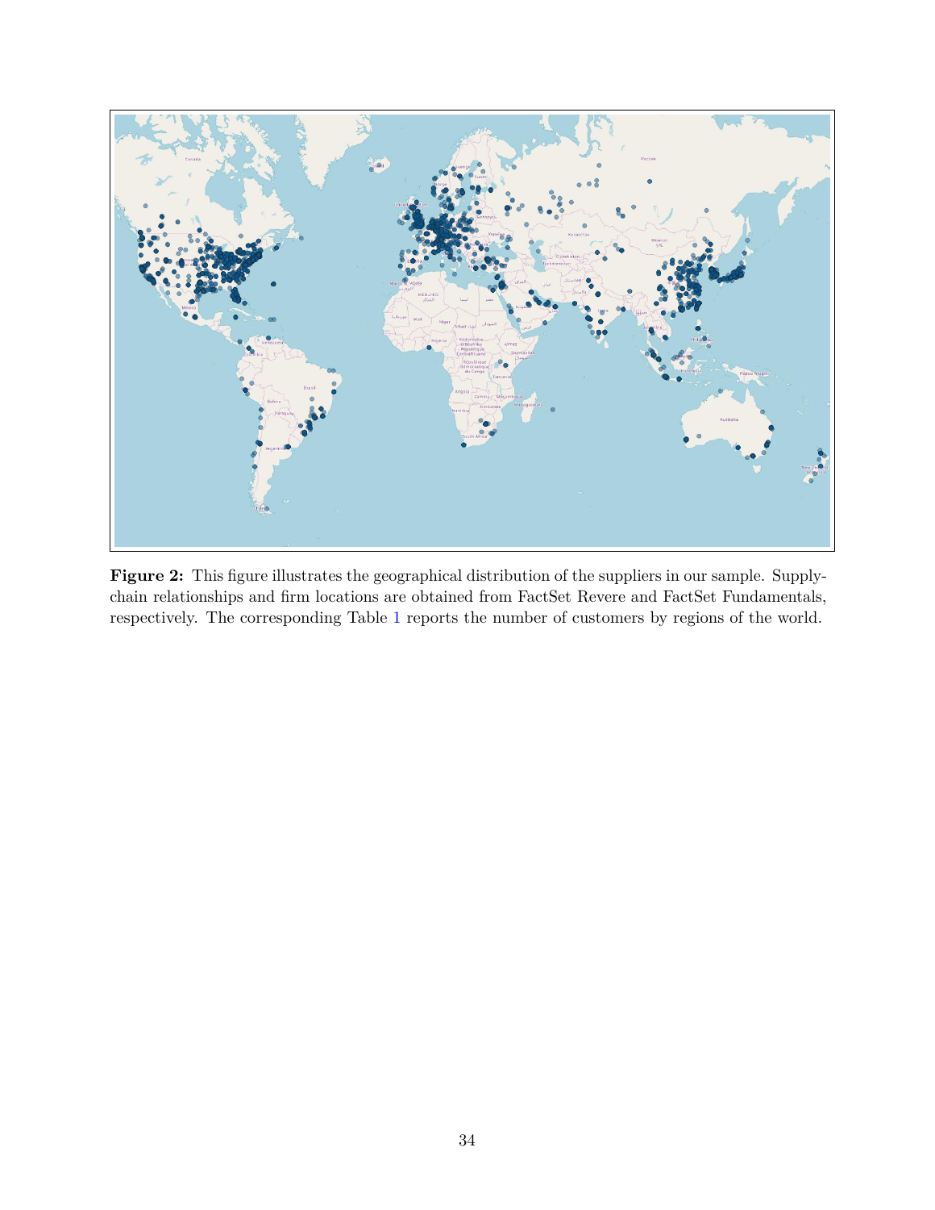**Figure 2:** This figure illustrates the geographical distribution of the suppliers in our sample. Supply-chain relationships and firm locations are obtained from FactSet Revere and FactSet Fundamentals, respectively. The corresponding Table 1 reports the number of customers by regions of the world.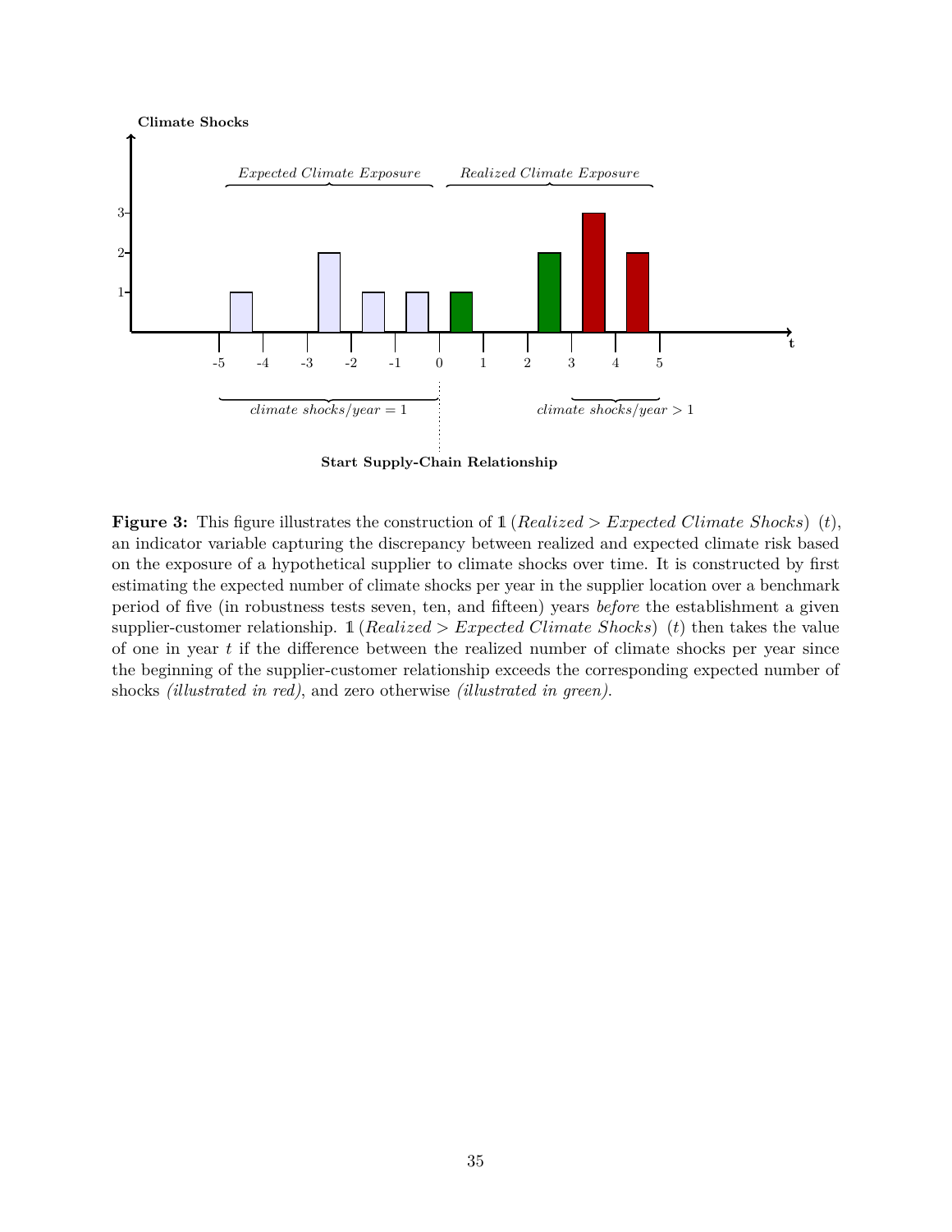**Figure 3:** This figure illustrates the construction of $\mathbb{1}\,(Realized > Expected\ Climate\ Shocks)\ (t)$, an indicator variable capturing the discrepancy between realized and expected climate risk based on the exposure of a hypothetical supplier to climate shocks over time. It is constructed by first estimating the expected number of climate shocks per year in the supplier location over a benchmark period of five (in robustness tests seven, ten, and fifteen) years *before* the establishment a given supplier-customer relationship. $\mathbb{1}\,(Realized > Expected\ Climate\ Shocks)\ (t)$ then takes the value of one in year $t$ if the difference between the realized number of climate shocks per year since the beginning of the supplier-customer relationship exceeds the corresponding expected number of shocks *(illustrated in red)*, and zero otherwise *(illustrated in green)*.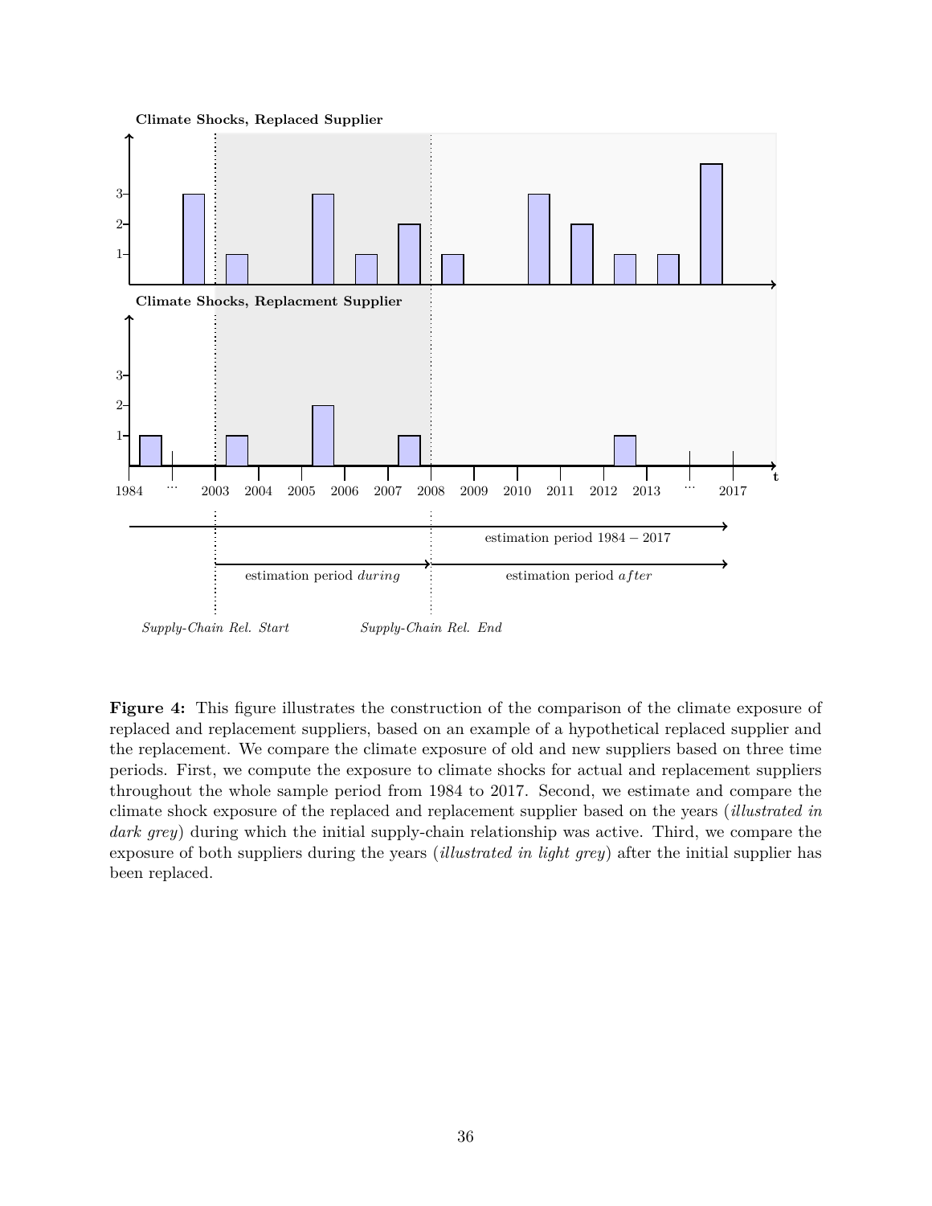**Figure 4:** This figure illustrates the construction of the comparison of the climate exposure of replaced and replacement suppliers, based on an example of a hypothetical replaced supplier and the replacement. We compare the climate exposure of old and new suppliers based on three time periods. First, we compute the exposure to climate shocks for actual and replacement suppliers throughout the whole sample period from 1984 to 2017. Second, we estimate and compare the climate shock exposure of the replaced and replacement supplier based on the years (*illustrated in dark grey*) during which the initial supply-chain relationship was active. Third, we compare the exposure of both suppliers during the years (*illustrated in light grey*) after the initial supplier has been replaced.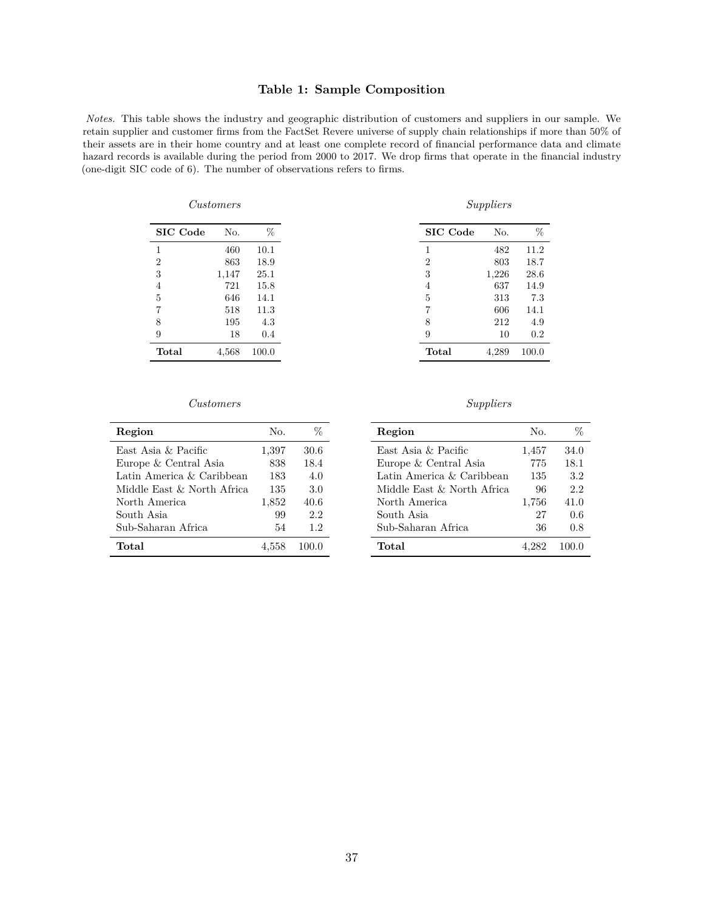## Table 1: Sample Composition

*Notes.* This table shows the industry and geographic distribution of customers and suppliers in our sample. We retain supplier and customer firms from the FactSet Revere universe of supply chain relationships if more than 50% of their assets are in their home country and at least one complete record of financial performance data and climate hazard records is available during the period from 2000 to 2017. We drop firms that operate in the financial industry (one-digit SIC code of 6). The number of observations refers to firms.

*Customers*

| **SIC Code** | No. | % |
|---|---|---|
| 1 | 460 | 10.1 |
| 2 | 863 | 18.9 |
| 3 | 1,147 | 25.1 |
| 4 | 721 | 15.8 |
| 5 | 646 | 14.1 |
| 7 | 518 | 11.3 |
| 8 | 195 | 4.3 |
| 9 | 18 | 0.4 |
| **Total** | 4,568 | 100.0 |

*Suppliers*

| **SIC Code** | No. | % |
|---|---|---|
| 1 | 482 | 11.2 |
| 2 | 803 | 18.7 |
| 3 | 1,226 | 28.6 |
| 4 | 637 | 14.9 |
| 5 | 313 | 7.3 |
| 7 | 606 | 14.1 |
| 8 | 212 | 4.9 |
| 9 | 10 | 0.2 |
| **Total** | 4,289 | 100.0 |

*Customers*

| **Region** | No. | % |
|---|---|---|
| East Asia & Pacific | 1,397 | 30.6 |
| Europe & Central Asia | 838 | 18.4 |
| Latin America & Caribbean | 183 | 4.0 |
| Middle East & North Africa | 135 | 3.0 |
| North America | 1,852 | 40.6 |
| South Asia | 99 | 2.2 |
| Sub-Saharan Africa | 54 | 1.2 |
| **Total** | 4,558 | 100.0 |

*Suppliers*

| **Region** | No. | % |
|---|---|---|
| East Asia & Pacific | 1,457 | 34.0 |
| Europe & Central Asia | 775 | 18.1 |
| Latin America & Caribbean | 135 | 3.2 |
| Middle East & North Africa | 96 | 2.2 |
| North America | 1,756 | 41.0 |
| South Asia | 27 | 0.6 |
| Sub-Saharan Africa | 36 | 0.8 |
| **Total** | 4,282 | 100.0 |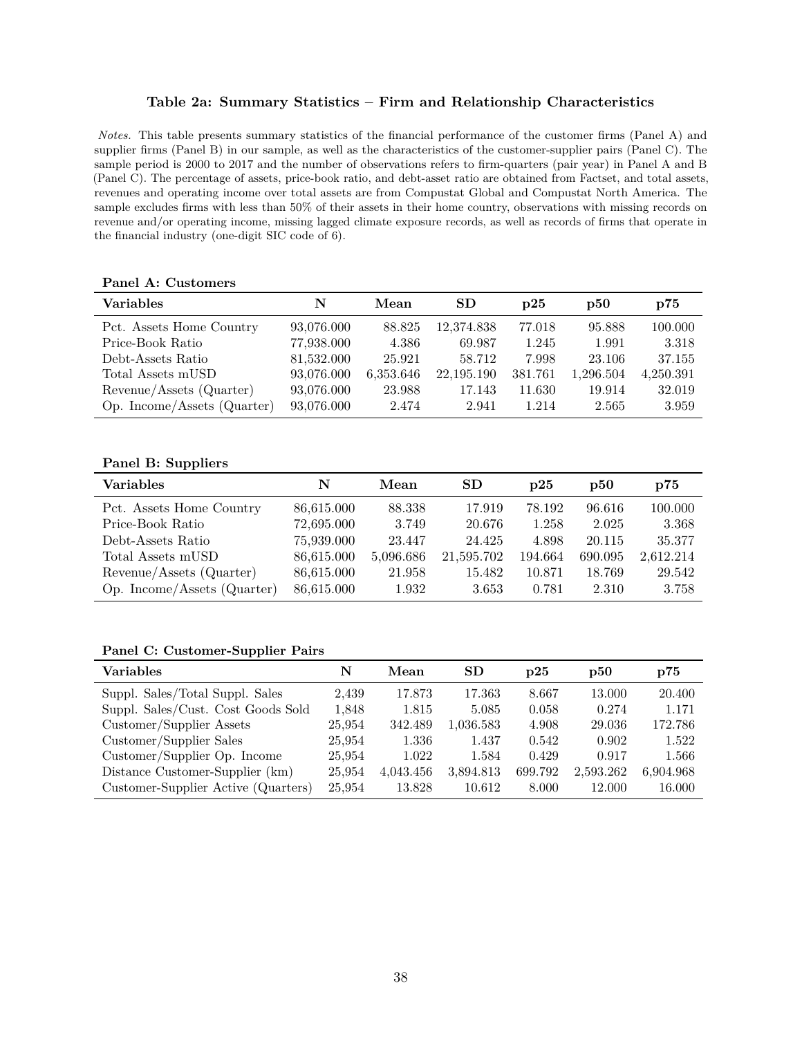### Table 2a: Summary Statistics – Firm and Relationship Characteristics

*Notes.* This table presents summary statistics of the financial performance of the customer firms (Panel A) and supplier firms (Panel B) in our sample, as well as the characteristics of the customer-supplier pairs (Panel C). The sample period is 2000 to 2017 and the number of observations refers to firm-quarters (pair year) in Panel A and B (Panel C). The percentage of assets, price-book ratio, and debt-asset ratio are obtained from Factset, and total assets, revenues and operating income over total assets are from Compustat Global and Compustat North America. The sample excludes firms with less than 50% of their assets in their home country, observations with missing records on revenue and/or operating income, missing lagged climate exposure records, as well as records of firms that operate in the financial industry (one-digit SIC code of 6).

**Panel A: Customers**

| Variables | N | Mean | SD | p25 | p50 | p75 |
|---|---|---|---|---|---|---|
| Pct. Assets Home Country | 93,076.000 | 88.825 | 12,374.838 | 77.018 | 95.888 | 100.000 |
| Price-Book Ratio | 77,938.000 | 4.386 | 69.987 | 1.245 | 1.991 | 3.318 |
| Debt-Assets Ratio | 81,532.000 | 25.921 | 58.712 | 7.998 | 23.106 | 37.155 |
| Total Assets mUSD | 93,076.000 | 6,353.646 | 22,195.190 | 381.761 | 1,296.504 | 4,250.391 |
| Revenue/Assets (Quarter) | 93,076.000 | 23.988 | 17.143 | 11.630 | 19.914 | 32.019 |
| Op. Income/Assets (Quarter) | 93,076.000 | 2.474 | 2.941 | 1.214 | 2.565 | 3.959 |

**Panel B: Suppliers**

| Variables | N | Mean | SD | p25 | p50 | p75 |
|---|---|---|---|---|---|---|
| Pct. Assets Home Country | 86,615.000 | 88.338 | 17.919 | 78.192 | 96.616 | 100.000 |
| Price-Book Ratio | 72,695.000 | 3.749 | 20.676 | 1.258 | 2.025 | 3.368 |
| Debt-Assets Ratio | 75,939.000 | 23.447 | 24.425 | 4.898 | 20.115 | 35.377 |
| Total Assets mUSD | 86,615.000 | 5,096.686 | 21,595.702 | 194.664 | 690.095 | 2,612.214 |
| Revenue/Assets (Quarter) | 86,615.000 | 21.958 | 15.482 | 10.871 | 18.769 | 29.542 |
| Op. Income/Assets (Quarter) | 86,615.000 | 1.932 | 3.653 | 0.781 | 2.310 | 3.758 |

**Panel C: Customer-Supplier Pairs**

| Variables | N | Mean | SD | p25 | p50 | p75 |
|---|---|---|---|---|---|---|
| Suppl. Sales/Total Suppl. Sales | 2,439 | 17.873 | 17.363 | 8.667 | 13.000 | 20.400 |
| Suppl. Sales/Cust. Cost Goods Sold | 1,848 | 1.815 | 5.085 | 0.058 | 0.274 | 1.171 |
| Customer/Supplier Assets | 25,954 | 342.489 | 1,036.583 | 4.908 | 29.036 | 172.786 |
| Customer/Supplier Sales | 25,954 | 1.336 | 1.437 | 0.542 | 0.902 | 1.522 |
| Customer/Supplier Op. Income | 25,954 | 1.022 | 1.584 | 0.429 | 0.917 | 1.566 |
| Distance Customer-Supplier (km) | 25,954 | 4,043.456 | 3,894.813 | 699.792 | 2,593.262 | 6,904.968 |
| Customer-Supplier Active (Quarters) | 25,954 | 13.828 | 10.612 | 8.000 | 12.000 | 16.000 |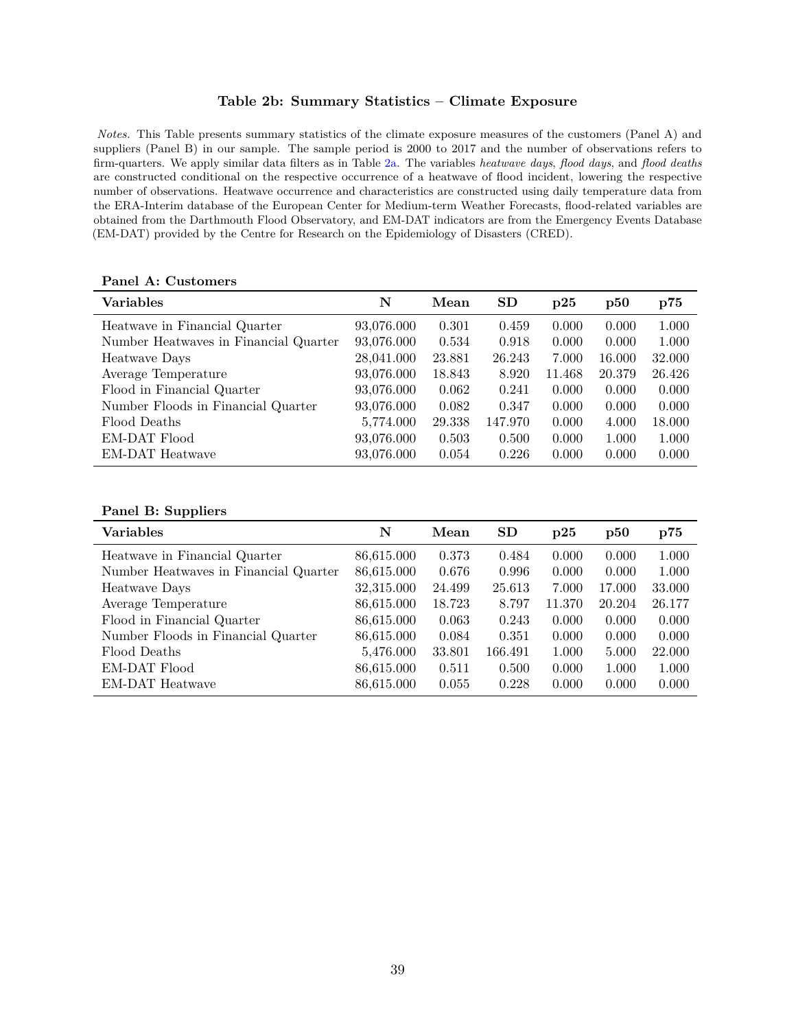### Table 2b: Summary Statistics – Climate Exposure

*Notes.* This Table presents summary statistics of the climate exposure measures of the customers (Panel A) and suppliers (Panel B) in our sample. The sample period is 2000 to 2017 and the number of observations refers to firm-quarters. We apply similar data filters as in Table 2a. The variables *heatwave days*, *flood days*, and *flood deaths* are constructed conditional on the respective occurrence of a heatwave of flood incident, lowering the respective number of observations. Heatwave occurrence and characteristics are constructed using daily temperature data from the ERA-Interim database of the European Center for Medium-term Weather Forecasts, flood-related variables are obtained from the Darthmouth Flood Observatory, and EM-DAT indicators are from the Emergency Events Database (EM-DAT) provided by the Centre for Research on the Epidemiology of Disasters (CRED).

**Panel A: Customers**

| Variables | N | Mean | SD | p25 | p50 | p75 |
|---|---|---|---|---|---|---|
| Heatwave in Financial Quarter | 93,076.000 | 0.301 | 0.459 | 0.000 | 0.000 | 1.000 |
| Number Heatwaves in Financial Quarter | 93,076.000 | 0.534 | 0.918 | 0.000 | 0.000 | 1.000 |
| Heatwave Days | 28,041.000 | 23.881 | 26.243 | 7.000 | 16.000 | 32.000 |
| Average Temperature | 93,076.000 | 18.843 | 8.920 | 11.468 | 20.379 | 26.426 |
| Flood in Financial Quarter | 93,076.000 | 0.062 | 0.241 | 0.000 | 0.000 | 0.000 |
| Number Floods in Financial Quarter | 93,076.000 | 0.082 | 0.347 | 0.000 | 0.000 | 0.000 |
| Flood Deaths | 5,774.000 | 29.338 | 147.970 | 0.000 | 4.000 | 18.000 |
| EM-DAT Flood | 93,076.000 | 0.503 | 0.500 | 0.000 | 1.000 | 1.000 |
| EM-DAT Heatwave | 93,076.000 | 0.054 | 0.226 | 0.000 | 0.000 | 0.000 |

**Panel B: Suppliers**

| Variables | N | Mean | SD | p25 | p50 | p75 |
|---|---|---|---|---|---|---|
| Heatwave in Financial Quarter | 86,615.000 | 0.373 | 0.484 | 0.000 | 0.000 | 1.000 |
| Number Heatwaves in Financial Quarter | 86,615.000 | 0.676 | 0.996 | 0.000 | 0.000 | 1.000 |
| Heatwave Days | 32,315.000 | 24.499 | 25.613 | 7.000 | 17.000 | 33.000 |
| Average Temperature | 86,615.000 | 18.723 | 8.797 | 11.370 | 20.204 | 26.177 |
| Flood in Financial Quarter | 86,615.000 | 0.063 | 0.243 | 0.000 | 0.000 | 0.000 |
| Number Floods in Financial Quarter | 86,615.000 | 0.084 | 0.351 | 0.000 | 0.000 | 0.000 |
| Flood Deaths | 5,476.000 | 33.801 | 166.491 | 1.000 | 5.000 | 22.000 |
| EM-DAT Flood | 86,615.000 | 0.511 | 0.500 | 0.000 | 1.000 | 1.000 |
| EM-DAT Heatwave | 86,615.000 | 0.055 | 0.228 | 0.000 | 0.000 | 0.000 |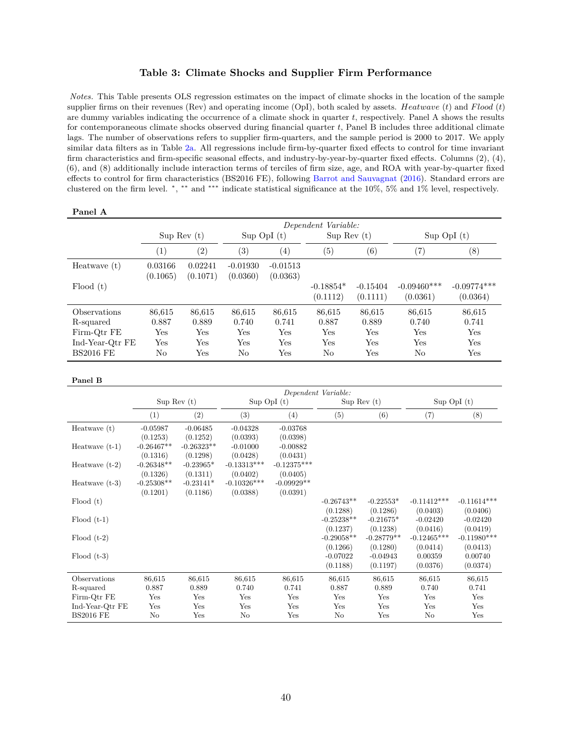**Table 3: Climate Shocks and Supplier Firm Performance**

*Notes.* This Table presents OLS regression estimates on the impact of climate shocks in the location of the sample supplier firms on their revenues (Rev) and operating income (OpI), both scaled by assets. *Heatwave (t)* and *Flood (t)* are dummy variables indicating the occurrence of a climate shock in quarter *t*, respectively. Panel A shows the results for contemporaneous climate shocks observed during financial quarter *t*, Panel B includes three additional climate lags. The number of observations refers to supplier firm-quarters, and the sample period is 2000 to 2017. We apply similar data filters as in Table 2a. All regressions include firm-by-quarter fixed effects to control for time invariant firm characteristics and firm-specific seasonal effects, and industry-by-year-by-quarter fixed effects. Columns (2), (4), (6), and (8) additionally include interaction terms of terciles of firm size, age, and ROA with year-by-quarter fixed effects to control for firm characteristics (BS2016 FE), following Barrot and Sauvagnat (2016). Standard errors are clustered on the firm level. *, ** and *** indicate statistical significance at the 10%, 5% and 1% level, respectively.

**Panel A**

| | *Dependent Variable:* | | | | | | | |
|---|---|---|---|---|---|---|---|---|
| | Sup Rev (t) | | Sup OpI (t) | | Sup Rev (t) | | Sup OpI (t) | |
| | (1) | (2) | (3) | (4) | (5) | (6) | (7) | (8) |
| Heatwave (t) | 0.03166 | 0.02241 | -0.01930 | -0.01513 | | | | |
| | (0.1065) | (0.1071) | (0.0360) | (0.0363) | | | | |
| Flood (t) | | | | | -0.18854* | -0.15404 | -0.09460*** | -0.09774*** |
| | | | | | (0.1112) | (0.1111) | (0.0361) | (0.0364) |
| Observations | 86,615 | 86,615 | 86,615 | 86,615 | 86,615 | 86,615 | 86,615 | 86,615 |
| R-squared | 0.887 | 0.889 | 0.740 | 0.741 | 0.887 | 0.889 | 0.740 | 0.741 |
| Firm-Qtr FE | Yes | Yes | Yes | Yes | Yes | Yes | Yes | Yes |
| Ind-Year-Qtr FE | Yes | Yes | Yes | Yes | Yes | Yes | Yes | Yes |
| BS2016 FE | No | Yes | No | Yes | No | Yes | No | Yes |

**Panel B**

| | *Dependent Variable:* | | | | | | | |
|---|---|---|---|---|---|---|---|---|
| | Sup Rev (t) | | Sup OpI (t) | | Sup Rev (t) | | Sup OpI (t) | |
| | (1) | (2) | (3) | (4) | (5) | (6) | (7) | (8) |
| Heatwave (t) | -0.05987 | -0.06485 | -0.04328 | -0.03768 | | | | |
| | (0.1253) | (0.1252) | (0.0393) | (0.0398) | | | | |
| Heatwave (t-1) | -0.26467** | -0.26323** | -0.01000 | -0.00882 | | | | |
| | (0.1316) | (0.1298) | (0.0428) | (0.0431) | | | | |
| Heatwave (t-2) | -0.26348** | -0.23965* | -0.13313*** | -0.12375*** | | | | |
| | (0.1326) | (0.1311) | (0.0402) | (0.0405) | | | | |
| Heatwave (t-3) | -0.25308** | -0.23141* | -0.10326*** | -0.09929** | | | | |
| | (0.1201) | (0.1186) | (0.0388) | (0.0391) | | | | |
| Flood (t) | | | | | -0.26743** | -0.22553* | -0.11412*** | -0.11614*** |
| | | | | | (0.1288) | (0.1286) | (0.0403) | (0.0406) |
| Flood (t-1) | | | | | -0.25238** | -0.21675* | -0.02420 | -0.02420 |
| | | | | | (0.1237) | (0.1238) | (0.0416) | (0.0419) |
| Flood (t-2) | | | | | -0.29058** | -0.28779** | -0.12465*** | -0.11980*** |
| | | | | | (0.1266) | (0.1280) | (0.0414) | (0.0413) |
| Flood (t-3) | | | | | -0.07022 | -0.04943 | 0.00359 | 0.00740 |
| | | | | | (0.1188) | (0.1197) | (0.0376) | (0.0374) |
| Observations | 86,615 | 86,615 | 86,615 | 86,615 | 86,615 | 86,615 | 86,615 | 86,615 |
| R-squared | 0.887 | 0.889 | 0.740 | 0.741 | 0.887 | 0.889 | 0.740 | 0.741 |
| Firm-Qtr FE | Yes | Yes | Yes | Yes | Yes | Yes | Yes | Yes |
| Ind-Year-Qtr FE | Yes | Yes | Yes | Yes | Yes | Yes | Yes | Yes |
| BS2016 FE | No | Yes | No | Yes | No | Yes | No | Yes |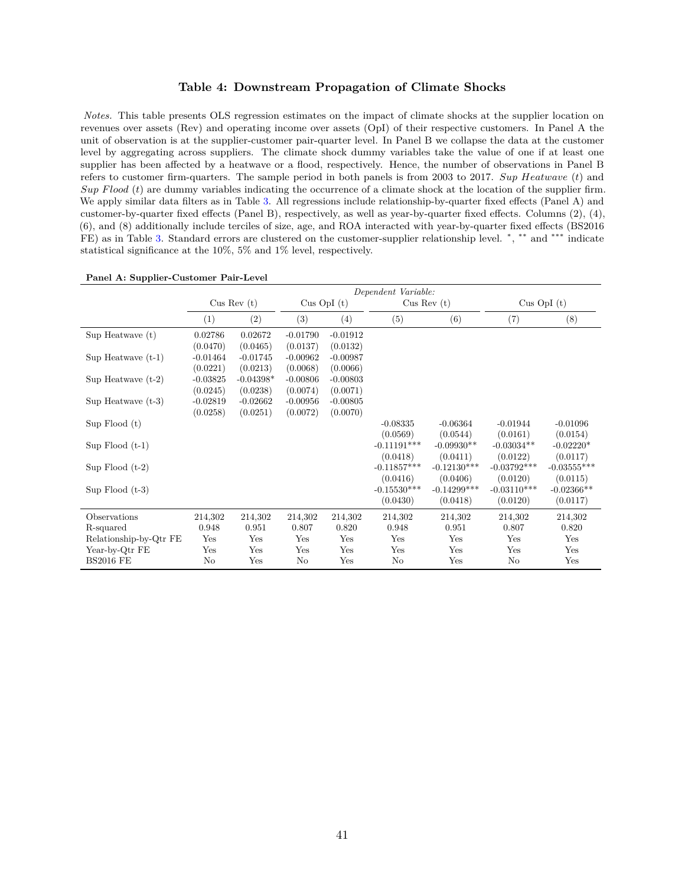### Table 4: Downstream Propagation of Climate Shocks

*Notes.* This table presents OLS regression estimates on the impact of climate shocks at the supplier location on revenues over assets (Rev) and operating income over assets (OpI) of their respective customers. In Panel A the unit of observation is at the supplier-customer pair-quarter level. In Panel B we collapse the data at the customer level by aggregating across suppliers. The climate shock dummy variables take the value of one if at least one supplier has been affected by a heatwave or a flood, respectively. Hence, the number of observations in Panel B refers to customer firm-quarters. The sample period in both panels is from 2003 to 2017. *Sup Heatwave* ($t$) and *Sup Flood* ($t$) are dummy variables indicating the occurrence of a climate shock at the location of the supplier firm. We apply similar data filters as in Table 3. All regressions include relationship-by-quarter fixed effects (Panel A) and customer-by-quarter fixed effects (Panel B), respectively, as well as year-by-quarter fixed effects. Columns (2), (4), (6), and (8) additionally include terciles of size, age, and ROA interacted with year-by-quarter fixed effects (BS2016 FE) as in Table 3. Standard errors are clustered on the customer-supplier relationship level. *, ** and *** indicate statistical significance at the 10%, 5% and 1% level, respectively.

**Panel A: Supplier-Customer Pair-Level**

| | *Dependent Variable:* | | | | | | | |
|---|---|---|---|---|---|---|---|---|
| | Cus Rev (t) | | Cus OpI (t) | | Cus Rev (t) | | Cus OpI (t) | |
| | (1) | (2) | (3) | (4) | (5) | (6) | (7) | (8) |
| Sup Heatwave (t) | 0.02786 | 0.02672 | -0.01790 | -0.01912 | | | | |
| | (0.0470) | (0.0465) | (0.0137) | (0.0132) | | | | |
| Sup Heatwave (t-1) | -0.01464 | -0.01745 | -0.00962 | -0.00987 | | | | |
| | (0.0221) | (0.0213) | (0.0068) | (0.0066) | | | | |
| Sup Heatwave (t-2) | -0.03825 | -0.04398* | -0.00806 | -0.00803 | | | | |
| | (0.0245) | (0.0238) | (0.0074) | (0.0071) | | | | |
| Sup Heatwave (t-3) | -0.02819 | -0.02662 | -0.00956 | -0.00805 | | | | |
| | (0.0258) | (0.0251) | (0.0072) | (0.0070) | | | | |
| Sup Flood (t) | | | | | -0.08335 | -0.06364 | -0.01944 | -0.01096 |
| | | | | | (0.0569) | (0.0544) | (0.0161) | (0.0154) |
| Sup Flood (t-1) | | | | | -0.11191*** | -0.09930** | -0.03034** | -0.02220* |
| | | | | | (0.0418) | (0.0411) | (0.0122) | (0.0117) |
| Sup Flood (t-2) | | | | | -0.11857*** | -0.12130*** | -0.03792*** | -0.03555*** |
| | | | | | (0.0416) | (0.0406) | (0.0120) | (0.0115) |
| Sup Flood (t-3) | | | | | -0.15530*** | -0.14299*** | -0.03110*** | -0.02366** |
| | | | | | (0.0430) | (0.0418) | (0.0120) | (0.0117) |
| Observations | 214,302 | 214,302 | 214,302 | 214,302 | 214,302 | 214,302 | 214,302 | 214,302 |
| R-squared | 0.948 | 0.951 | 0.807 | 0.820 | 0.948 | 0.951 | 0.807 | 0.820 |
| Relationship-by-Qtr FE | Yes | Yes | Yes | Yes | Yes | Yes | Yes | Yes |
| Year-by-Qtr FE | Yes | Yes | Yes | Yes | Yes | Yes | Yes | Yes |
| BS2016 FE | No | Yes | No | Yes | No | Yes | No | Yes |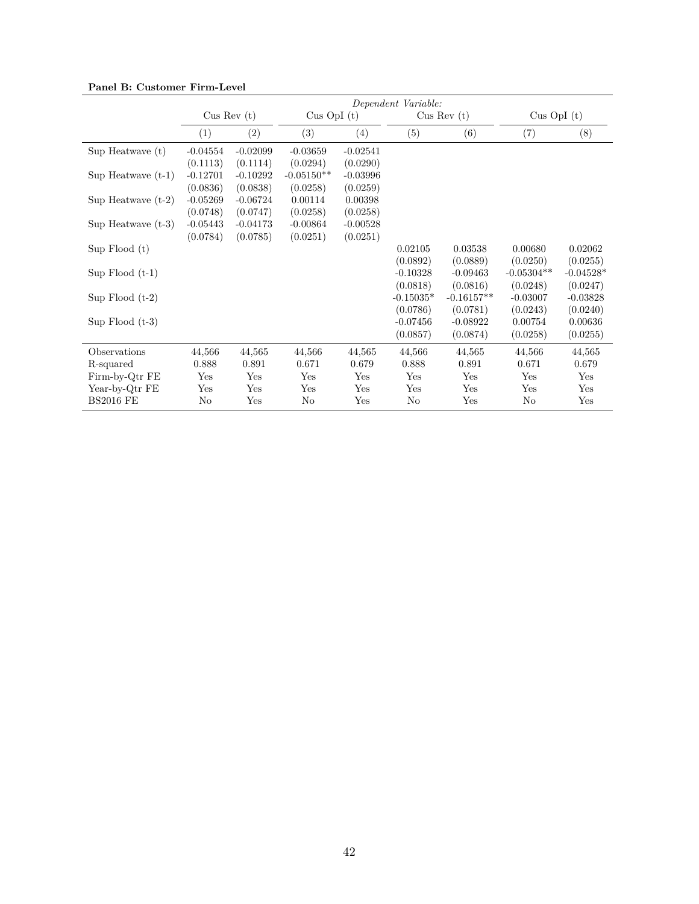**Panel B: Customer Firm-Level**

| | *Dependent Variable:* | | | | | | | |
|---|---|---|---|---|---|---|---|---|
| | Cus Rev (t) | | Cus OpI (t) | | Cus Rev (t) | | Cus OpI (t) | |
| | (1) | (2) | (3) | (4) | (5) | (6) | (7) | (8) |
| Sup Heatwave (t) | -0.04554 | -0.02099 | -0.03659 | -0.02541 | | | | |
| | (0.1113) | (0.1114) | (0.0294) | (0.0290) | | | | |
| Sup Heatwave (t-1) | -0.12701 | -0.10292 | -0.05150** | -0.03996 | | | | |
| | (0.0836) | (0.0838) | (0.0258) | (0.0259) | | | | |
| Sup Heatwave (t-2) | -0.05269 | -0.06724 | 0.00114 | 0.00398 | | | | |
| | (0.0748) | (0.0747) | (0.0258) | (0.0258) | | | | |
| Sup Heatwave (t-3) | -0.05443 | -0.04173 | -0.00864 | -0.00528 | | | | |
| | (0.0784) | (0.0785) | (0.0251) | (0.0251) | | | | |
| Sup Flood (t) | | | | | 0.02105 | 0.03538 | 0.00680 | 0.02062 |
| | | | | | (0.0892) | (0.0889) | (0.0250) | (0.0255) |
| Sup Flood (t-1) | | | | | -0.10328 | -0.09463 | -0.05304** | -0.04528* |
| | | | | | (0.0818) | (0.0816) | (0.0248) | (0.0247) |
| Sup Flood (t-2) | | | | | -0.15035* | -0.16157** | -0.03007 | -0.03828 |
| | | | | | (0.0786) | (0.0781) | (0.0243) | (0.0240) |
| Sup Flood (t-3) | | | | | -0.07456 | -0.08922 | 0.00754 | 0.00636 |
| | | | | | (0.0857) | (0.0874) | (0.0258) | (0.0255) |
| Observations | 44,566 | 44,565 | 44,566 | 44,565 | 44,566 | 44,565 | 44,566 | 44,565 |
| R-squared | 0.888 | 0.891 | 0.671 | 0.679 | 0.888 | 0.891 | 0.671 | 0.679 |
| Firm-by-Qtr FE | Yes | Yes | Yes | Yes | Yes | Yes | Yes | Yes |
| Year-by-Qtr FE | Yes | Yes | Yes | Yes | Yes | Yes | Yes | Yes |
| BS2016 FE | No | Yes | No | Yes | No | Yes | No | Yes |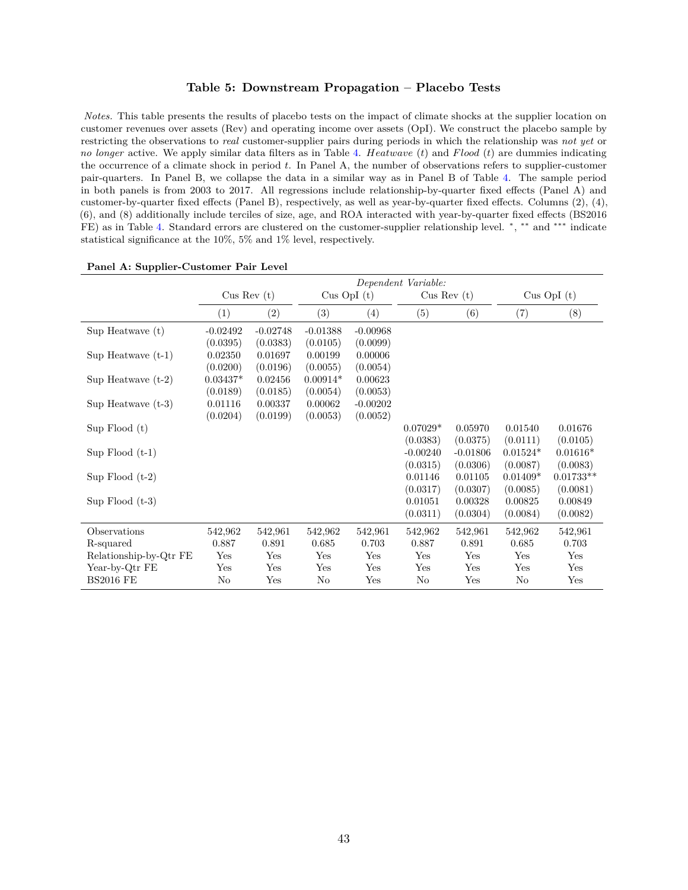### Table 5: Downstream Propagation – Placebo Tests

*Notes.* This table presents the results of placebo tests on the impact of climate shocks at the supplier location on customer revenues over assets (Rev) and operating income over assets (OpI). We construct the placebo sample by restricting the observations to *real* customer-supplier pairs during periods in which the relationship was *not yet* or *no longer* active. We apply similar data filters as in Table 4. *Heatwave* (*t*) and *Flood* (*t*) are dummies indicating the occurrence of a climate shock in period *t*. In Panel A, the number of observations refers to supplier-customer pair-quarters. In Panel B, we collapse the data in a similar way as in Panel B of Table 4. The sample period in both panels is from 2003 to 2017. All regressions include relationship-by-quarter fixed effects (Panel A) and customer-by-quarter fixed effects (Panel B), respectively, as well as year-by-quarter fixed effects. Columns (2), (4), (6), and (8) additionally include terciles of size, age, and ROA interacted with year-by-quarter fixed effects (BS2016 FE) as in Table 4. Standard errors are clustered on the customer-supplier relationship level. *, ** and *** indicate statistical significance at the 10%, 5% and 1% level, respectively.

**Panel A: Supplier-Customer Pair Level**

| | *Dependent Variable:* | | | | | | | |
|---|---|---|---|---|---|---|---|---|
| | Cus Rev (t) | | Cus OpI (t) | | Cus Rev (t) | | Cus OpI (t) | |
| | (1) | (2) | (3) | (4) | (5) | (6) | (7) | (8) |
| Sup Heatwave (t) | -0.02492 | -0.02748 | -0.01388 | -0.00968 | | | | |
| | (0.0395) | (0.0383) | (0.0105) | (0.0099) | | | | |
| Sup Heatwave (t-1) | 0.02350 | 0.01697 | 0.00199 | 0.00006 | | | | |
| | (0.0200) | (0.0196) | (0.0055) | (0.0054) | | | | |
| Sup Heatwave (t-2) | 0.03437* | 0.02456 | 0.00914* | 0.00623 | | | | |
| | (0.0189) | (0.0185) | (0.0054) | (0.0053) | | | | |
| Sup Heatwave (t-3) | 0.01116 | 0.00337 | 0.00062 | -0.00202 | | | | |
| | (0.0204) | (0.0199) | (0.0053) | (0.0052) | | | | |
| Sup Flood (t) | | | | | 0.07029* | 0.05970 | 0.01540 | 0.01676 |
| | | | | | (0.0383) | (0.0375) | (0.0111) | (0.0105) |
| Sup Flood (t-1) | | | | | -0.00240 | -0.01806 | 0.01524* | 0.01616* |
| | | | | | (0.0315) | (0.0306) | (0.0087) | (0.0083) |
| Sup Flood (t-2) | | | | | 0.01146 | 0.01105 | 0.01409* | 0.01733** |
| | | | | | (0.0317) | (0.0307) | (0.0085) | (0.0081) |
| Sup Flood (t-3) | | | | | 0.01051 | 0.00328 | 0.00825 | 0.00849 |
| | | | | | (0.0311) | (0.0304) | (0.0084) | (0.0082) |
| Observations | 542,962 | 542,961 | 542,962 | 542,961 | 542,962 | 542,961 | 542,962 | 542,961 |
| R-squared | 0.887 | 0.891 | 0.685 | 0.703 | 0.887 | 0.891 | 0.685 | 0.703 |
| Relationship-by-Qtr FE | Yes | Yes | Yes | Yes | Yes | Yes | Yes | Yes |
| Year-by-Qtr FE | Yes | Yes | Yes | Yes | Yes | Yes | Yes | Yes |
| BS2016 FE | No | Yes | No | Yes | No | Yes | No | Yes |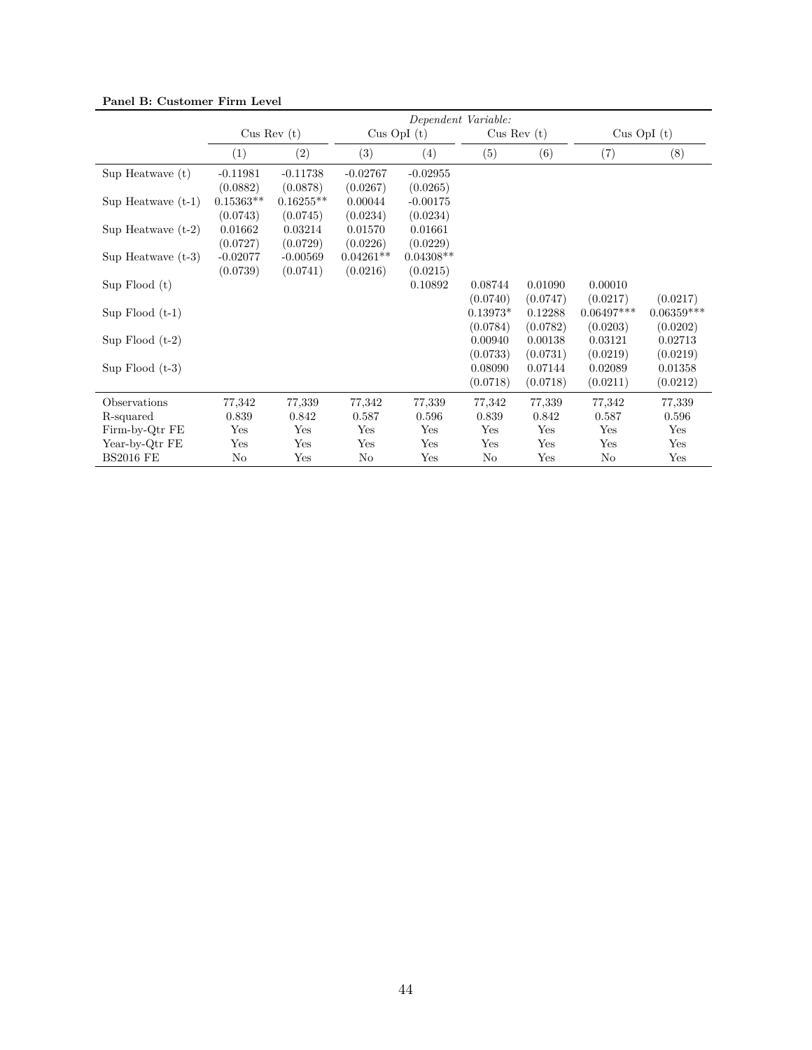**Panel B: Customer Firm Level**

| | *Dependent Variable:* | | | | | | | |
|---|---|---|---|---|---|---|---|---|
| | Cus Rev (t) | | Cus OpI (t) | | Cus Rev (t) | | Cus OpI (t) | |
| | (1) | (2) | (3) | (4) | (5) | (6) | (7) | (8) |
| Sup Heatwave (t) | -0.11981 | -0.11738 | -0.02767 | -0.02955 | | | | |
| | (0.0882) | (0.0878) | (0.0267) | (0.0265) | | | | |
| Sup Heatwave (t-1) | 0.15363** | 0.16255** | 0.00044 | -0.00175 | | | | |
| | (0.0743) | (0.0745) | (0.0234) | (0.0234) | | | | |
| Sup Heatwave (t-2) | 0.01662 | 0.03214 | 0.01570 | 0.01661 | | | | |
| | (0.0727) | (0.0729) | (0.0226) | (0.0229) | | | | |
| Sup Heatwave (t-3) | -0.02077 | -0.00569 | 0.04261** | 0.04308** | | | | |
| | (0.0739) | (0.0741) | (0.0216) | (0.0215) | | | | |
| Sup Flood (t) | | | | 0.10892 | 0.08744 | 0.01090 | 0.00010 | |
| | | | | | (0.0740) | (0.0747) | (0.0217) | (0.0217) |
| Sup Flood (t-1) | | | | | 0.13973* | 0.12288 | 0.06497*** | 0.06359*** |
| | | | | | (0.0784) | (0.0782) | (0.0203) | (0.0202) |
| Sup Flood (t-2) | | | | | 0.00940 | 0.00138 | 0.03121 | 0.02713 |
| | | | | | (0.0733) | (0.0731) | (0.0219) | (0.0219) |
| Sup Flood (t-3) | | | | | 0.08090 | 0.07144 | 0.02089 | 0.01358 |
| | | | | | (0.0718) | (0.0718) | (0.0211) | (0.0212) |
| Observations | 77,342 | 77,339 | 77,342 | 77,339 | 77,342 | 77,339 | 77,342 | 77,339 |
| R-squared | 0.839 | 0.842 | 0.587 | 0.596 | 0.839 | 0.842 | 0.587 | 0.596 |
| Firm-by-Qtr FE | Yes | Yes | Yes | Yes | Yes | Yes | Yes | Yes |
| Year-by-Qtr FE | Yes | Yes | Yes | Yes | Yes | Yes | Yes | Yes |
| BS2016 FE | No | Yes | No | Yes | No | Yes | No | Yes |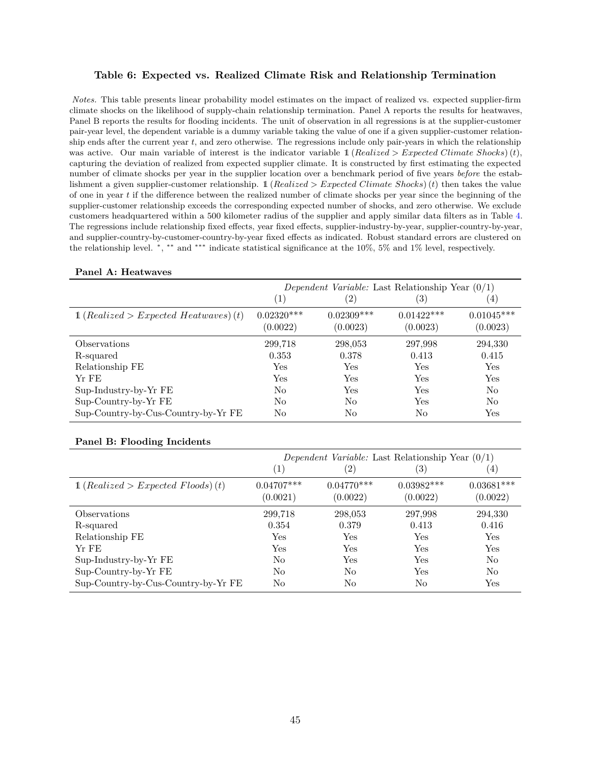### Table 6: Expected vs. Realized Climate Risk and Relationship Termination

*Notes.* This table presents linear probability model estimates on the impact of realized vs. expected supplier-firm climate shocks on the likelihood of supply-chain relationship termination. Panel A reports the results for heatwaves, Panel B reports the results for flooding incidents. The unit of observation in all regressions is at the supplier-customer pair-year level, the dependent variable is a dummy variable taking the value of one if a given supplier-customer relationship ends after the current year $t$, and zero otherwise. The regressions include only pair-years in which the relationship was active. Our main variable of interest is the indicator variable $\mathbb{1}\,(Realized > Expected\ Climate\ Shocks)\,(t)$, capturing the deviation of realized from expected supplier climate. It is constructed by first estimating the expected number of climate shocks per year in the supplier location over a benchmark period of five years *before* the establishment a given supplier-customer relationship. $\mathbb{1}\,(Realized > Expected\ Climate\ Shocks)\,(t)$ then takes the value of one in year $t$ if the difference between the realized number of climate shocks per year since the beginning of the supplier-customer relationship exceeds the corresponding expected number of shocks, and zero otherwise. We exclude customers headquartered within a 500 kilometer radius of the supplier and apply similar data filters as in Table 4. The regressions include relationship fixed effects, year fixed effects, supplier-industry-by-year, supplier-country-by-year, and supplier-country-by-customer-country-by-year fixed effects as indicated. Robust standard errors are clustered on the relationship level. *, ** and *** indicate statistical significance at the 10%, 5% and 1% level, respectively.

**Panel A: Heatwaves**

| | *Dependent Variable:* Last Relationship Year (0/1) | | | |
|---|---|---|---|---|
| | (1) | (2) | (3) | (4) |
| $\mathbb{1}\,(Realized > Expected\ Heatwaves)\,(t)$ | 0.02320*** | 0.02309*** | 0.01422*** | 0.01045*** |
| | (0.0022) | (0.0023) | (0.0023) | (0.0023) |
| Observations | 299,718 | 298,053 | 297,998 | 294,330 |
| R-squared | 0.353 | 0.378 | 0.413 | 0.415 |
| Relationship FE | Yes | Yes | Yes | Yes |
| Yr FE | Yes | Yes | Yes | Yes |
| Sup-Industry-by-Yr FE | No | Yes | Yes | No |
| Sup-Country-by-Yr FE | No | No | Yes | No |
| Sup-Country-by-Cus-Country-by-Yr FE | No | No | No | Yes |

**Panel B: Flooding Incidents**

| | *Dependent Variable:* Last Relationship Year (0/1) | | | |
|---|---|---|---|---|
| | (1) | (2) | (3) | (4) |
| $\mathbb{1}\,(Realized > Expected\ Floods)\,(t)$ | 0.04707*** | 0.04770*** | 0.03982*** | 0.03681*** |
| | (0.0021) | (0.0022) | (0.0022) | (0.0022) |
| Observations | 299,718 | 298,053 | 297,998 | 294,330 |
| R-squared | 0.354 | 0.379 | 0.413 | 0.416 |
| Relationship FE | Yes | Yes | Yes | Yes |
| Yr FE | Yes | Yes | Yes | Yes |
| Sup-Industry-by-Yr FE | No | Yes | Yes | No |
| Sup-Country-by-Yr FE | No | No | Yes | No |
| Sup-Country-by-Cus-Country-by-Yr FE | No | No | No | Yes |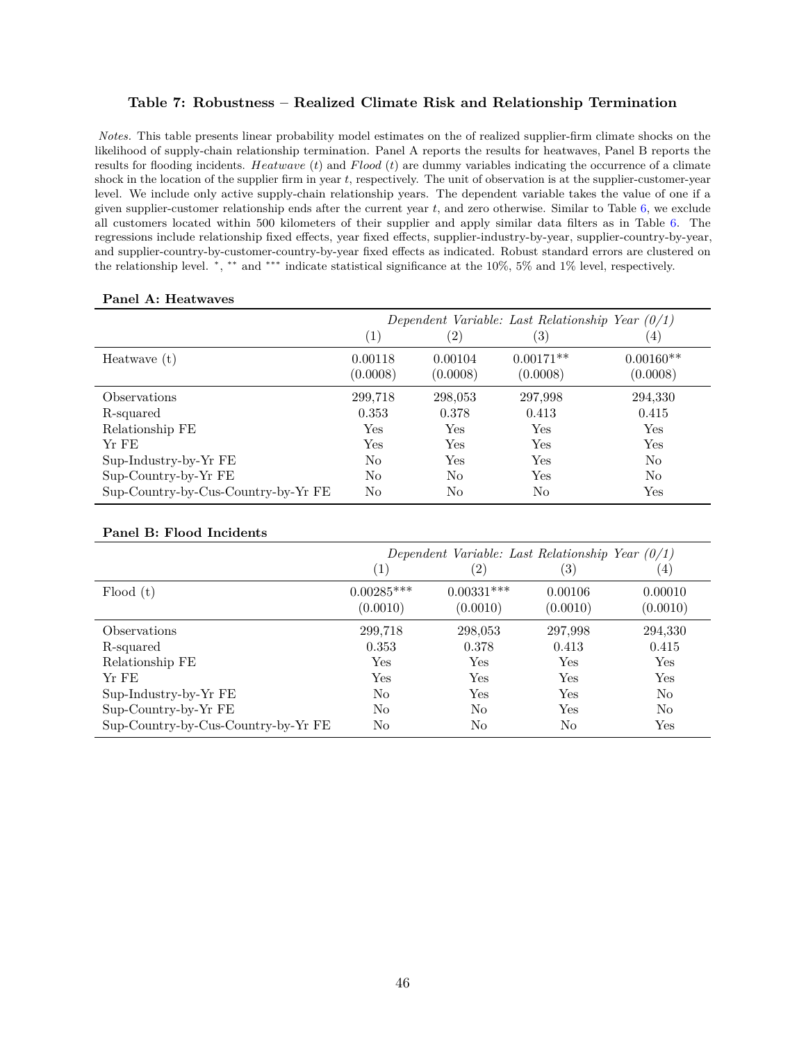### Table 7: Robustness – Realized Climate Risk and Relationship Termination

*Notes.* This table presents linear probability model estimates on the of realized supplier-firm climate shocks on the likelihood of supply-chain relationship termination. Panel A reports the results for heatwaves, Panel B reports the results for flooding incidents. *Heatwave* ($t$) and *Flood* ($t$) are dummy variables indicating the occurrence of a climate shock in the location of the supplier firm in year $t$, respectively. The unit of observation is at the supplier-customer-year level. We include only active supply-chain relationship years. The dependent variable takes the value of one if a given supplier-customer relationship ends after the current year $t$, and zero otherwise. Similar to Table 6, we exclude all customers located within 500 kilometers of their supplier and apply similar data filters as in Table 6. The regressions include relationship fixed effects, year fixed effects, supplier-industry-by-year, supplier-country-by-year, and supplier-country-by-customer-country-by-year fixed effects as indicated. Robust standard errors are clustered on the relationship level. $^{*}$, $^{**}$ and $^{***}$ indicate statistical significance at the 10%, 5% and 1% level, respectively.

**Panel A: Heatwaves**

| | *Dependent Variable: Last Relationship Year (0/1)* | | | |
|---|---|---|---|---|
| | (1) | (2) | (3) | (4) |
| Heatwave (t) | 0.00118 | 0.00104 | 0.00171** | 0.00160** |
| | (0.0008) | (0.0008) | (0.0008) | (0.0008) |
| Observations | 299,718 | 298,053 | 297,998 | 294,330 |
| R-squared | 0.353 | 0.378 | 0.413 | 0.415 |
| Relationship FE | Yes | Yes | Yes | Yes |
| Yr FE | Yes | Yes | Yes | Yes |
| Sup-Industry-by-Yr FE | No | Yes | Yes | No |
| Sup-Country-by-Yr FE | No | No | Yes | No |
| Sup-Country-by-Cus-Country-by-Yr FE | No | No | No | Yes |

**Panel B: Flood Incidents**

| | *Dependent Variable: Last Relationship Year (0/1)* | | | |
|---|---|---|---|---|
| | (1) | (2) | (3) | (4) |
| Flood (t) | 0.00285*** | 0.00331*** | 0.00106 | 0.00010 |
| | (0.0010) | (0.0010) | (0.0010) | (0.0010) |
| Observations | 299,718 | 298,053 | 297,998 | 294,330 |
| R-squared | 0.353 | 0.378 | 0.413 | 0.415 |
| Relationship FE | Yes | Yes | Yes | Yes |
| Yr FE | Yes | Yes | Yes | Yes |
| Sup-Industry-by-Yr FE | No | Yes | Yes | No |
| Sup-Country-by-Yr FE | No | No | Yes | No |
| Sup-Country-by-Cus-Country-by-Yr FE | No | No | No | Yes |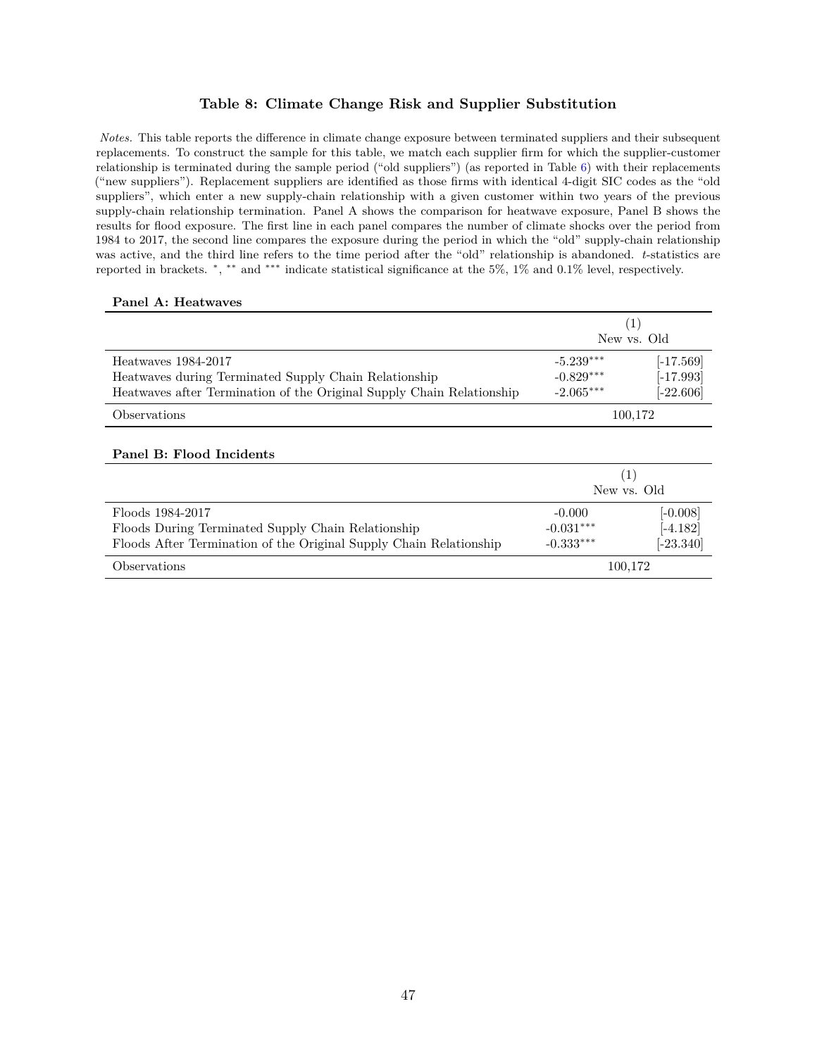### Table 8: Climate Change Risk and Supplier Substitution

*Notes.* This table reports the difference in climate change exposure between terminated suppliers and their subsequent replacements. To construct the sample for this table, we match each supplier firm for which the supplier-customer relationship is terminated during the sample period ("old suppliers") (as reported in Table 6) with their replacements ("new suppliers"). Replacement suppliers are identified as those firms with identical 4-digit SIC codes as the "old suppliers", which enter a new supply-chain relationship with a given customer within two years of the previous supply-chain relationship termination. Panel A shows the comparison for heatwave exposure, Panel B shows the results for flood exposure. The first line in each panel compares the number of climate shocks over the period from 1984 to 2017, the second line compares the exposure during the period in which the "old" supply-chain relationship was active, and the third line refers to the time period after the "old" relationship is abandoned. *t*-statistics are reported in brackets. *, ** and *** indicate statistical significance at the 5%, 1% and 0.1% level, respectively.

**Panel A: Heatwaves**

| | (1) New vs. Old | |
|---|---|---|
| Heatwaves 1984-2017 | -5.239*** | [-17.569] |
| Heatwaves during Terminated Supply Chain Relationship | -0.829*** | [-17.993] |
| Heatwaves after Termination of the Original Supply Chain Relationship | -2.065*** | [-22.606] |
| Observations | 100,172 | |

**Panel B: Flood Incidents**

| | (1) New vs. Old | |
|---|---|---|
| Floods 1984-2017 | -0.000 | [-0.008] |
| Floods During Terminated Supply Chain Relationship | -0.031*** | [-4.182] |
| Floods After Termination of the Original Supply Chain Relationship | -0.333*** | [-23.340] |
| Observations | 100,172 | |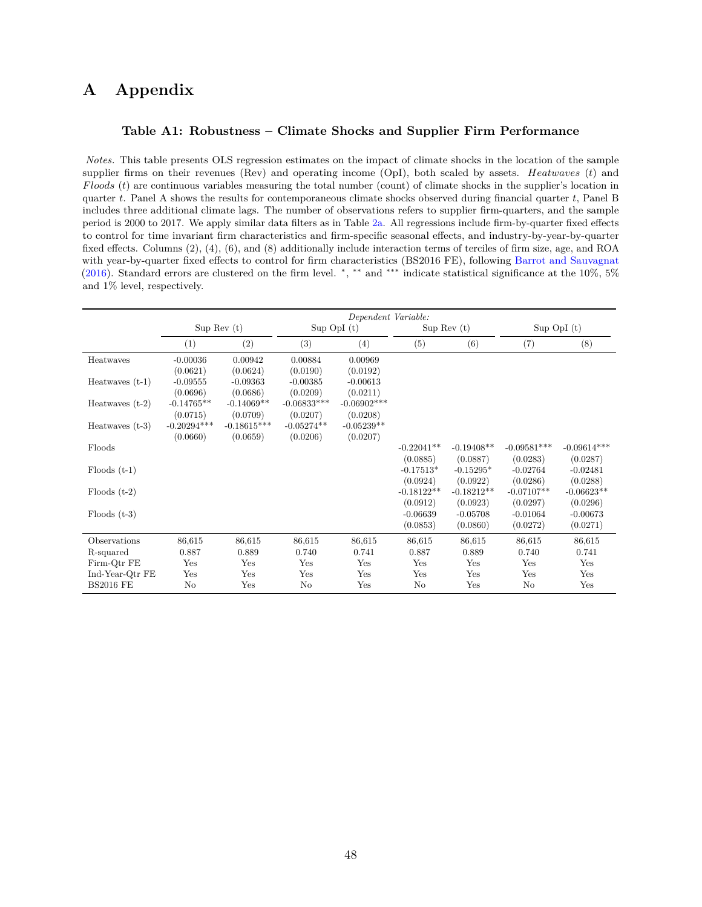# A Appendix

### Table A1: Robustness – Climate Shocks and Supplier Firm Performance

*Notes.* This table presents OLS regression estimates on the impact of climate shocks in the location of the sample supplier firms on their revenues (Rev) and operating income (OpI), both scaled by assets. *Heatwaves* (*t*) and *Floods* (*t*) are continuous variables measuring the total number (count) of climate shocks in the supplier's location in quarter *t*. Panel A shows the results for contemporaneous climate shocks observed during financial quarter *t*, Panel B includes three additional climate lags. The number of observations refers to supplier firm-quarters, and the sample period is 2000 to 2017. We apply similar data filters as in Table 2a. All regressions include firm-by-quarter fixed effects to control for time invariant firm characteristics and firm-specific seasonal effects, and industry-by-year-by-quarter fixed effects. Columns (2), (4), (6), and (8) additionally include interaction terms of terciles of firm size, age, and ROA with year-by-quarter fixed effects to control for firm characteristics (BS2016 FE), following Barrot and Sauvagnat (2016). Standard errors are clustered on the firm level. *, ** and *** indicate statistical significance at the 10%, 5% and 1% level, respectively.

| | *Dependent Variable:* | | | | | | | |
|---|---|---|---|---|---|---|---|---|
| | Sup Rev (t) | | Sup OpI (t) | | Sup Rev (t) | | Sup OpI (t) | |
| | (1) | (2) | (3) | (4) | (5) | (6) | (7) | (8) |
| Heatwaves | -0.00036 | 0.00942 | 0.00884 | 0.00969 | | | | |
| | (0.0621) | (0.0624) | (0.0190) | (0.0192) | | | | |
| Heatwaves (t-1) | -0.09555 | -0.09363 | -0.00385 | -0.00613 | | | | |
| | (0.0696) | (0.0686) | (0.0209) | (0.0211) | | | | |
| Heatwaves (t-2) | -0.14765** | -0.14069** | -0.06833*** | -0.06902*** | | | | |
| | (0.0715) | (0.0709) | (0.0207) | (0.0208) | | | | |
| Heatwaves (t-3) | -0.20294*** | -0.18615*** | -0.05274** | -0.05239** | | | | |
| | (0.0660) | (0.0659) | (0.0206) | (0.0207) | | | | |
| Floods | | | | | -0.22041** | -0.19408** | -0.09581*** | -0.09614*** |
| | | | | | (0.0885) | (0.0887) | (0.0283) | (0.0287) |
| Floods (t-1) | | | | | -0.17513* | -0.15295* | -0.02764 | -0.02481 |
| | | | | | (0.0924) | (0.0922) | (0.0286) | (0.0288) |
| Floods (t-2) | | | | | -0.18122** | -0.18212** | -0.07107** | -0.06623** |
| | | | | | (0.0912) | (0.0923) | (0.0297) | (0.0296) |
| Floods (t-3) | | | | | -0.06639 | -0.05708 | -0.01064 | -0.00673 |
| | | | | | (0.0853) | (0.0860) | (0.0272) | (0.0271) |
| Observations | 86,615 | 86,615 | 86,615 | 86,615 | 86,615 | 86,615 | 86,615 | 86,615 |
| R-squared | 0.887 | 0.889 | 0.740 | 0.741 | 0.887 | 0.889 | 0.740 | 0.741 |
| Firm-Qtr FE | Yes | Yes | Yes | Yes | Yes | Yes | Yes | Yes |
| Ind-Year-Qtr FE | Yes | Yes | Yes | Yes | Yes | Yes | Yes | Yes |
| BS2016 FE | No | Yes | No | Yes | No | Yes | No | Yes |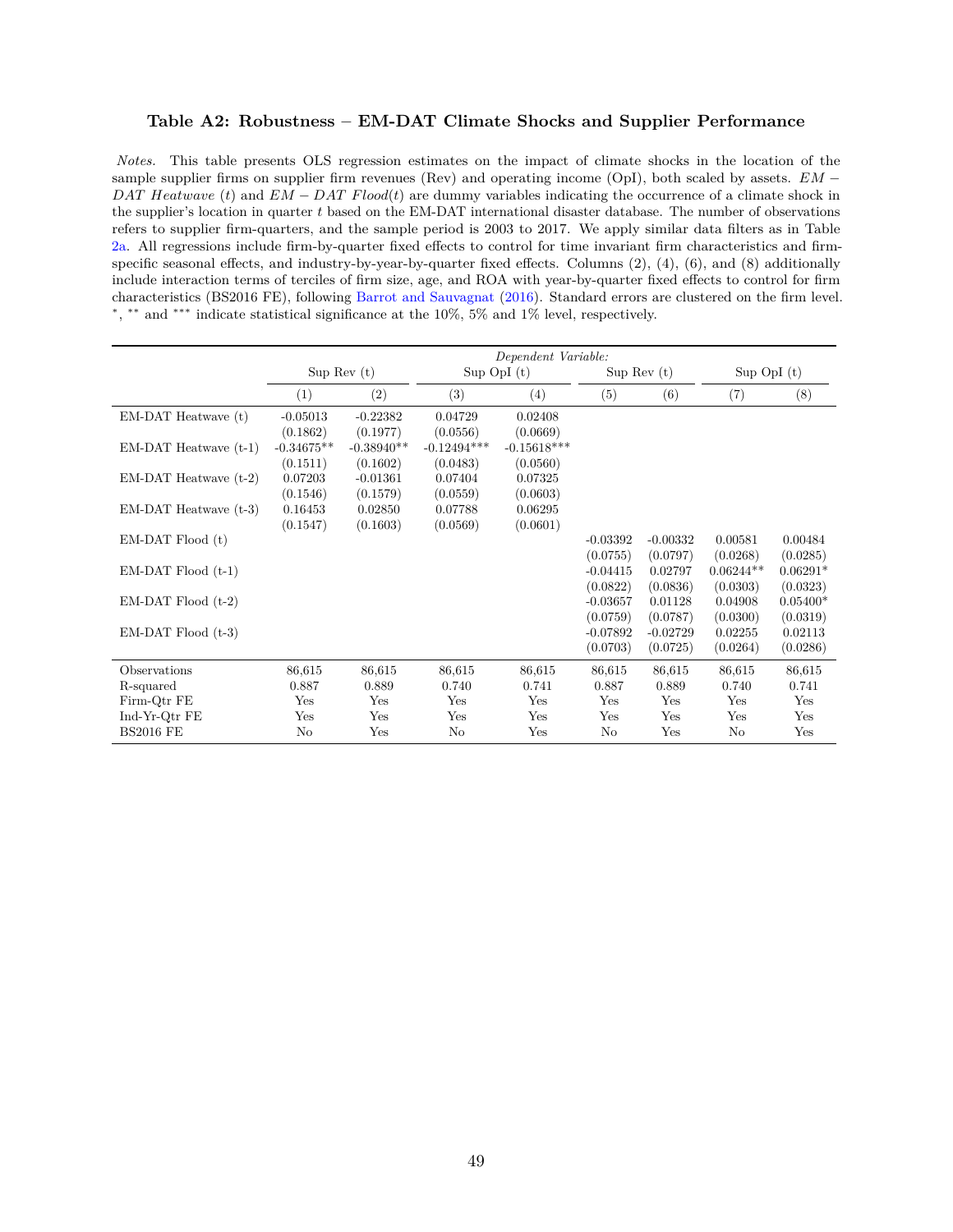### Table A2: Robustness – EM-DAT Climate Shocks and Supplier Performance

*Notes.* This table presents OLS regression estimates on the impact of climate shocks in the location of the sample supplier firms on supplier firm revenues (Rev) and operating income (OpI), both scaled by assets. $EM-DAT\ Heatwave\ (t)$ and $EM-DAT\ Flood(t)$ are dummy variables indicating the occurrence of a climate shock in the supplier's location in quarter $t$ based on the EM-DAT international disaster database. The number of observations refers to supplier firm-quarters, and the sample period is 2003 to 2017. We apply similar data filters as in Table 2a. All regressions include firm-by-quarter fixed effects to control for time invariant firm characteristics and firm-specific seasonal effects, and industry-by-year-by-quarter fixed effects. Columns (2), (4), (6), and (8) additionally include interaction terms of terciles of firm size, age, and ROA with year-by-quarter fixed effects to control for firm characteristics (BS2016 FE), following Barrot and Sauvagnat (2016). Standard errors are clustered on the firm level. *, ** and *** indicate statistical significance at the 10%, 5% and 1% level, respectively.

| | *Dependent Variable:* | | | | | | | |
|---|---|---|---|---|---|---|---|---|
| | Sup Rev (t) | | Sup OpI (t) | | Sup Rev (t) | | Sup OpI (t) | |
| | (1) | (2) | (3) | (4) | (5) | (6) | (7) | (8) |
| EM-DAT Heatwave (t) | -0.05013 | -0.22382 | 0.04729 | 0.02408 | | | | |
| | (0.1862) | (0.1977) | (0.0556) | (0.0669) | | | | |
| EM-DAT Heatwave (t-1) | -0.34675** | -0.38940** | -0.12494*** | -0.15618*** | | | | |
| | (0.1511) | (0.1602) | (0.0483) | (0.0560) | | | | |
| EM-DAT Heatwave (t-2) | 0.07203 | -0.01361 | 0.07404 | 0.07325 | | | | |
| | (0.1546) | (0.1579) | (0.0559) | (0.0603) | | | | |
| EM-DAT Heatwave (t-3) | 0.16453 | 0.02850 | 0.07788 | 0.06295 | | | | |
| | (0.1547) | (0.1603) | (0.0569) | (0.0601) | | | | |
| EM-DAT Flood (t) | | | | | -0.03392 | -0.00332 | 0.00581 | 0.00484 |
| | | | | | (0.0755) | (0.0797) | (0.0268) | (0.0285) |
| EM-DAT Flood (t-1) | | | | | -0.04415 | 0.02797 | 0.06244** | 0.06291* |
| | | | | | (0.0822) | (0.0836) | (0.0303) | (0.0323) |
| EM-DAT Flood (t-2) | | | | | -0.03657 | 0.01128 | 0.04908 | 0.05400* |
| | | | | | (0.0759) | (0.0787) | (0.0300) | (0.0319) |
| EM-DAT Flood (t-3) | | | | | -0.07892 | -0.02729 | 0.02255 | 0.02113 |
| | | | | | (0.0703) | (0.0725) | (0.0264) | (0.0286) |
| Observations | 86,615 | 86,615 | 86,615 | 86,615 | 86,615 | 86,615 | 86,615 | 86,615 |
| R-squared | 0.887 | 0.889 | 0.740 | 0.741 | 0.887 | 0.889 | 0.740 | 0.741 |
| Firm-Qtr FE | Yes | Yes | Yes | Yes | Yes | Yes | Yes | Yes |
| Ind-Yr-Qtr FE | Yes | Yes | Yes | Yes | Yes | Yes | Yes | Yes |
| BS2016 FE | No | Yes | No | Yes | No | Yes | No | Yes |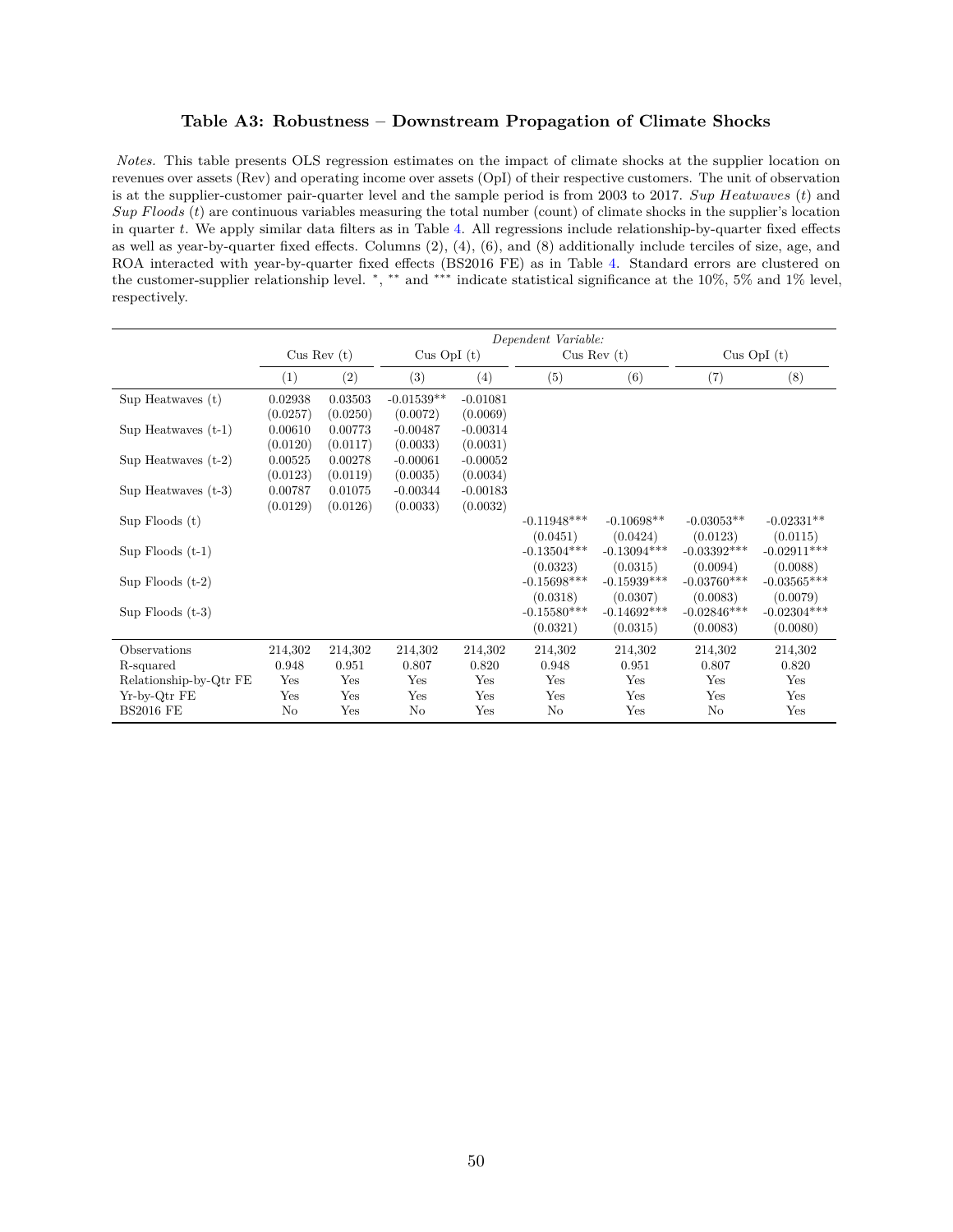### Table A3: Robustness – Downstream Propagation of Climate Shocks

*Notes.* This table presents OLS regression estimates on the impact of climate shocks at the supplier location on revenues over assets (Rev) and operating income over assets (OpI) of their respective customers. The unit of observation is at the supplier-customer pair-quarter level and the sample period is from 2003 to 2017. *Sup Heatwaves* (*t*) and *Sup Floods* (*t*) are continuous variables measuring the total number (count) of climate shocks in the supplier's location in quarter *t*. We apply similar data filters as in Table 4. All regressions include relationship-by-quarter fixed effects as well as year-by-quarter fixed effects. Columns (2), (4), (6), and (8) additionally include terciles of size, age, and ROA interacted with year-by-quarter fixed effects (BS2016 FE) as in Table 4. Standard errors are clustered on the customer-supplier relationship level. *, ** and *** indicate statistical significance at the 10%, 5% and 1% level, respectively.

| | *Dependent Variable:* | | | | | | | |
|---|---|---|---|---|---|---|---|---|
| | Cus Rev (t) | | Cus OpI (t) | | Cus Rev (t) | | Cus OpI (t) | |
| | (1) | (2) | (3) | (4) | (5) | (6) | (7) | (8) |
| Sup Heatwaves (t) | 0.02938 | 0.03503 | -0.01539** | -0.01081 | | | | |
| | (0.0257) | (0.0250) | (0.0072) | (0.0069) | | | | |
| Sup Heatwaves (t-1) | 0.00610 | 0.00773 | -0.00487 | -0.00314 | | | | |
| | (0.0120) | (0.0117) | (0.0033) | (0.0031) | | | | |
| Sup Heatwaves (t-2) | 0.00525 | 0.00278 | -0.00061 | -0.00052 | | | | |
| | (0.0123) | (0.0119) | (0.0035) | (0.0034) | | | | |
| Sup Heatwaves (t-3) | 0.00787 | 0.01075 | -0.00344 | -0.00183 | | | | |
| | (0.0129) | (0.0126) | (0.0033) | (0.0032) | | | | |
| Sup Floods (t) | | | | | -0.11948*** | -0.10698** | -0.03053** | -0.02331** |
| | | | | | (0.0451) | (0.0424) | (0.0123) | (0.0115) |
| Sup Floods (t-1) | | | | | -0.13504*** | -0.13094*** | -0.03392*** | -0.02911*** |
| | | | | | (0.0323) | (0.0315) | (0.0094) | (0.0088) |
| Sup Floods (t-2) | | | | | -0.15698*** | -0.15939*** | -0.03760*** | -0.03565*** |
| | | | | | (0.0318) | (0.0307) | (0.0083) | (0.0079) |
| Sup Floods (t-3) | | | | | -0.15580*** | -0.14692*** | -0.02846*** | -0.02304*** |
| | | | | | (0.0321) | (0.0315) | (0.0083) | (0.0080) |
| Observations | 214,302 | 214,302 | 214,302 | 214,302 | 214,302 | 214,302 | 214,302 | 214,302 |
| R-squared | 0.948 | 0.951 | 0.807 | 0.820 | 0.948 | 0.951 | 0.807 | 0.820 |
| Relationship-by-Qtr FE | Yes | Yes | Yes | Yes | Yes | Yes | Yes | Yes |
| Yr-by-Qtr FE | Yes | Yes | Yes | Yes | Yes | Yes | Yes | Yes |
| BS2016 FE | No | Yes | No | Yes | No | Yes | No | Yes |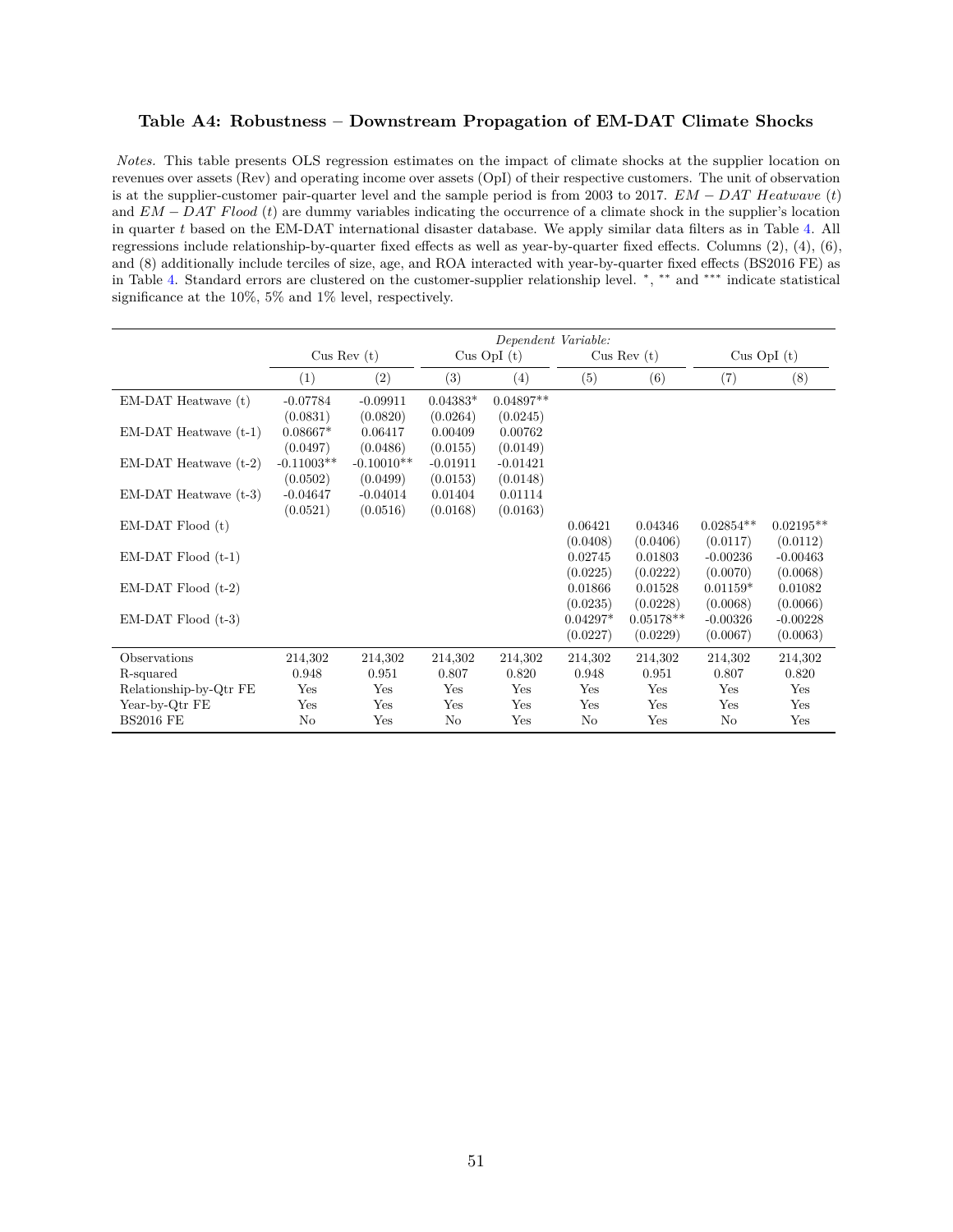### Table A4: Robustness – Downstream Propagation of EM-DAT Climate Shocks

*Notes.* This table presents OLS regression estimates on the impact of climate shocks at the supplier location on revenues over assets (Rev) and operating income over assets (OpI) of their respective customers. The unit of observation is at the supplier-customer pair-quarter level and the sample period is from 2003 to 2017. $EM-DAT\ Heatwave\ (t)$ and $EM-DAT\ Flood\ (t)$ are dummy variables indicating the occurrence of a climate shock in the supplier's location in quarter $t$ based on the EM-DAT international disaster database. We apply similar data filters as in Table 4. All regressions include relationship-by-quarter fixed effects as well as year-by-quarter fixed effects. Columns (2), (4), (6), and (8) additionally include terciles of size, age, and ROA interacted with year-by-quarter fixed effects (BS2016 FE) as in Table 4. Standard errors are clustered on the customer-supplier relationship level. *, ** and *** indicate statistical significance at the 10%, 5% and 1% level, respectively.

| | *Dependent Variable:* | | | | | | | |
|---|---|---|---|---|---|---|---|---|
| | Cus Rev (t) | | Cus OpI (t) | | Cus Rev (t) | | Cus OpI (t) | |
| | (1) | (2) | (3) | (4) | (5) | (6) | (7) | (8) |
| EM-DAT Heatwave (t) | -0.07784 | -0.09911 | 0.04383* | 0.04897** | | | | |
| | (0.0831) | (0.0820) | (0.0264) | (0.0245) | | | | |
| EM-DAT Heatwave (t-1) | 0.08667* | 0.06417 | 0.00409 | 0.00762 | | | | |
| | (0.0497) | (0.0486) | (0.0155) | (0.0149) | | | | |
| EM-DAT Heatwave (t-2) | -0.11003** | -0.10010** | -0.01911 | -0.01421 | | | | |
| | (0.0502) | (0.0499) | (0.0153) | (0.0148) | | | | |
| EM-DAT Heatwave (t-3) | -0.04647 | -0.04014 | 0.01404 | 0.01114 | | | | |
| | (0.0521) | (0.0516) | (0.0168) | (0.0163) | | | | |
| EM-DAT Flood (t) | | | | | 0.06421 | 0.04346 | 0.02854** | 0.02195** |
| | | | | | (0.0408) | (0.0406) | (0.0117) | (0.0112) |
| EM-DAT Flood (t-1) | | | | | 0.02745 | 0.01803 | -0.00236 | -0.00463 |
| | | | | | (0.0225) | (0.0222) | (0.0070) | (0.0068) |
| EM-DAT Flood (t-2) | | | | | 0.01866 | 0.01528 | 0.01159* | 0.01082 |
| | | | | | (0.0235) | (0.0228) | (0.0068) | (0.0066) |
| EM-DAT Flood (t-3) | | | | | 0.04297* | 0.05178** | -0.00326 | -0.00228 |
| | | | | | (0.0227) | (0.0229) | (0.0067) | (0.0063) |
| Observations | 214,302 | 214,302 | 214,302 | 214,302 | 214,302 | 214,302 | 214,302 | 214,302 |
| R-squared | 0.948 | 0.951 | 0.807 | 0.820 | 0.948 | 0.951 | 0.807 | 0.820 |
| Relationship-by-Qtr FE | Yes | Yes | Yes | Yes | Yes | Yes | Yes | Yes |
| Year-by-Qtr FE | Yes | Yes | Yes | Yes | Yes | Yes | Yes | Yes |
| BS2016 FE | No | Yes | No | Yes | No | Yes | No | Yes |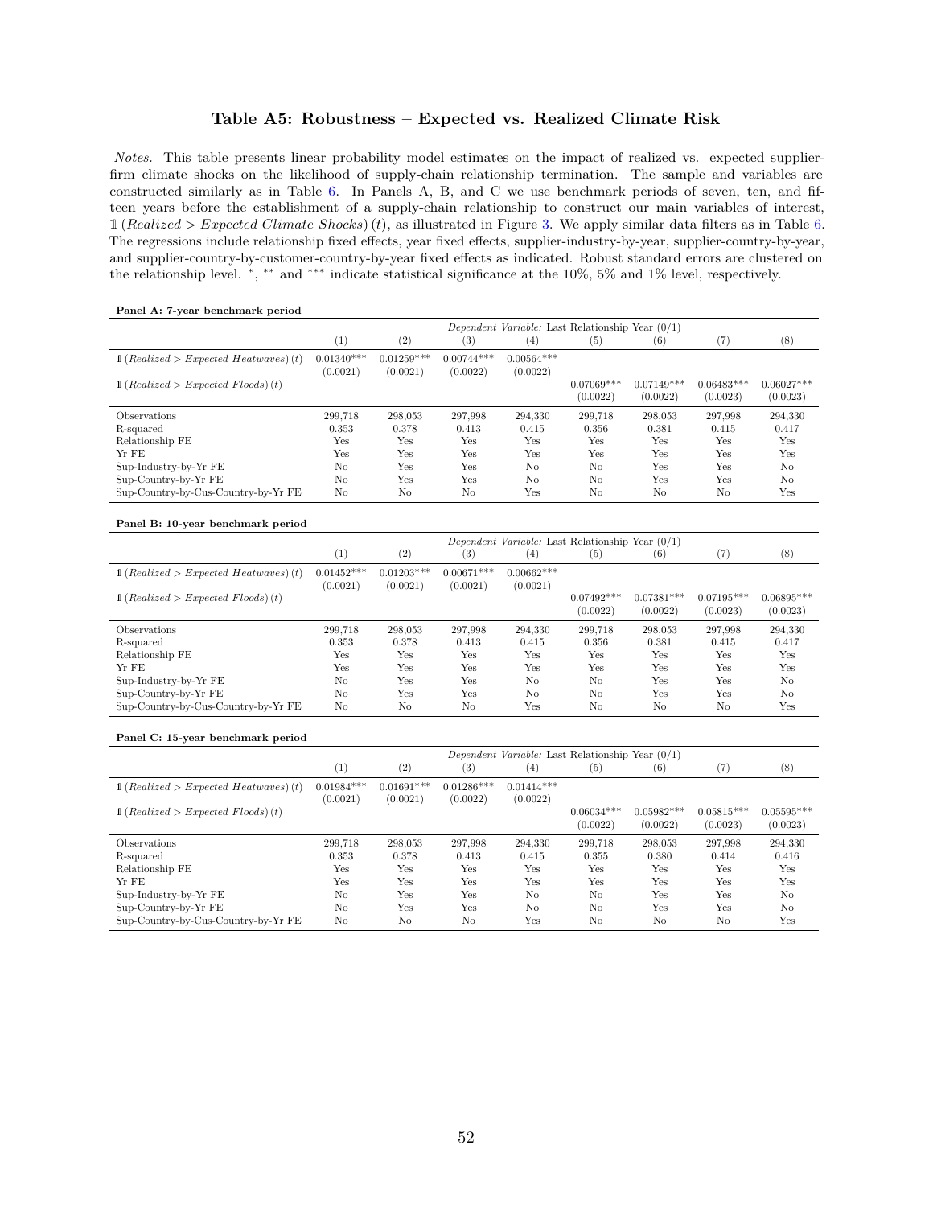## Table A5: Robustness – Expected vs. Realized Climate Risk

*Notes.* This table presents linear probability model estimates on the impact of realized vs. expected supplier-firm climate shocks on the likelihood of supply-chain relationship termination. The sample and variables are constructed similarly as in Table 6. In Panels A, B, and C we use benchmark periods of seven, ten, and fifteen years before the establishment of a supply-chain relationship to construct our main variables of interest, $\mathbb{1}\,(Realized > Expected\ Climate\ Shocks)\,(t)$, as illustrated in Figure 3. We apply similar data filters as in Table 6. The regressions include relationship fixed effects, year fixed effects, supplier-industry-by-year, supplier-country-by-year, and supplier-country-by-customer-country-by-year fixed effects as indicated. Robust standard errors are clustered on the relationship level. \*, \*\* and \*\*\* indicate statistical significance at the 10%, 5% and 1% level, respectively.

**Panel A: 7-year benchmark period**

| | *Dependent Variable:* Last Relationship Year (0/1) | | | | | | | |
|---|---|---|---|---|---|---|---|---|
| | (1) | (2) | (3) | (4) | (5) | (6) | (7) | (8) |
| $\mathbb{1}\,(Realized > Expected\ Heatwaves)\,(t)$ | 0.01340\*\*\* | 0.01259\*\*\* | 0.00744\*\*\* | 0.00564\*\*\* | | | | |
| | (0.0021) | (0.0021) | (0.0022) | (0.0022) | | | | |
| $\mathbb{1}\,(Realized > Expected\ Floods)\,(t)$ | | | | | 0.07069\*\*\* | 0.07149\*\*\* | 0.06483\*\*\* | 0.06027\*\*\* |
| | | | | | (0.0022) | (0.0022) | (0.0023) | (0.0023) |
| Observations | 299,718 | 298,053 | 297,998 | 294,330 | 299,718 | 298,053 | 297,998 | 294,330 |
| R-squared | 0.353 | 0.378 | 0.413 | 0.415 | 0.356 | 0.381 | 0.415 | 0.417 |
| Relationship FE | Yes | Yes | Yes | Yes | Yes | Yes | Yes | Yes |
| Yr FE | Yes | Yes | Yes | Yes | Yes | Yes | Yes | Yes |
| Sup-Industry-by-Yr FE | No | Yes | Yes | No | No | Yes | Yes | No |
| Sup-Country-by-Yr FE | No | Yes | Yes | No | No | Yes | Yes | No |
| Sup-Country-by-Cus-Country-by-Yr FE | No | No | No | Yes | No | No | No | Yes |

**Panel B: 10-year benchmark period**

| | *Dependent Variable:* Last Relationship Year (0/1) | | | | | | | |
|---|---|---|---|---|---|---|---|---|
| | (1) | (2) | (3) | (4) | (5) | (6) | (7) | (8) |
| $\mathbb{1}\,(Realized > Expected\ Heatwaves)\,(t)$ | 0.01452\*\*\* | 0.01203\*\*\* | 0.00671\*\*\* | 0.00662\*\*\* | | | | |
| | (0.0021) | (0.0021) | (0.0021) | (0.0021) | | | | |
| $\mathbb{1}\,(Realized > Expected\ Floods)\,(t)$ | | | | | 0.07492\*\*\* | 0.07381\*\*\* | 0.07195\*\*\* | 0.06895\*\*\* |
| | | | | | (0.0022) | (0.0022) | (0.0023) | (0.0023) |
| Observations | 299,718 | 298,053 | 297,998 | 294,330 | 299,718 | 298,053 | 297,998 | 294,330 |
| R-squared | 0.353 | 0.378 | 0.413 | 0.415 | 0.356 | 0.381 | 0.415 | 0.417 |
| Relationship FE | Yes | Yes | Yes | Yes | Yes | Yes | Yes | Yes |
| Yr FE | Yes | Yes | Yes | Yes | Yes | Yes | Yes | Yes |
| Sup-Industry-by-Yr FE | No | Yes | Yes | No | No | Yes | Yes | No |
| Sup-Country-by-Yr FE | No | Yes | Yes | No | No | Yes | Yes | No |
| Sup-Country-by-Cus-Country-by-Yr FE | No | No | No | Yes | No | No | No | Yes |

**Panel C: 15-year benchmark period**

| | *Dependent Variable:* Last Relationship Year (0/1) | | | | | | | |
|---|---|---|---|---|---|---|---|---|
| | (1) | (2) | (3) | (4) | (5) | (6) | (7) | (8) |
| $\mathbb{1}\,(Realized > Expected\ Heatwaves)\,(t)$ | 0.01984\*\*\* | 0.01691\*\*\* | 0.01286\*\*\* | 0.01414\*\*\* | | | | |
| | (0.0021) | (0.0021) | (0.0022) | (0.0022) | | | | |
| $\mathbb{1}\,(Realized > Expected\ Floods)\,(t)$ | | | | | 0.06034\*\*\* | 0.05982\*\*\* | 0.05815\*\*\* | 0.05595\*\*\* |
| | | | | | (0.0022) | (0.0022) | (0.0023) | (0.0023) |
| Observations | 299,718 | 298,053 | 297,998 | 294,330 | 299,718 | 298,053 | 297,998 | 294,330 |
| R-squared | 0.353 | 0.378 | 0.413 | 0.415 | 0.355 | 0.380 | 0.414 | 0.416 |
| Relationship FE | Yes | Yes | Yes | Yes | Yes | Yes | Yes | Yes |
| Yr FE | Yes | Yes | Yes | Yes | Yes | Yes | Yes | Yes |
| Sup-Industry-by-Yr FE | No | Yes | Yes | No | No | Yes | Yes | No |
| Sup-Country-by-Yr FE | No | Yes | Yes | No | No | Yes | Yes | No |
| Sup-Country-by-Cus-Country-by-Yr FE | No | No | No | Yes | No | No | No | Yes |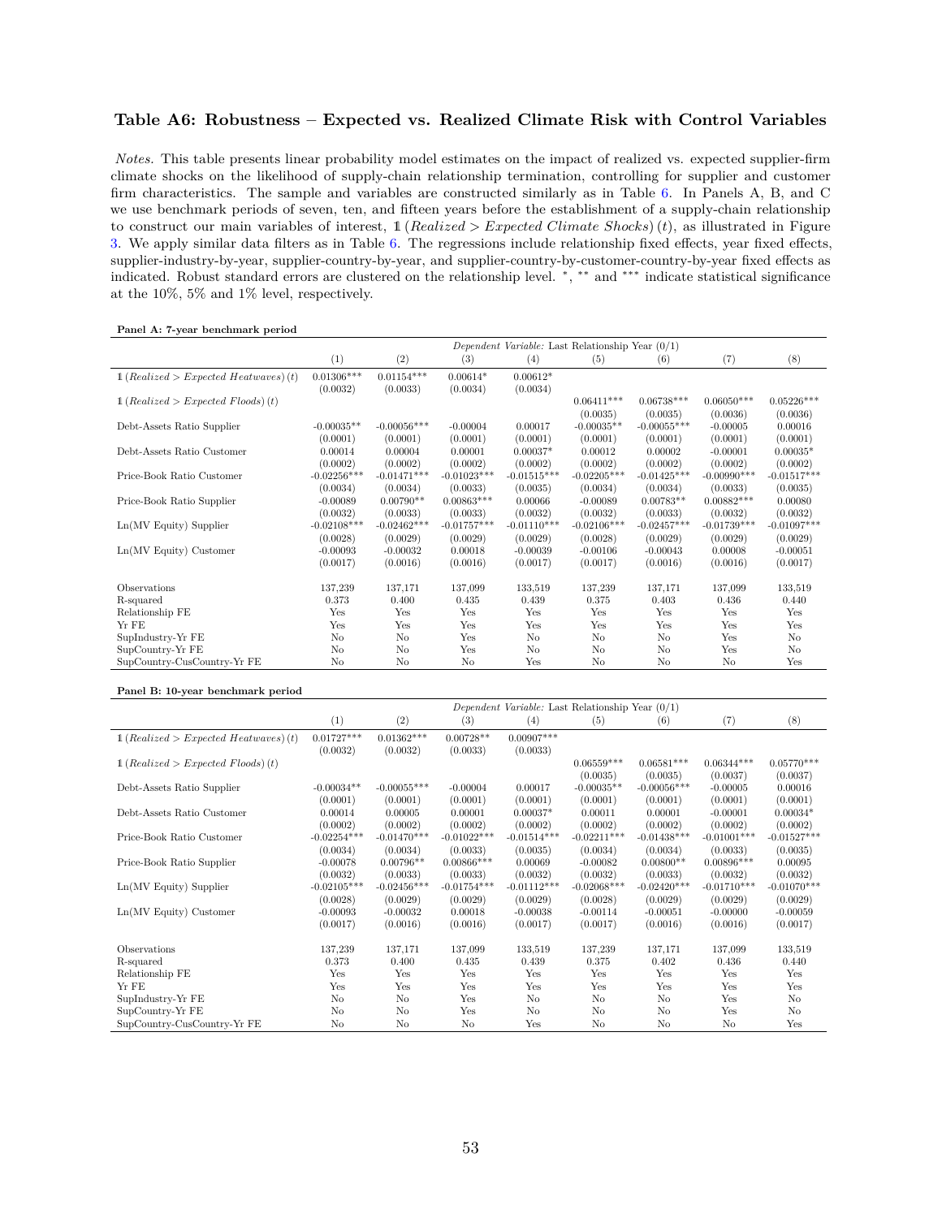### Table A6: Robustness – Expected vs. Realized Climate Risk with Control Variables

*Notes.* This table presents linear probability model estimates on the impact of realized vs. expected supplier-firm climate shocks on the likelihood of supply-chain relationship termination, controlling for supplier and customer firm characteristics. The sample and variables are constructed similarly as in Table 6. In Panels A, B, and C we use benchmark periods of seven, ten, and fifteen years before the establishment of a supply-chain relationship to construct our main variables of interest, $\mathbb{1}\,(Realized > Expected\ Climate\ Shocks)\,(t)$, as illustrated in Figure 3. We apply similar data filters as in Table 6. The regressions include relationship fixed effects, year fixed effects, supplier-industry-by-year, supplier-country-by-year, and supplier-country-by-customer-country-by-year fixed effects as indicated. Robust standard errors are clustered on the relationship level. *, ** and *** indicate statistical significance at the 10%, 5% and 1% level, respectively.

**Panel A: 7-year benchmark period**

| | *Dependent Variable:* Last Relationship Year (0/1) | | | | | | | |
|---|---|---|---|---|---|---|---|---|
| | (1) | (2) | (3) | (4) | (5) | (6) | (7) | (8) |
| $\mathbb{1}\,(Realized > Expected\ Heatwaves)\,(t)$ | 0.01306*** | 0.01154*** | 0.00614* | 0.00612* | | | | |
| | (0.0032) | (0.0033) | (0.0034) | (0.0034) | | | | |
| $\mathbb{1}\,(Realized > Expected\ Floods)\,(t)$ | | | | | 0.06411*** | 0.06738*** | 0.06050*** | 0.05226*** |
| | | | | | (0.0035) | (0.0035) | (0.0036) | (0.0036) |
| Debt-Assets Ratio Supplier | -0.00035** | -0.00056*** | -0.00004 | 0.00017 | -0.00035** | -0.00055*** | -0.00005 | 0.00016 |
| | (0.0001) | (0.0001) | (0.0001) | (0.0001) | (0.0001) | (0.0001) | (0.0001) | (0.0001) |
| Debt-Assets Ratio Customer | 0.00014 | 0.00004 | 0.00001 | 0.00037* | 0.00012 | 0.00002 | -0.00001 | 0.00035* |
| | (0.0002) | (0.0002) | (0.0002) | (0.0002) | (0.0002) | (0.0002) | (0.0002) | (0.0002) |
| Price-Book Ratio Customer | -0.02256*** | -0.01471*** | -0.01023*** | -0.01515*** | -0.02205*** | -0.01425*** | -0.00990*** | -0.01517*** |
| | (0.0034) | (0.0034) | (0.0033) | (0.0035) | (0.0034) | (0.0034) | (0.0033) | (0.0035) |
| Price-Book Ratio Supplier | -0.00089 | 0.00790** | 0.00863*** | 0.00066 | -0.00089 | 0.00783** | 0.00882*** | 0.00080 |
| | (0.0032) | (0.0033) | (0.0033) | (0.0032) | (0.0032) | (0.0033) | (0.0032) | (0.0032) |
| Ln(MV Equity) Supplier | -0.02108*** | -0.02462*** | -0.01757*** | -0.01110*** | -0.02106*** | -0.02457*** | -0.01739*** | -0.01097*** |
| | (0.0028) | (0.0029) | (0.0029) | (0.0029) | (0.0028) | (0.0029) | (0.0029) | (0.0029) |
| Ln(MV Equity) Customer | -0.00093 | -0.00032 | 0.00018 | -0.00039 | -0.00106 | -0.00043 | 0.00008 | -0.00051 |
| | (0.0017) | (0.0016) | (0.0016) | (0.0017) | (0.0017) | (0.0016) | (0.0016) | (0.0017) |
| Observations | 137,239 | 137,171 | 137,099 | 133,519 | 137,239 | 137,171 | 137,099 | 133,519 |
| R-squared | 0.373 | 0.400 | 0.435 | 0.439 | 0.375 | 0.403 | 0.436 | 0.440 |
| Relationship FE | Yes | Yes | Yes | Yes | Yes | Yes | Yes | Yes |
| Yr FE | Yes | Yes | Yes | Yes | Yes | Yes | Yes | Yes |
| SupIndustry-Yr FE | No | No | Yes | No | No | No | Yes | No |
| SupCountry-Yr FE | No | No | Yes | No | No | No | Yes | No |
| SupCountry-CusCountry-Yr FE | No | No | No | Yes | No | No | No | Yes |

**Panel B: 10-year benchmark period**

| | *Dependent Variable:* Last Relationship Year (0/1) | | | | | | | |
|---|---|---|---|---|---|---|---|---|
| | (1) | (2) | (3) | (4) | (5) | (6) | (7) | (8) |
| $\mathbb{1}\,(Realized > Expected\ Heatwaves)\,(t)$ | 0.01727*** | 0.01362*** | 0.00728** | 0.00907*** | | | | |
| | (0.0032) | (0.0032) | (0.0033) | (0.0033) | | | | |
| $\mathbb{1}\,(Realized > Expected\ Floods)\,(t)$ | | | | | 0.06559*** | 0.06581*** | 0.06344*** | 0.05770*** |
| | | | | | (0.0035) | (0.0035) | (0.0037) | (0.0037) |
| Debt-Assets Ratio Supplier | -0.00034** | -0.00055*** | -0.00004 | 0.00017 | -0.00035** | -0.00056*** | -0.00005 | 0.00016 |
| | (0.0001) | (0.0001) | (0.0001) | (0.0001) | (0.0001) | (0.0001) | (0.0001) | (0.0001) |
| Debt-Assets Ratio Customer | 0.00014 | 0.00005 | 0.00001 | 0.00037* | 0.00011 | 0.00001 | -0.00001 | 0.00034* |
| | (0.0002) | (0.0002) | (0.0002) | (0.0002) | (0.0002) | (0.0002) | (0.0002) | (0.0002) |
| Price-Book Ratio Customer | -0.02254*** | -0.01470*** | -0.01022*** | -0.01514*** | -0.02211*** | -0.01438*** | -0.01001*** | -0.01527*** |
| | (0.0034) | (0.0034) | (0.0033) | (0.0035) | (0.0034) | (0.0034) | (0.0033) | (0.0035) |
| Price-Book Ratio Supplier | -0.00078 | 0.00796** | 0.00866*** | 0.00069 | -0.00082 | 0.00800** | 0.00896*** | 0.00095 |
| | (0.0032) | (0.0033) | (0.0033) | (0.0032) | (0.0032) | (0.0033) | (0.0032) | (0.0032) |
| Ln(MV Equity) Supplier | -0.02105*** | -0.02456*** | -0.01754*** | -0.01112*** | -0.02068*** | -0.02420*** | -0.01710*** | -0.01070*** |
| | (0.0028) | (0.0029) | (0.0029) | (0.0029) | (0.0028) | (0.0029) | (0.0029) | (0.0029) |
| Ln(MV Equity) Customer | -0.00093 | -0.00032 | 0.00018 | -0.00038 | -0.00114 | -0.00051 | -0.00000 | -0.00059 |
| | (0.0017) | (0.0016) | (0.0016) | (0.0017) | (0.0017) | (0.0016) | (0.0016) | (0.0017) |
| Observations | 137,239 | 137,171 | 137,099 | 133,519 | 137,239 | 137,171 | 137,099 | 133,519 |
| R-squared | 0.373 | 0.400 | 0.435 | 0.439 | 0.375 | 0.402 | 0.436 | 0.440 |
| Relationship FE | Yes | Yes | Yes | Yes | Yes | Yes | Yes | Yes |
| Yr FE | Yes | Yes | Yes | Yes | Yes | Yes | Yes | Yes |
| SupIndustry-Yr FE | No | No | Yes | No | No | No | Yes | No |
| SupCountry-Yr FE | No | No | Yes | No | No | No | Yes | No |
| SupCountry-CusCountry-Yr FE | No | No | No | Yes | No | No | No | Yes |